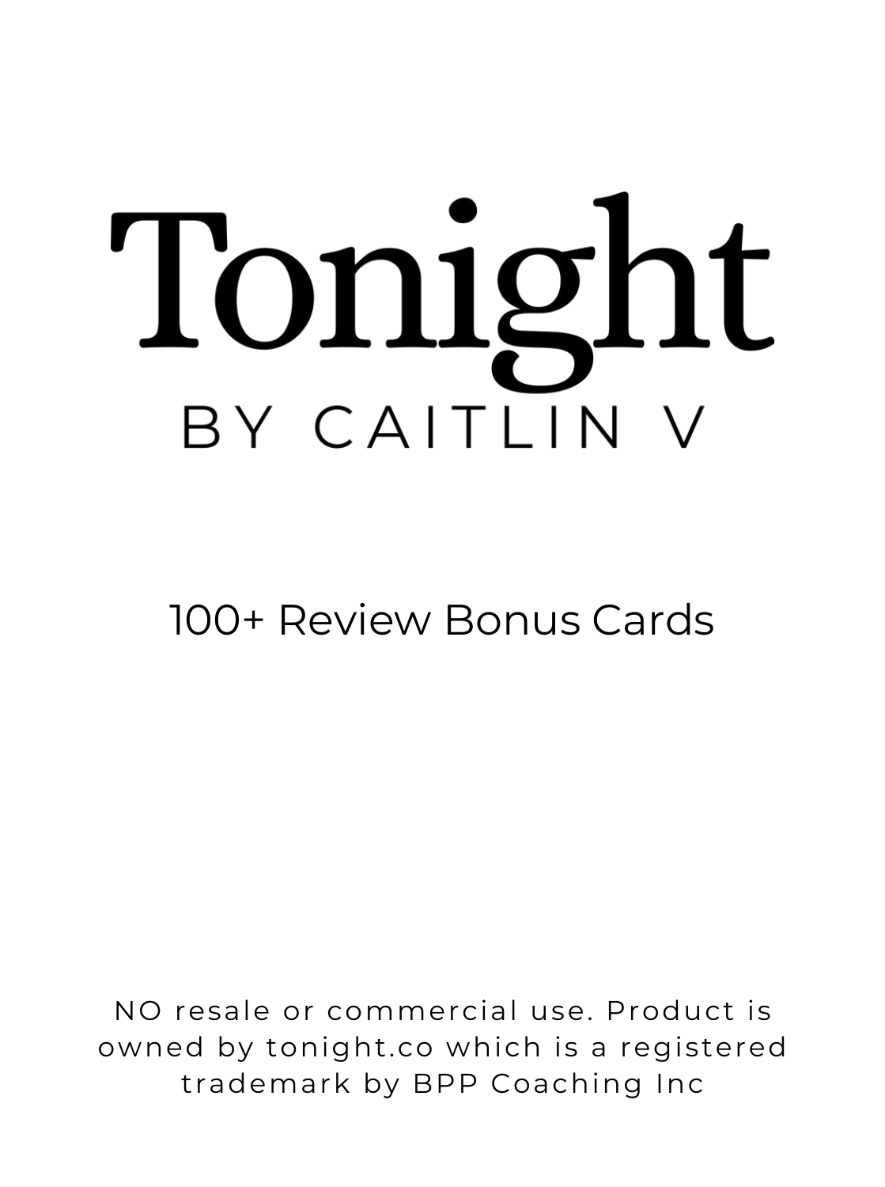# Tonight

BY CAITLIN V

100+ Review Bonus Cards

NO resale or commercial use. Product is owned by tonight.co which is a registered trademark by BPP Coaching Inc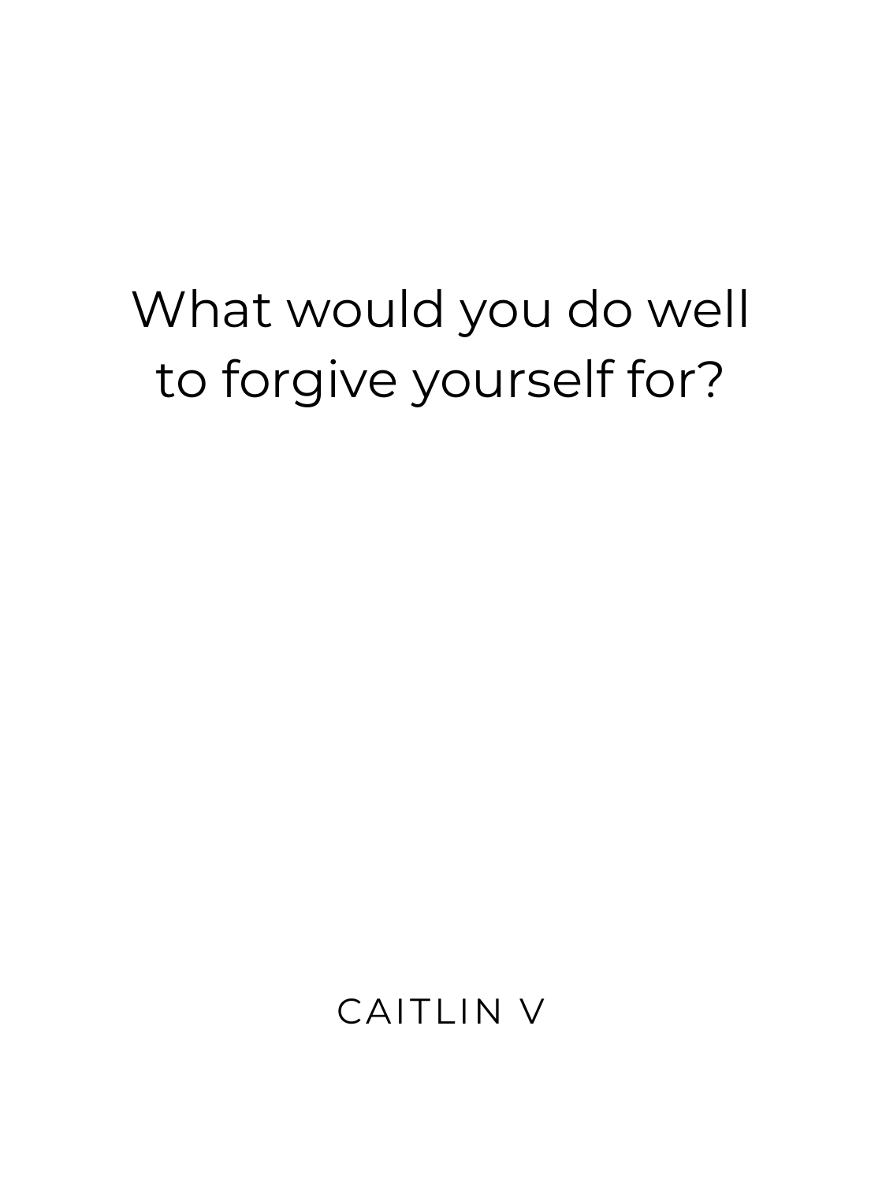What would you do well to forgive yourself for?

CAITLIN V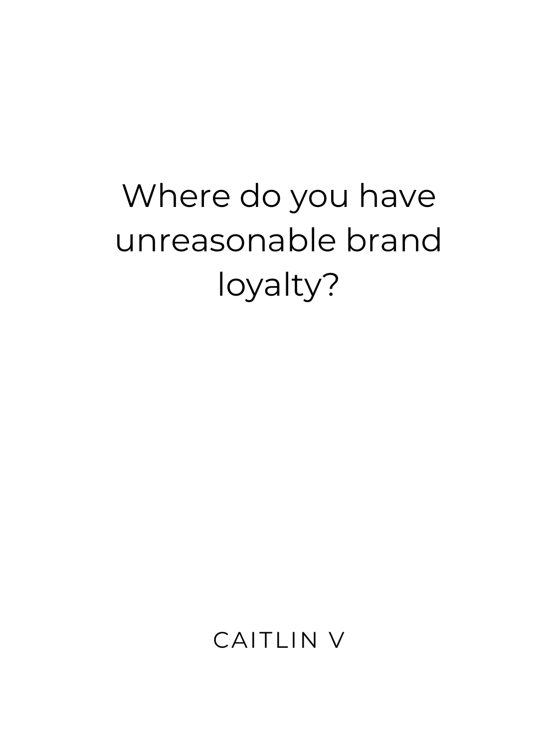Where do you have unreasonable brand loyalty?

CAITLIN V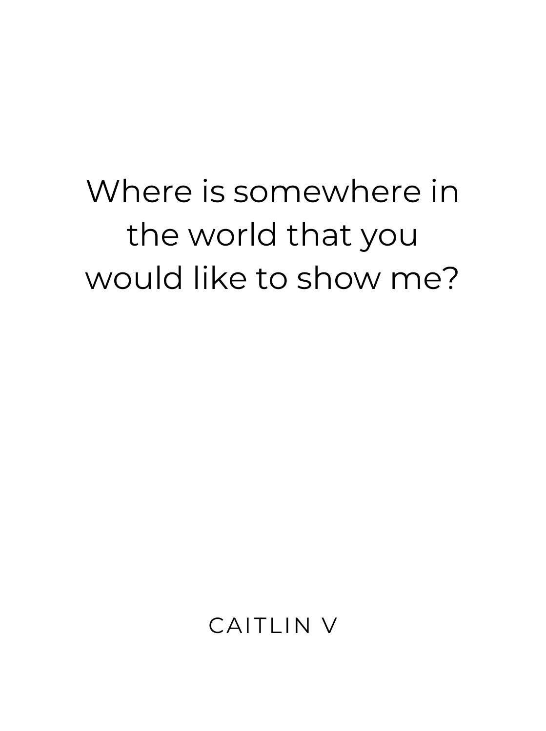Where is somewhere in the world that you would like to show me?

CAITLIN V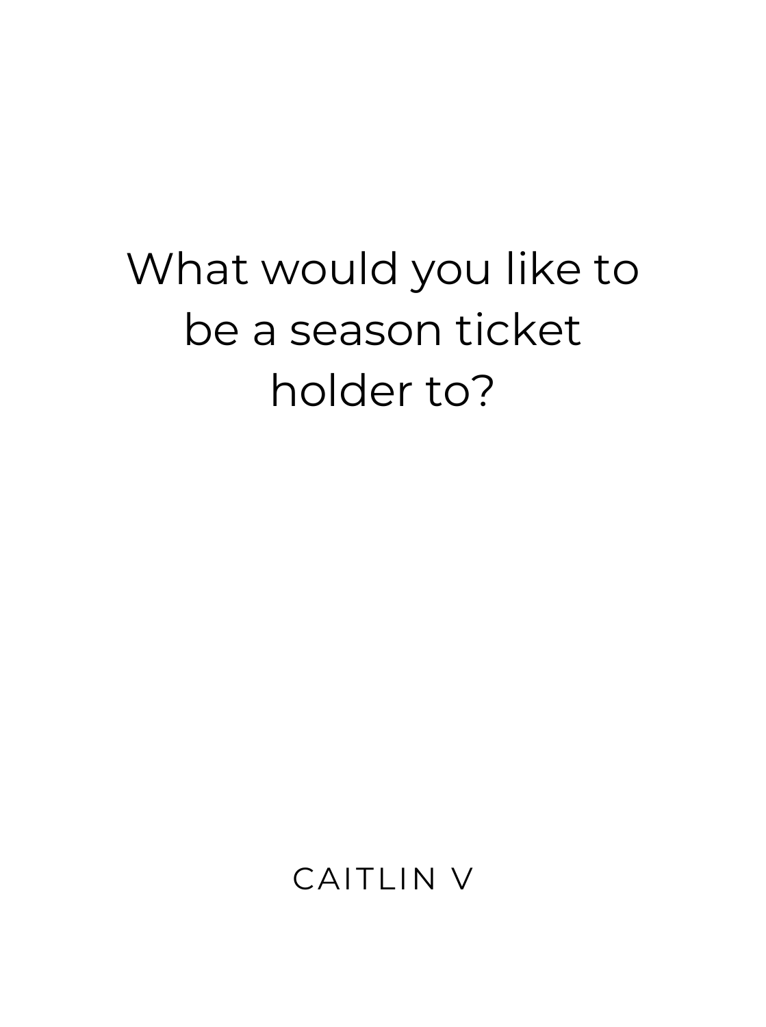What would you like to be a season ticket holder to?

CAITLIN V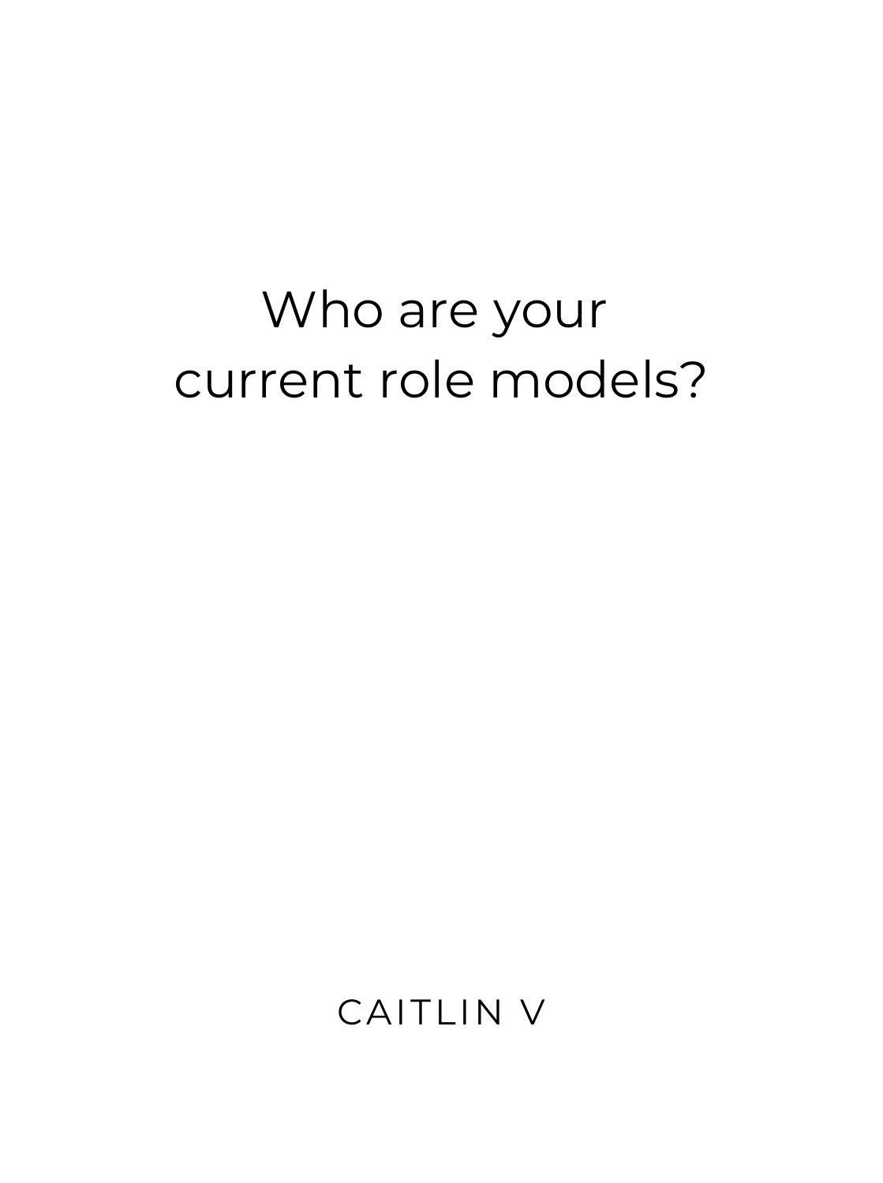Who are your current role models?

CAITLIN V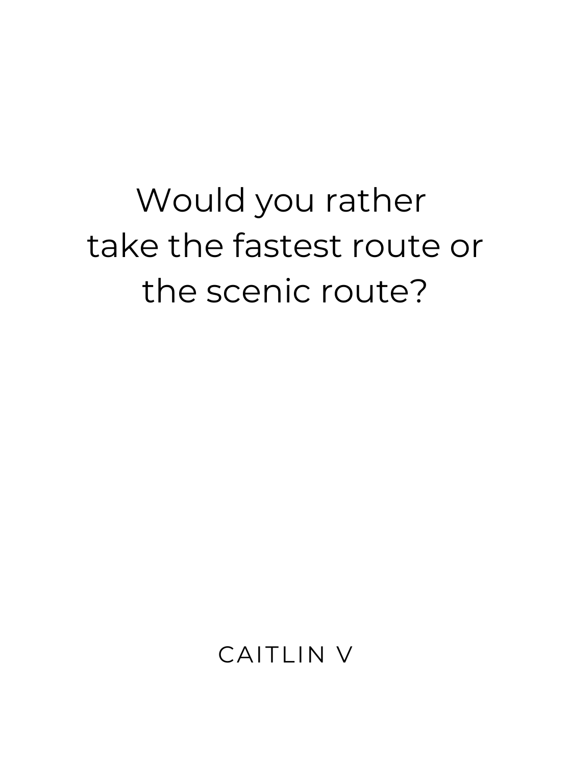Would you rather take the fastest route or the scenic route?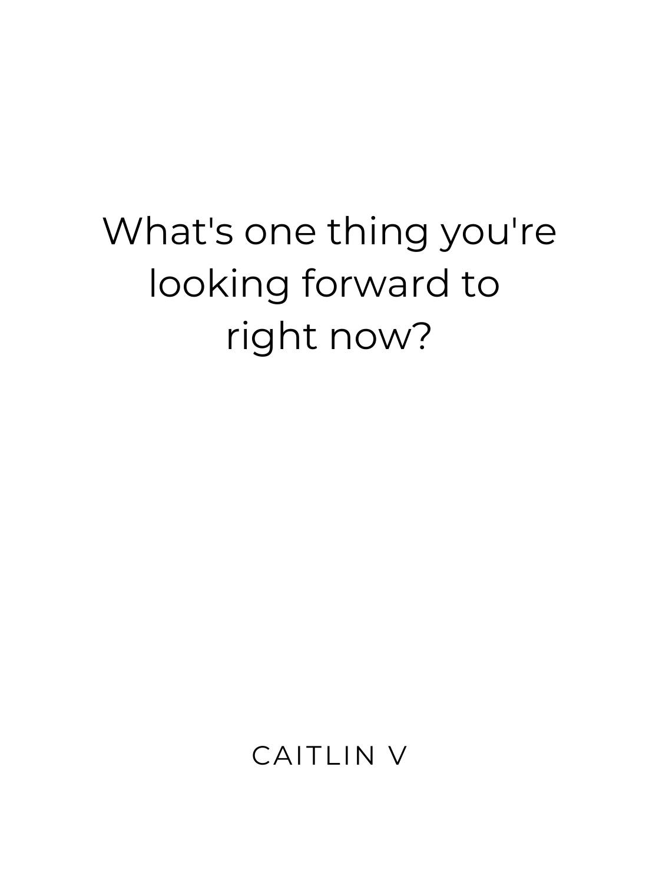What's one thing you're looking forward to right now?

CAITLIN V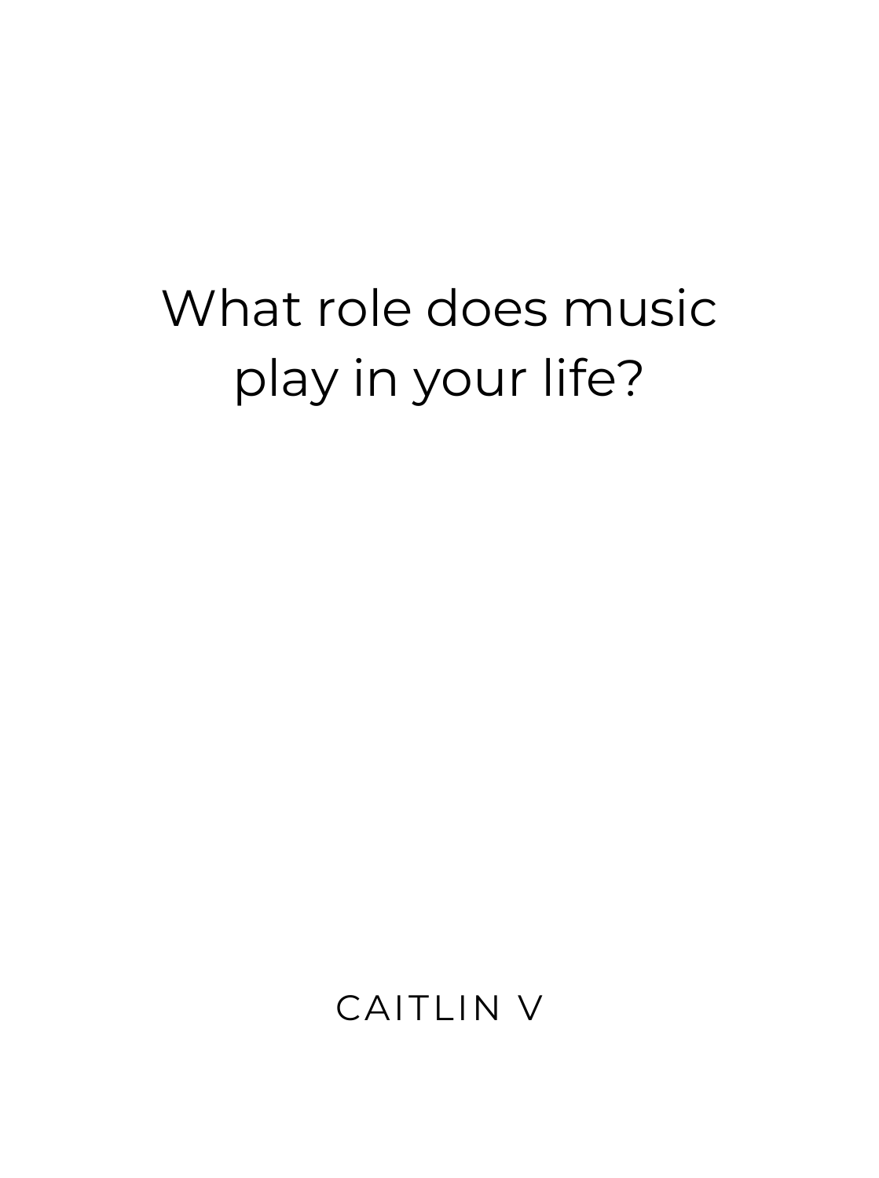What role does music play in your life?

CAITLIN V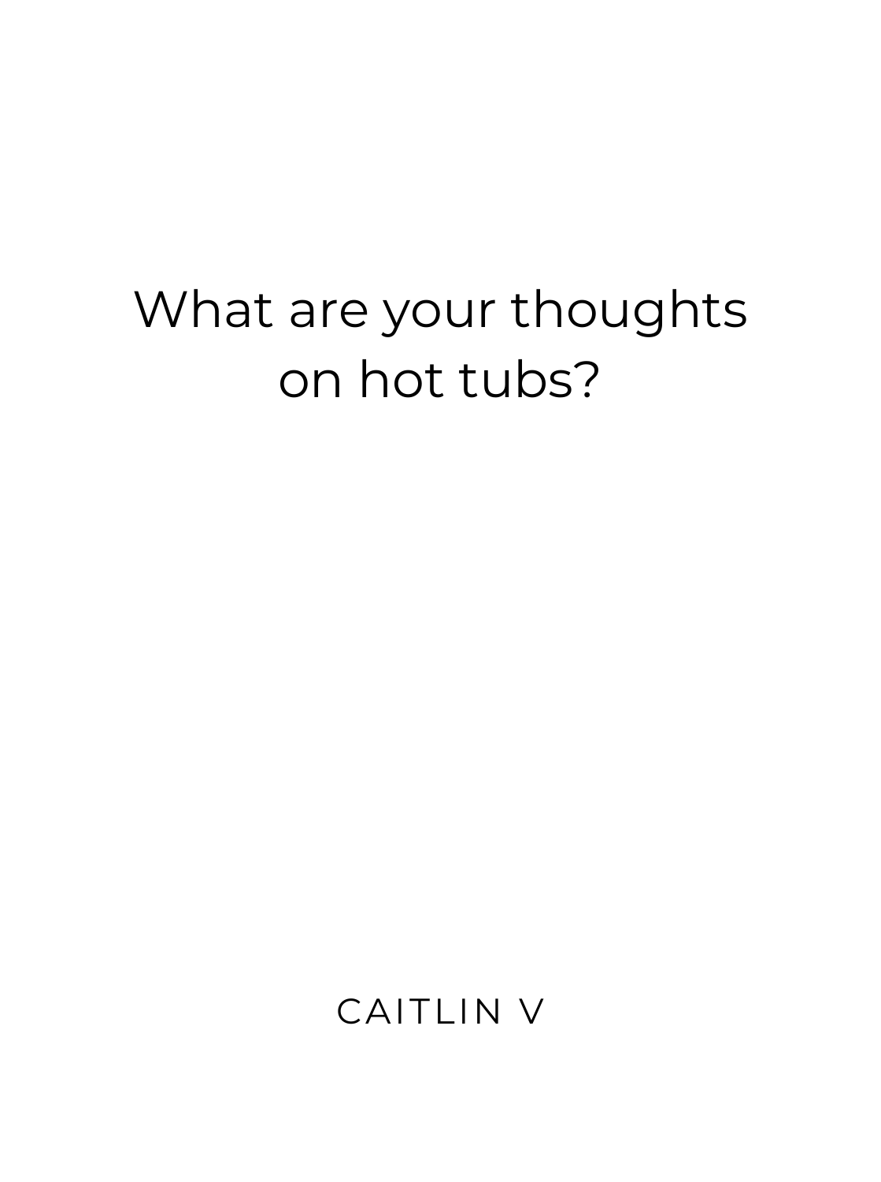What are your thoughts on hot tubs?

CAITLIN V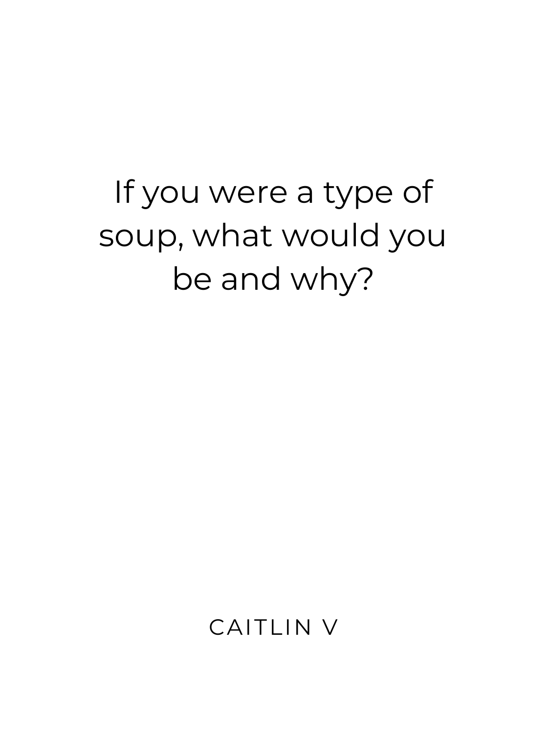If you were a type of soup, what would you be and why?

CAITLIN V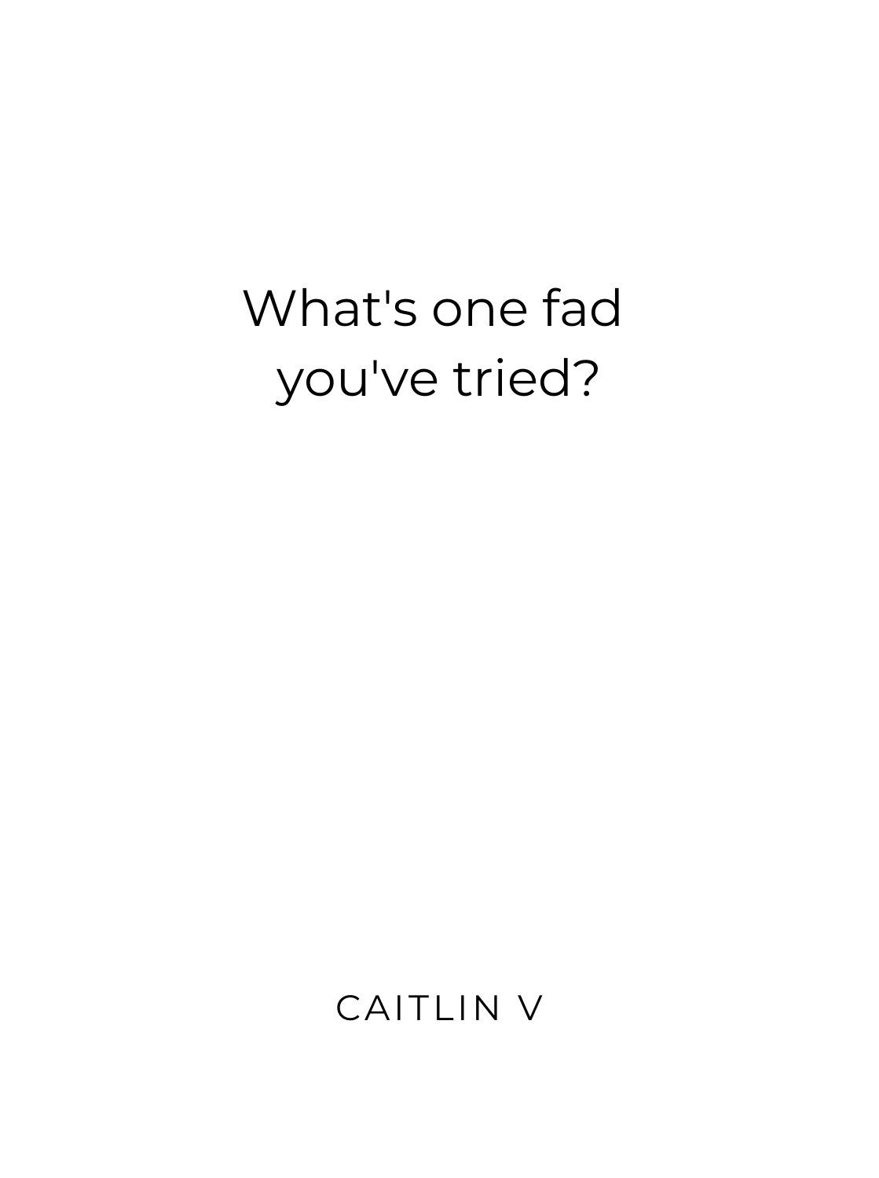What's one fad you've tried?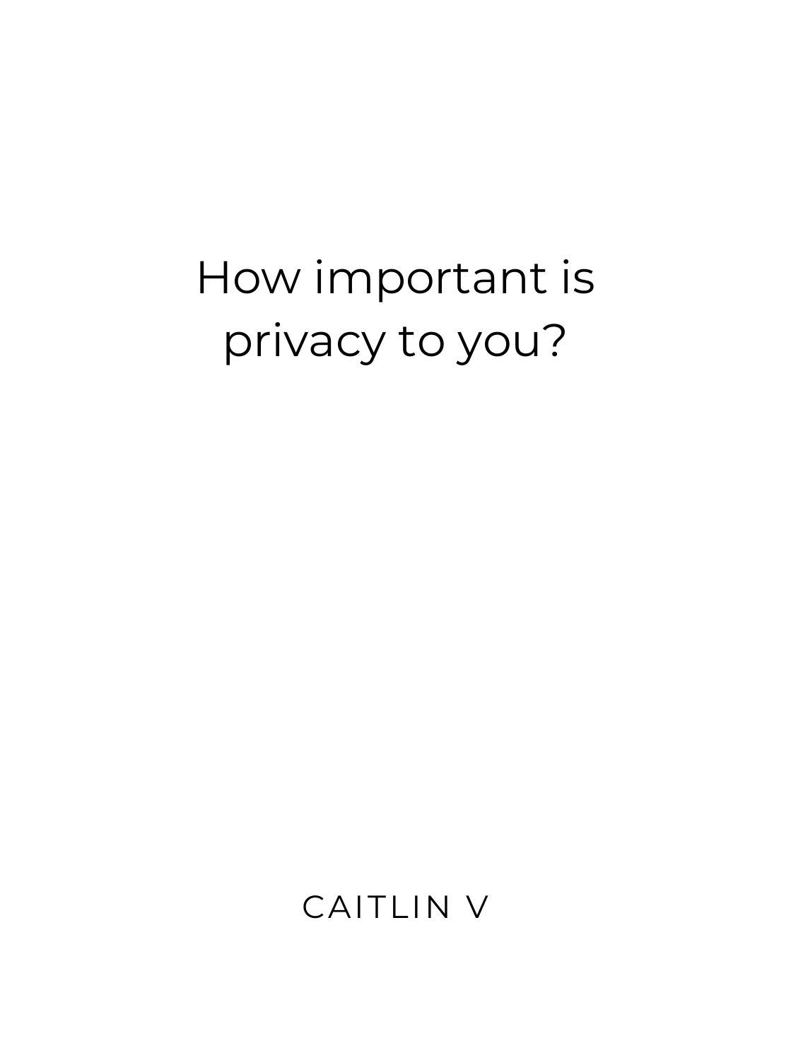How important is privacy to you?

CAITLIN V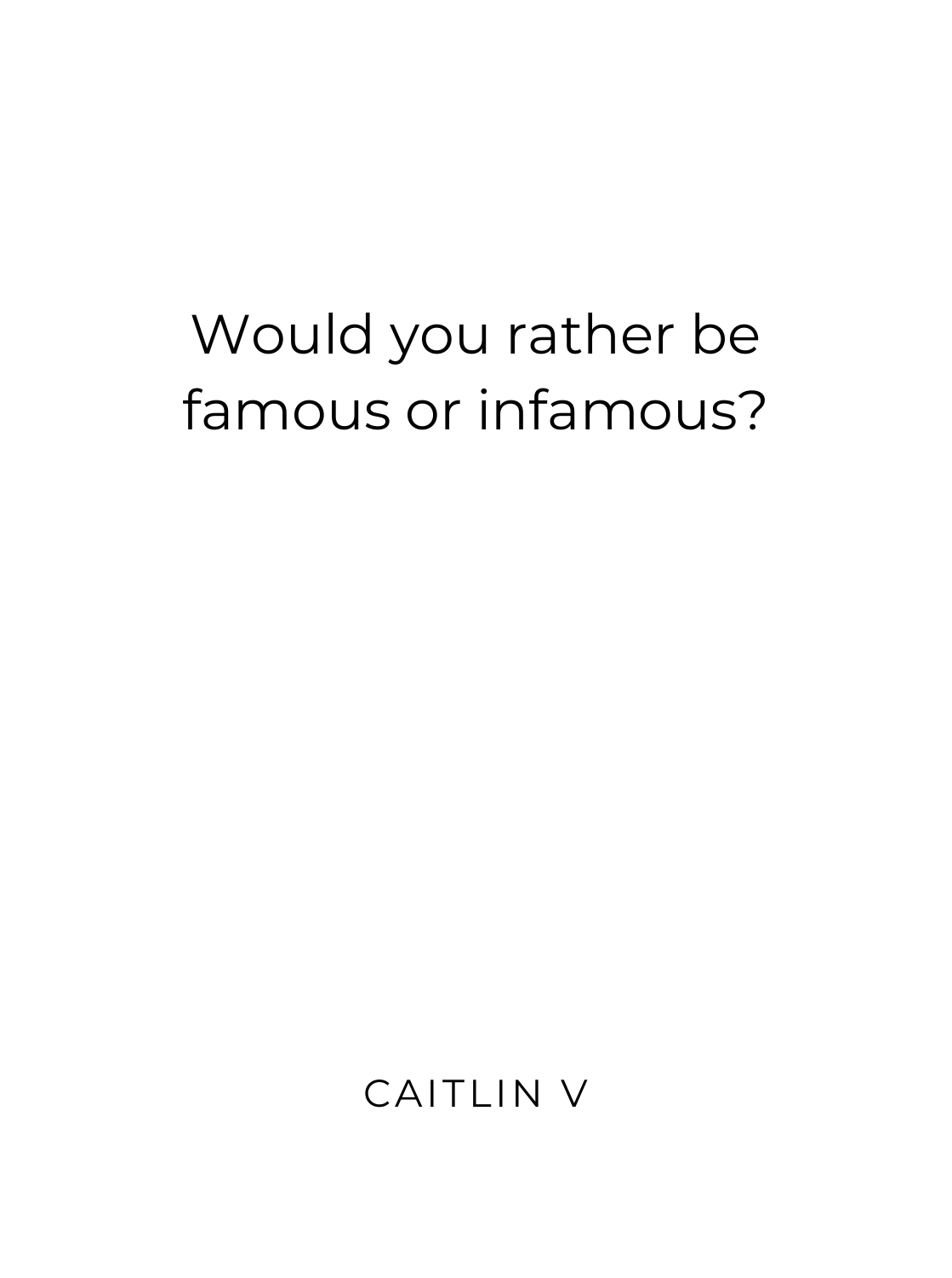Would you rather be famous or infamous?

CAITLIN V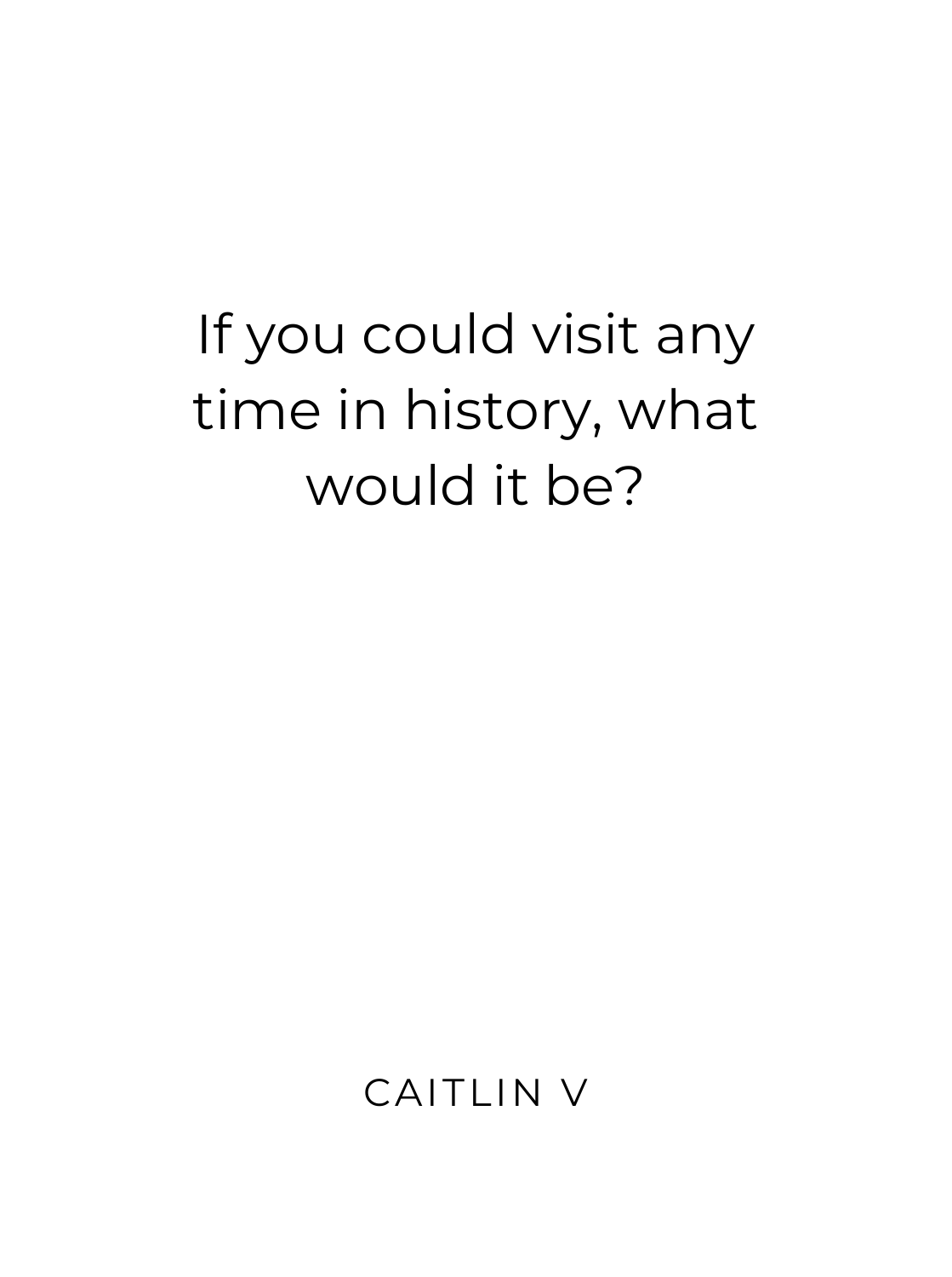If you could visit any time in history, what would it be?

CAITLIN V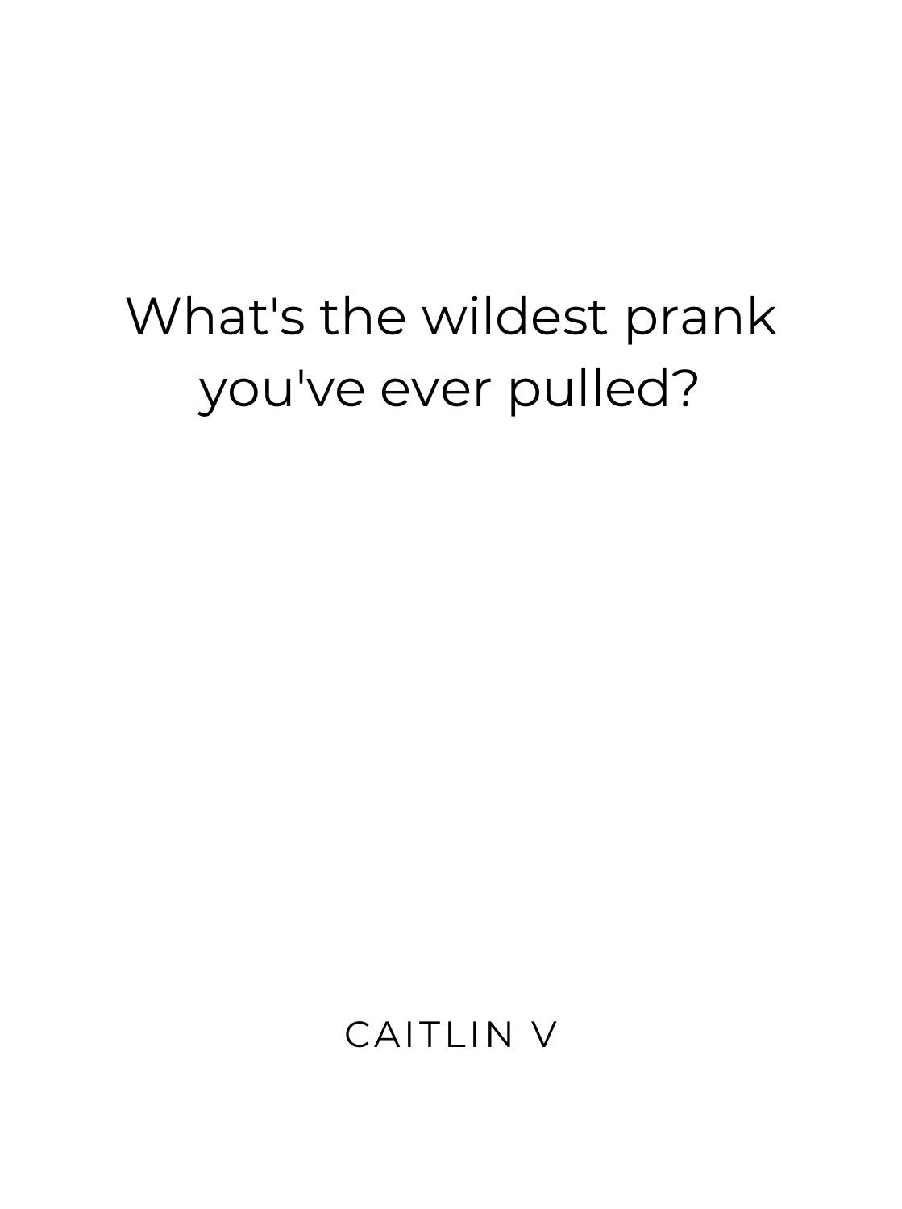What's the wildest prank you've ever pulled?

CAITLIN V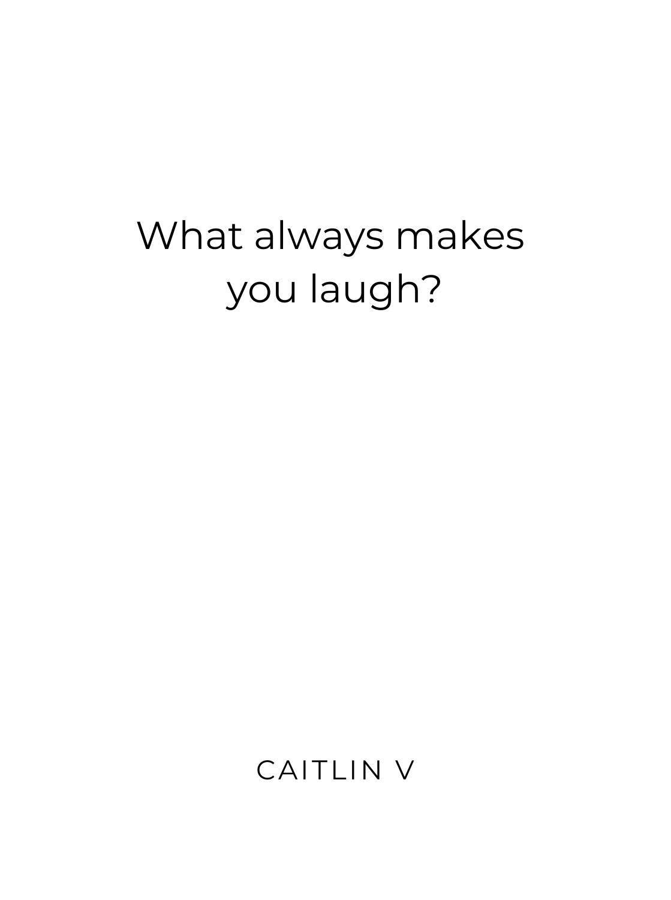What always makes you laugh?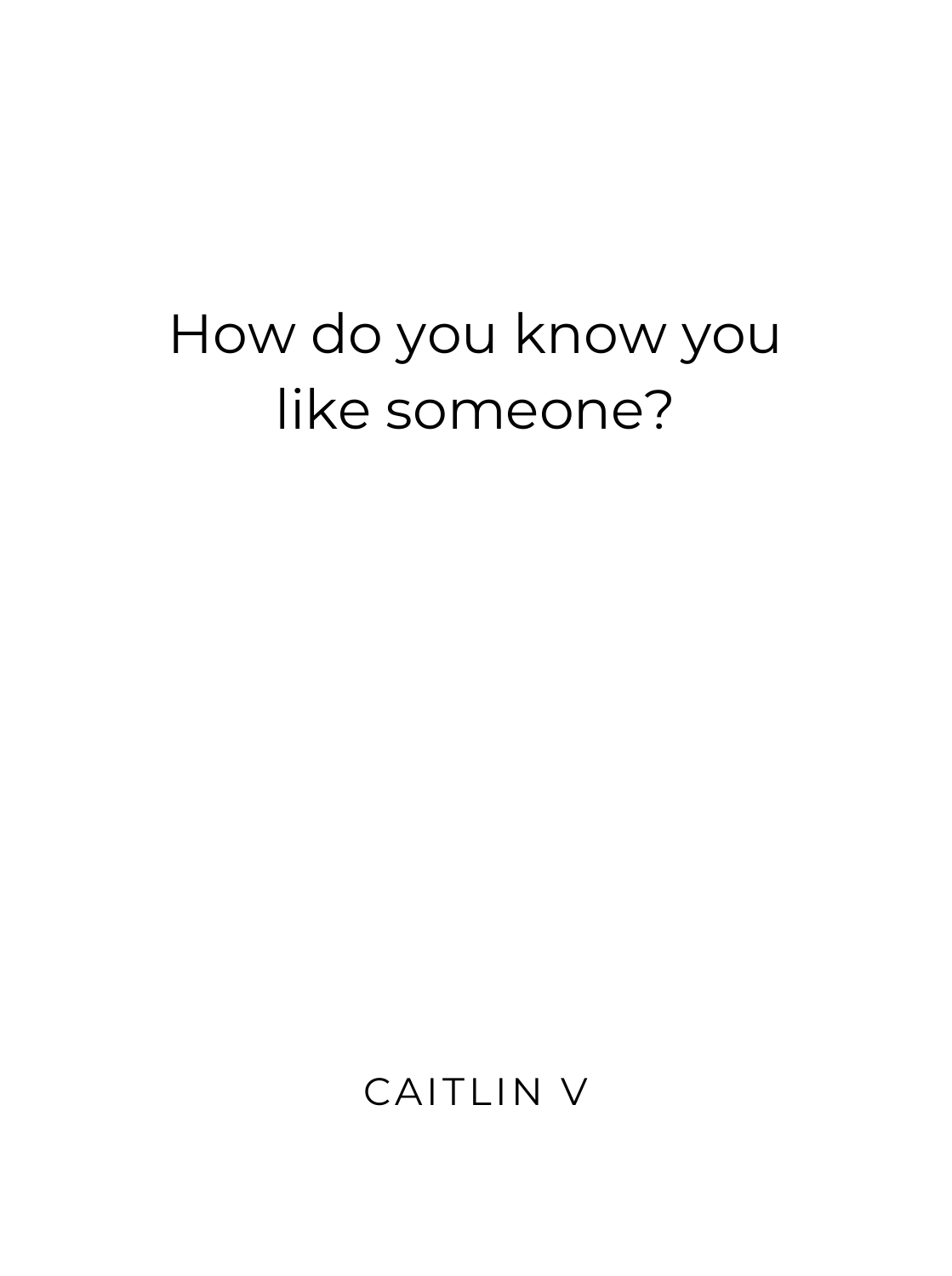How do you know you like someone?

CAITLIN V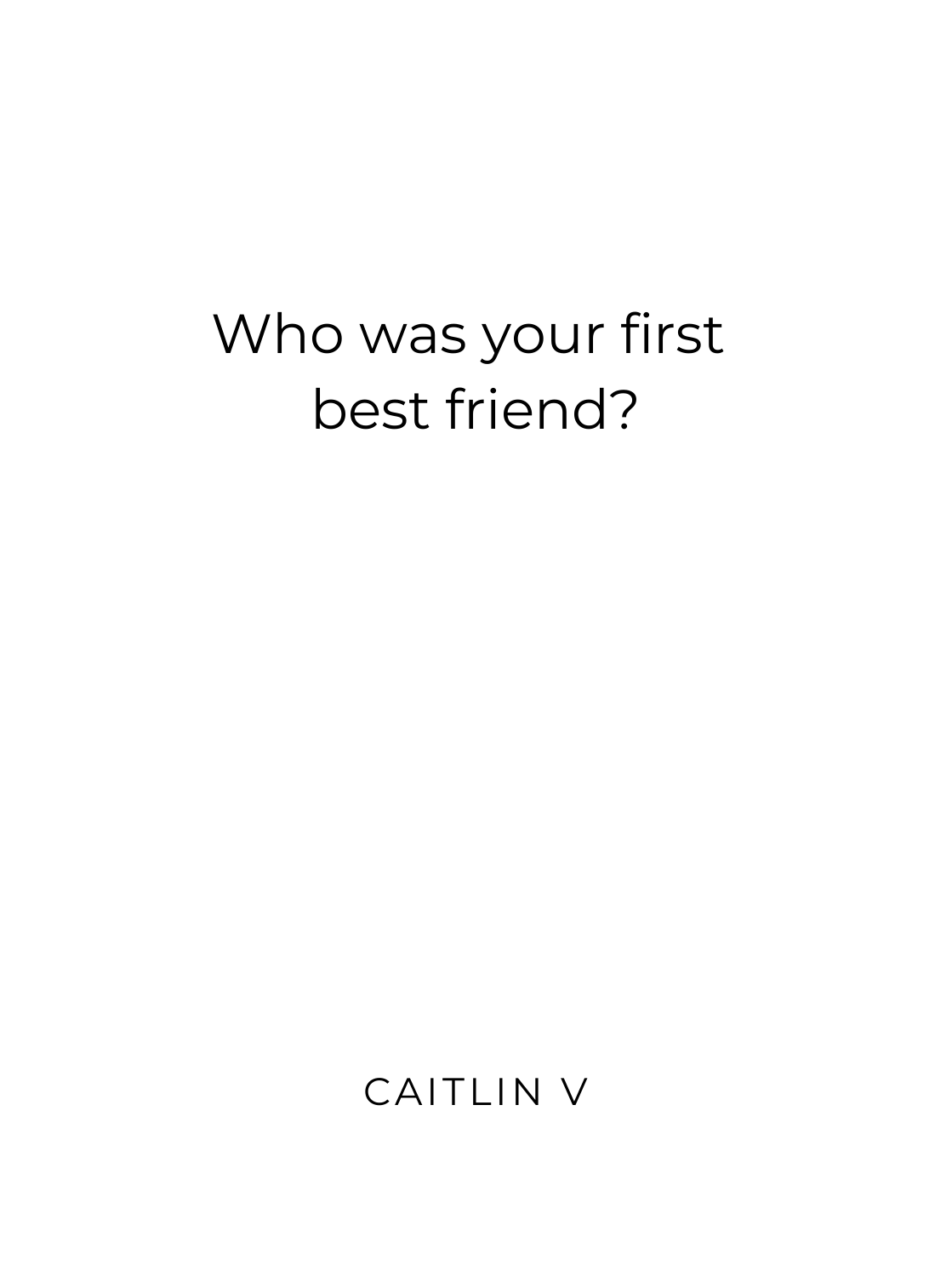Who was your first best friend?

CAITLIN V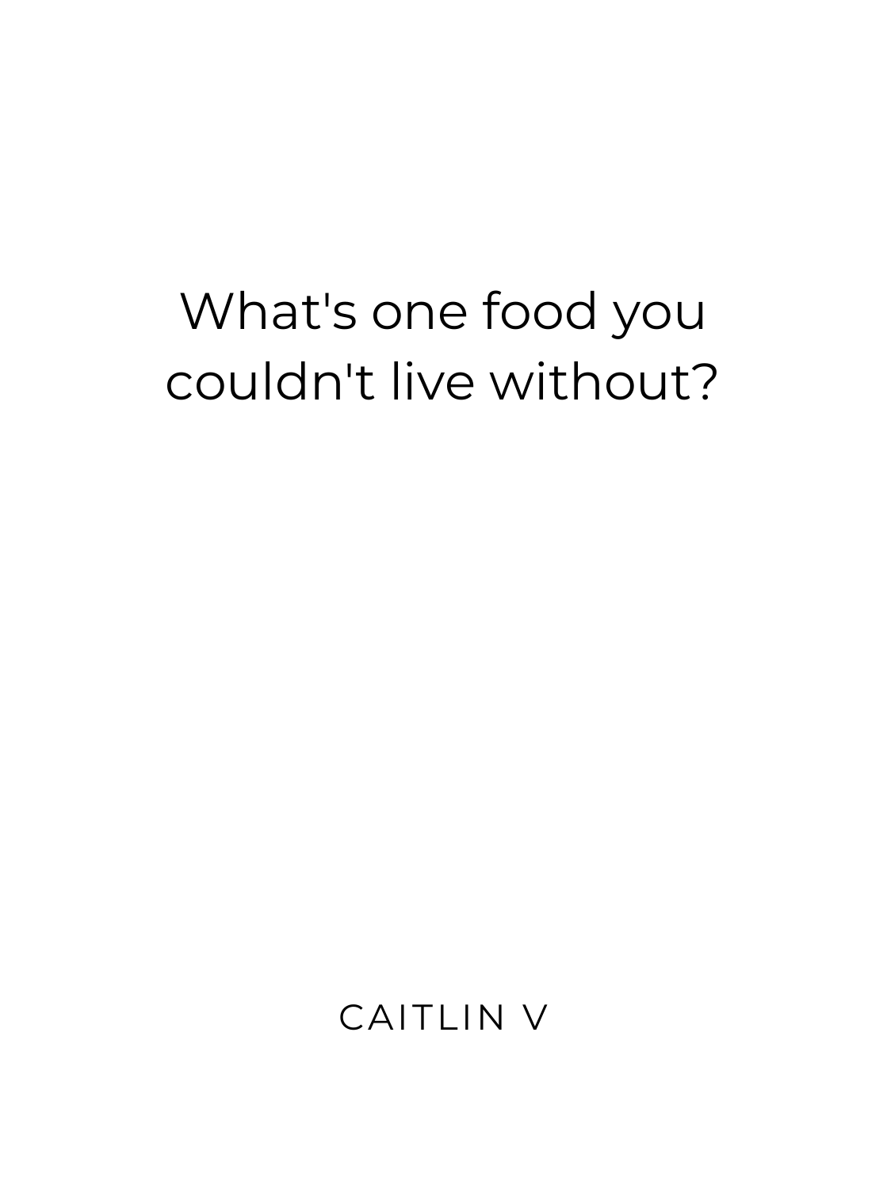What's one food you couldn't live without?

CAITLIN V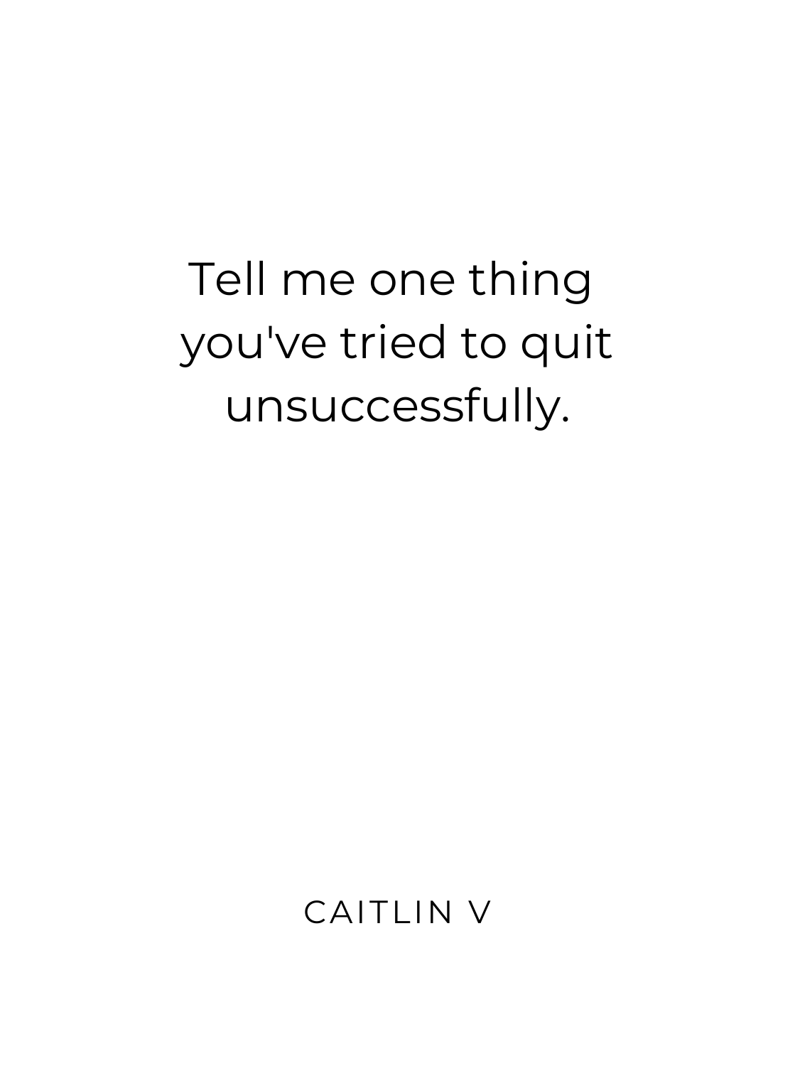Tell me one thing you've tried to quit unsuccessfully.

CAITLIN V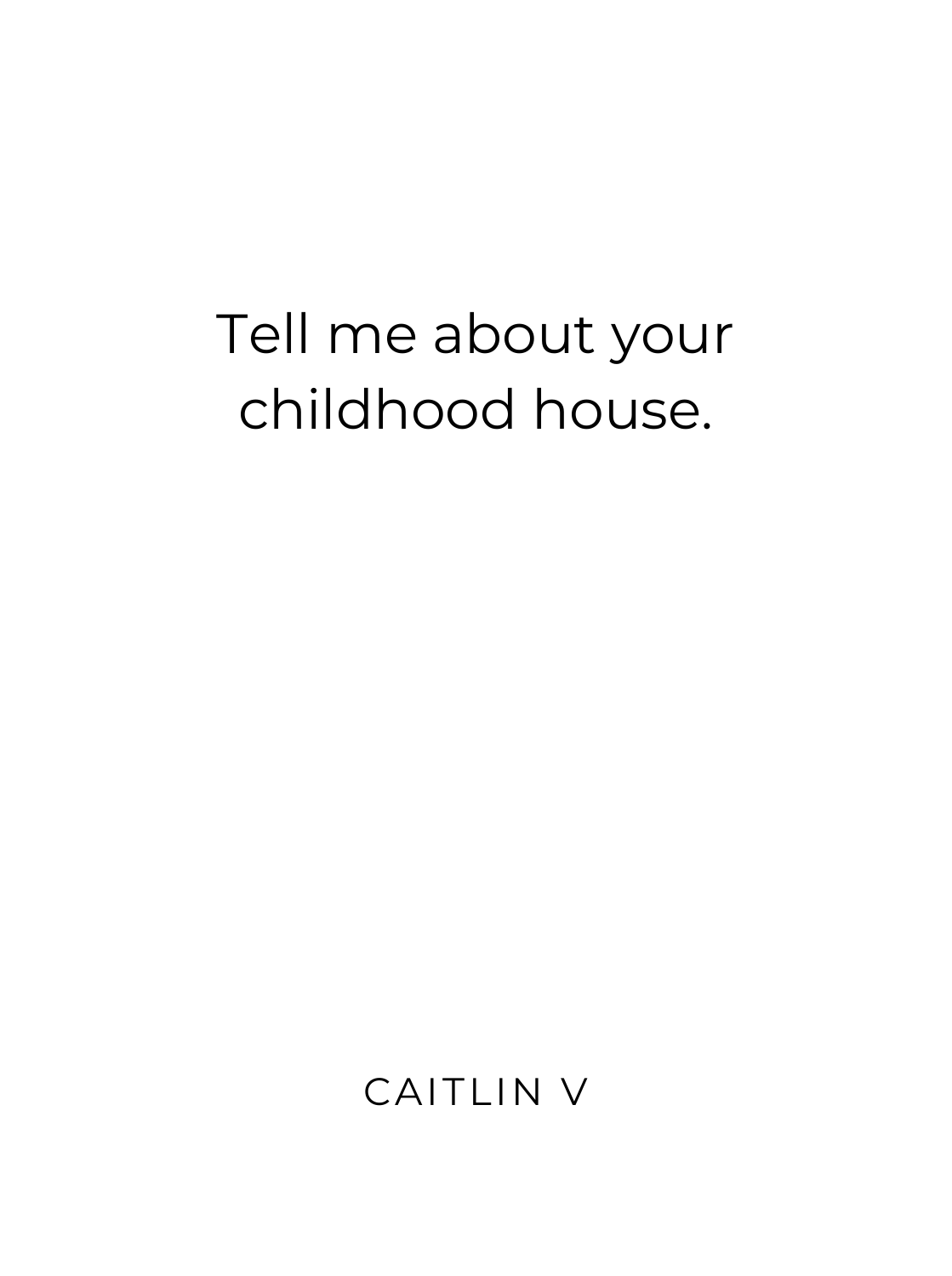Tell me about your childhood house.

CAITLIN V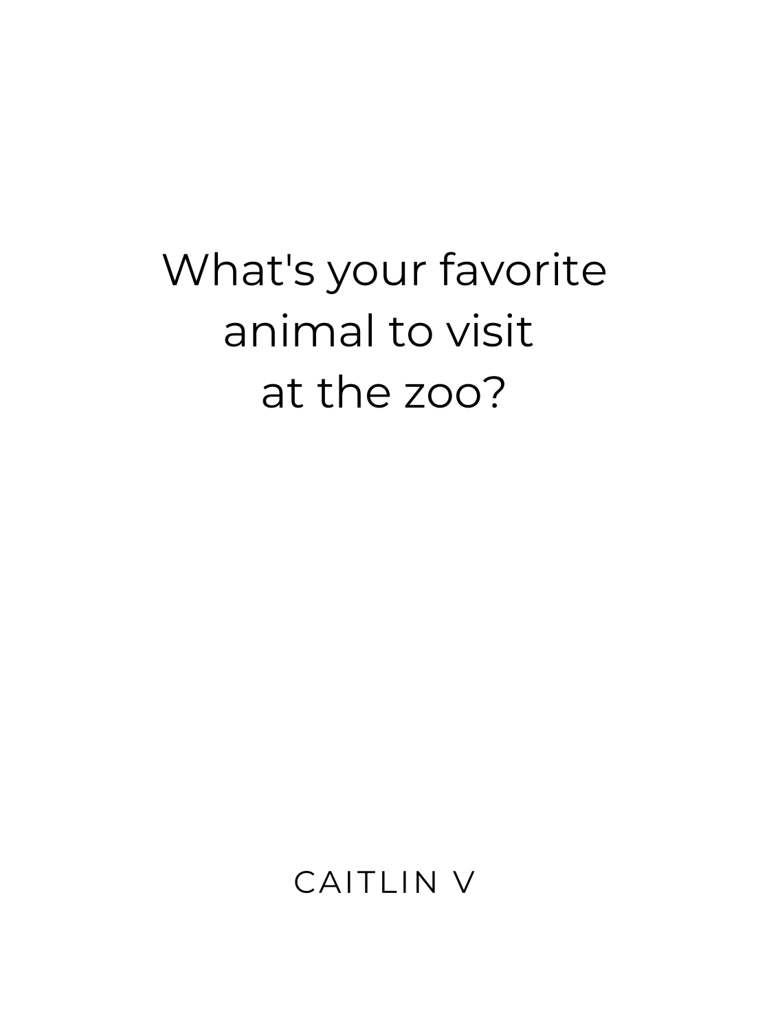What's your favorite animal to visit at the zoo?

CAITLIN V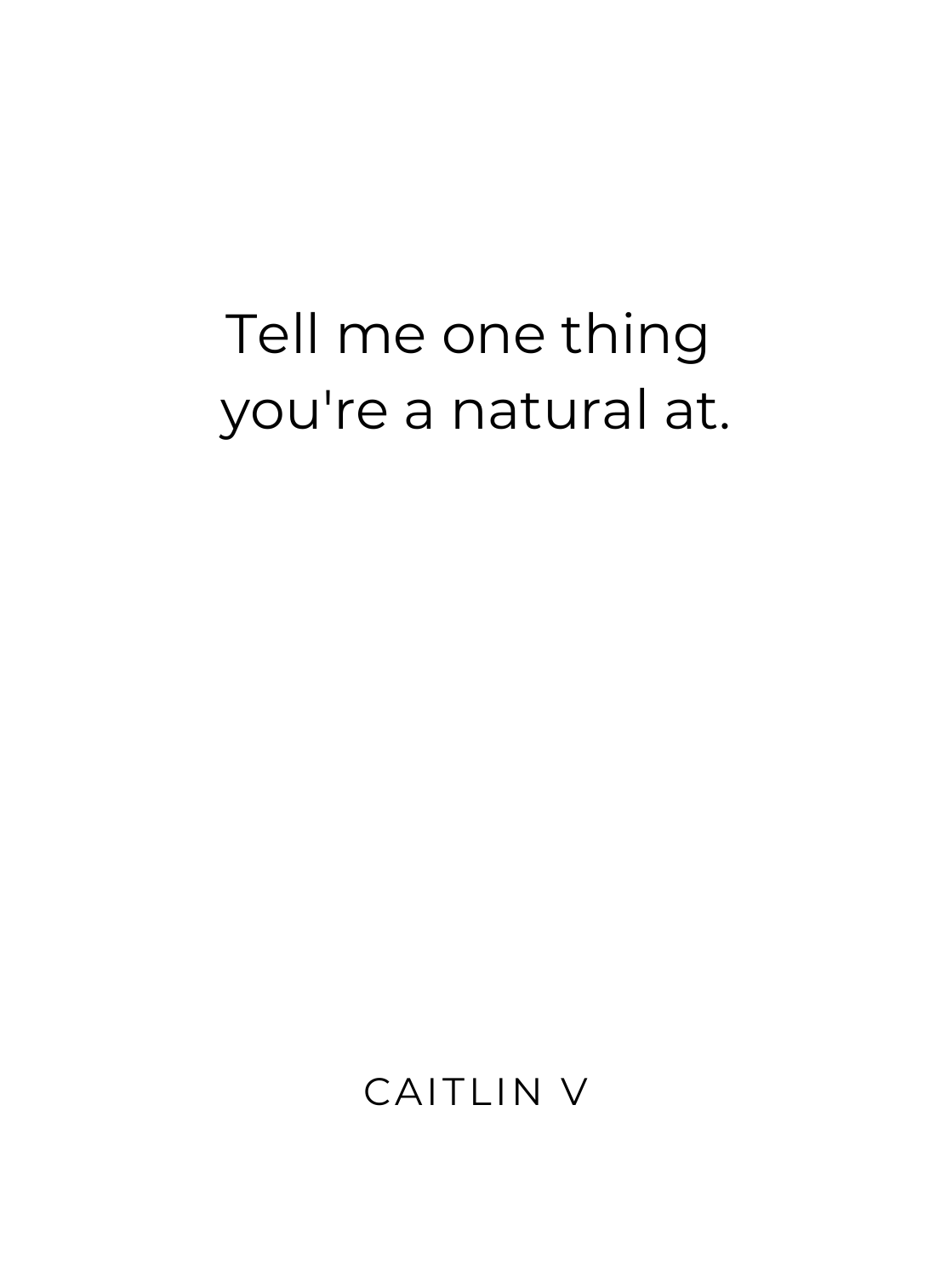Tell me one thing you're a natural at.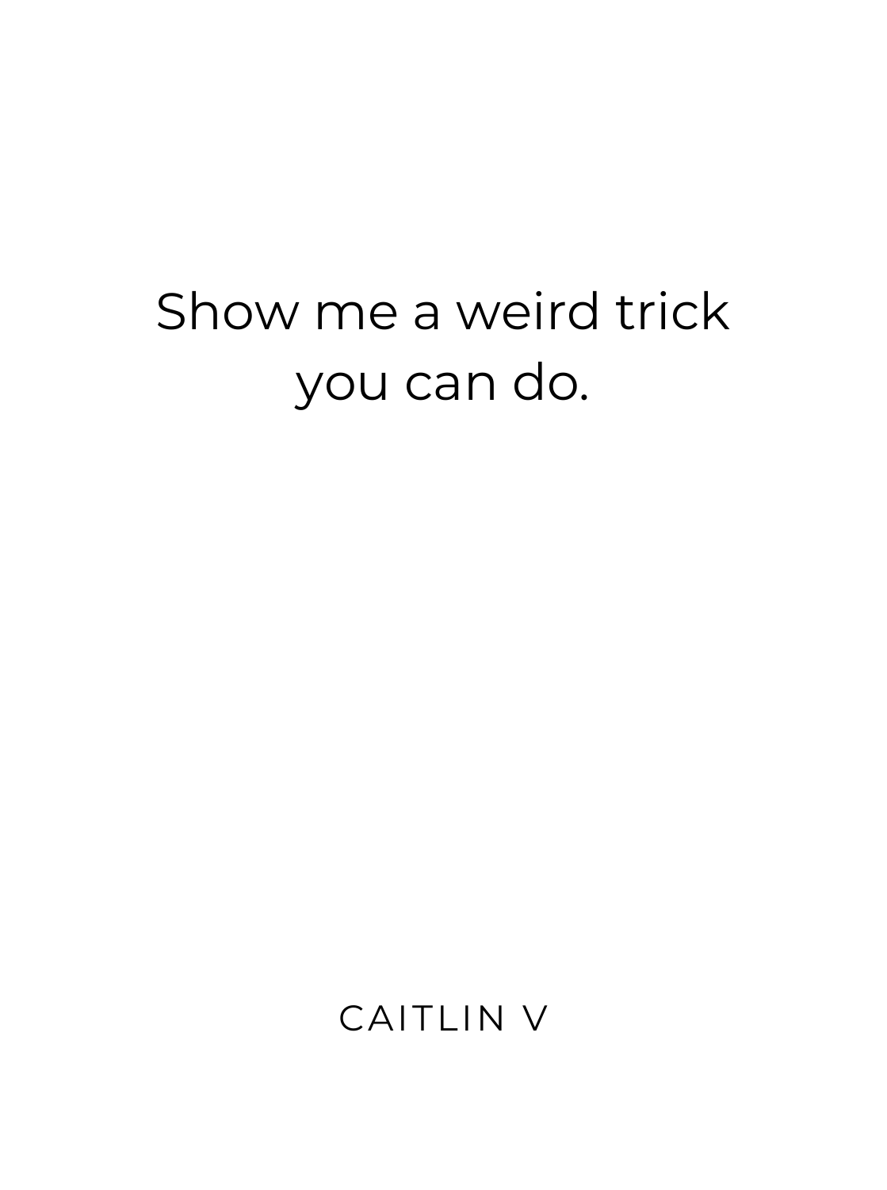Show me a weird trick you can do.

CAITLIN V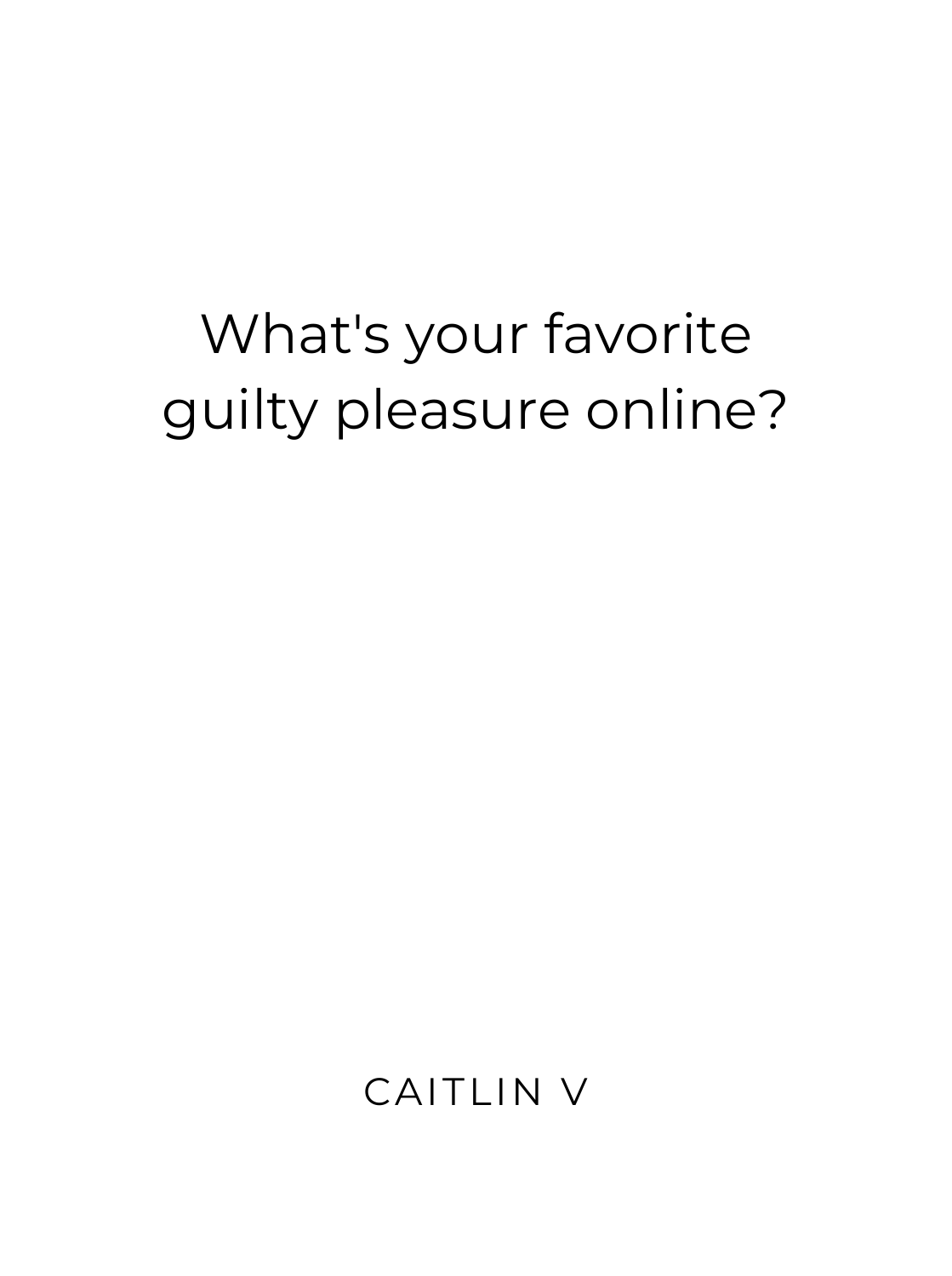What's your favorite guilty pleasure online?

CAITLIN V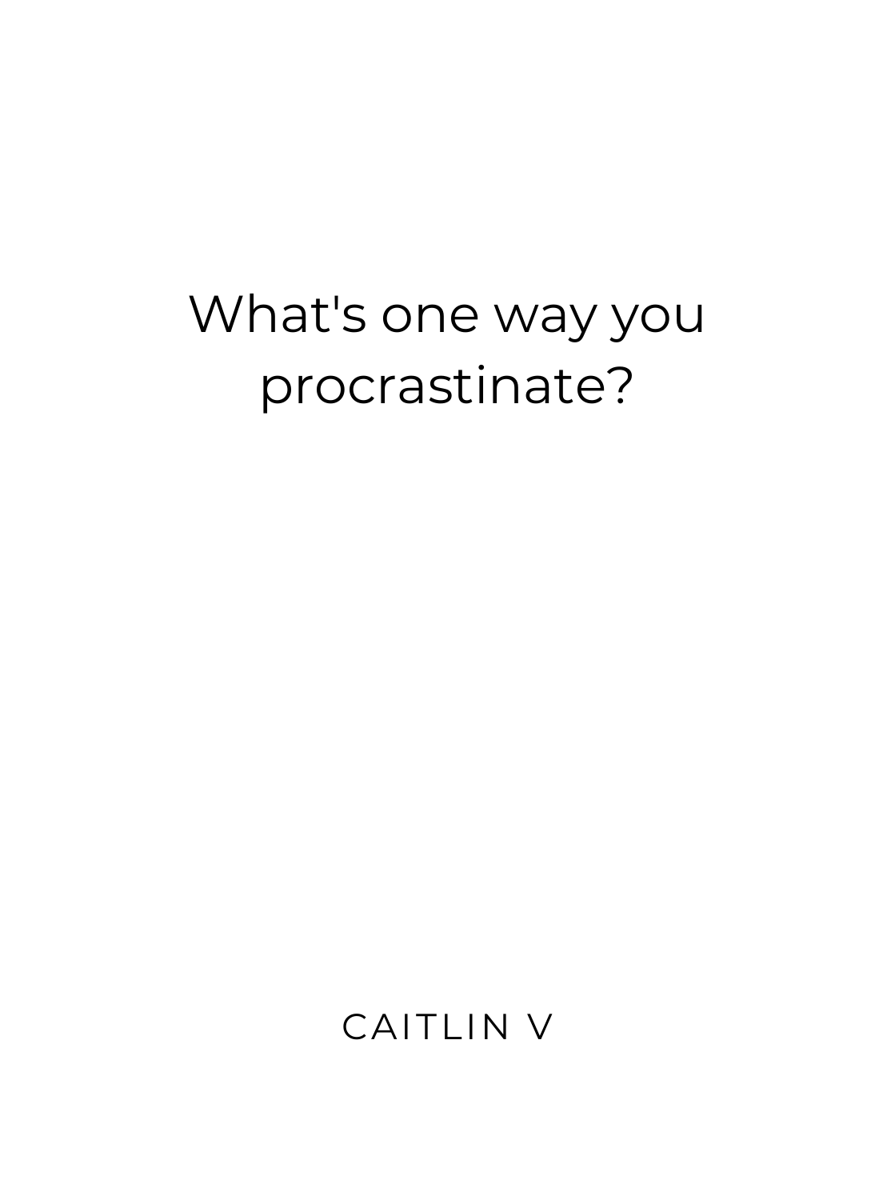What's one way you procrastinate?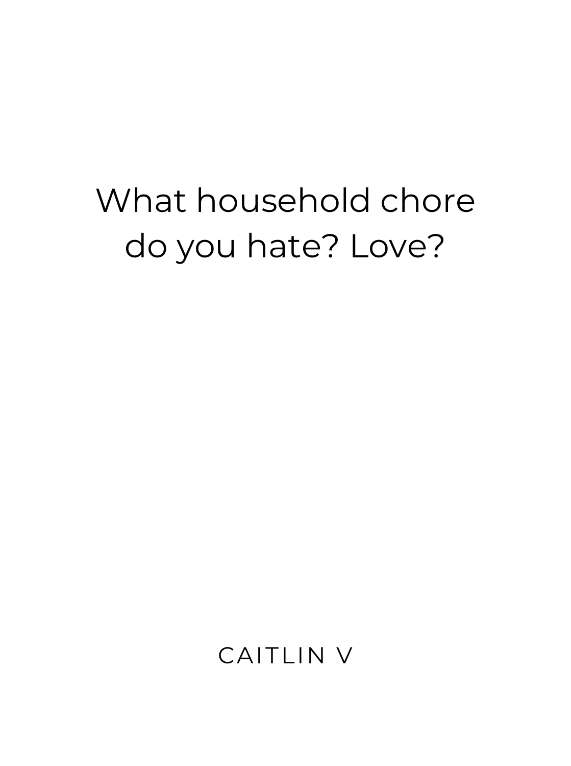What household chore do you hate? Love?

CAITLIN V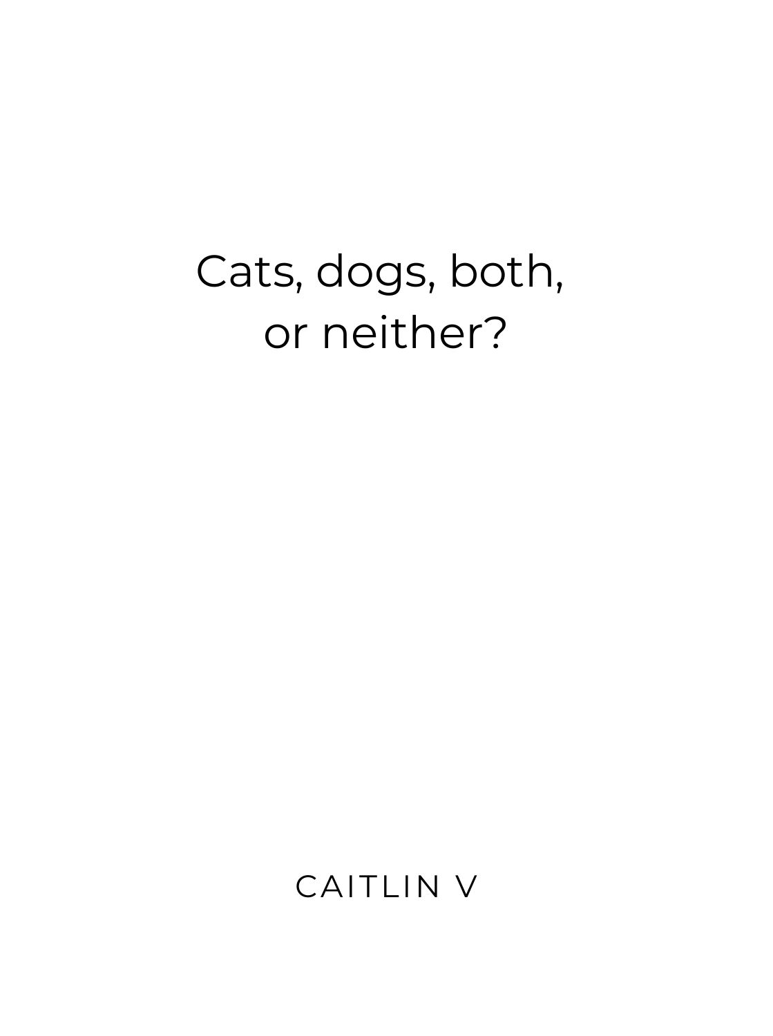# Cats, dogs, both, or neither?

CAITLIN V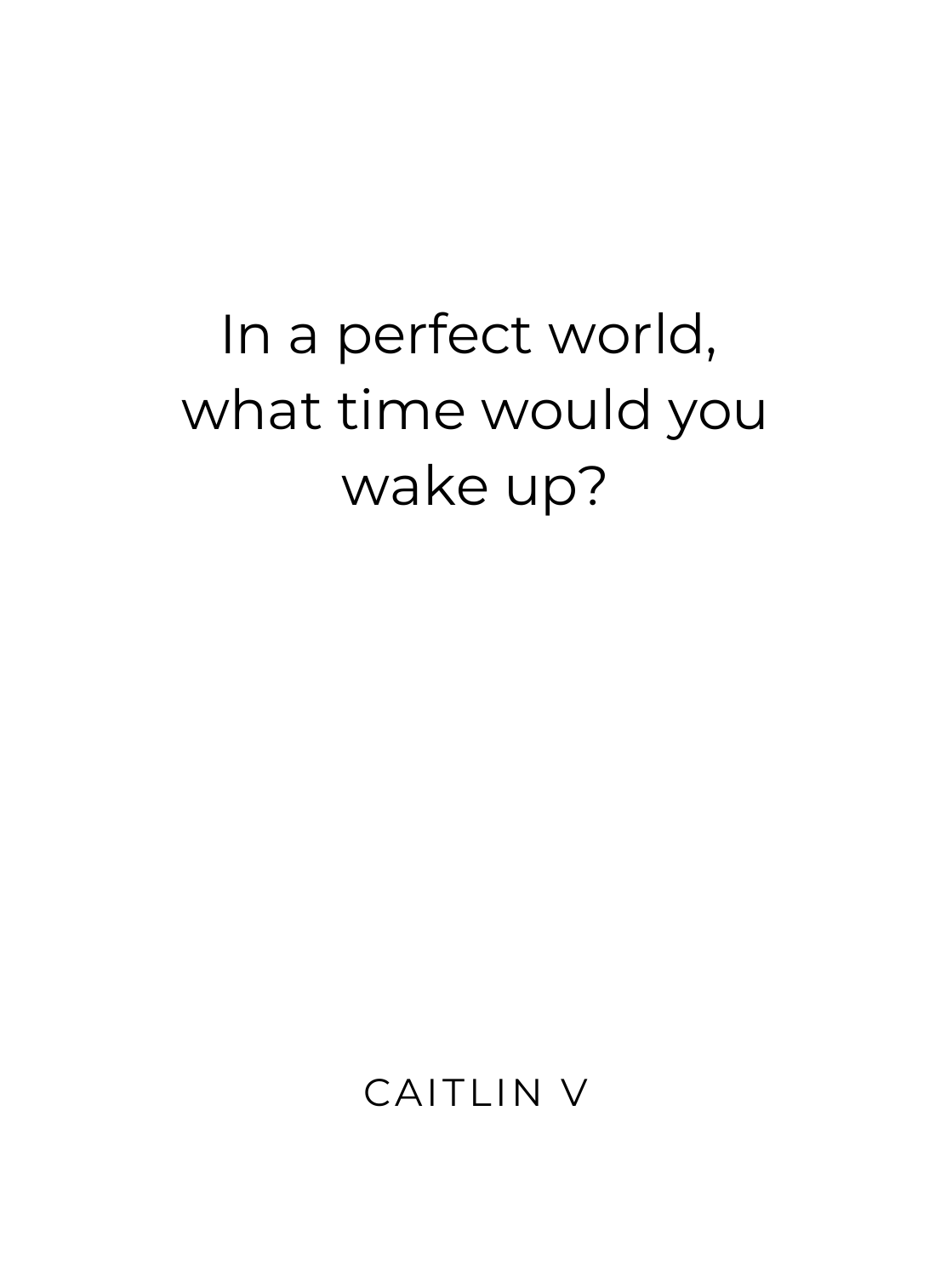In a perfect world, what time would you wake up?

CAITLIN V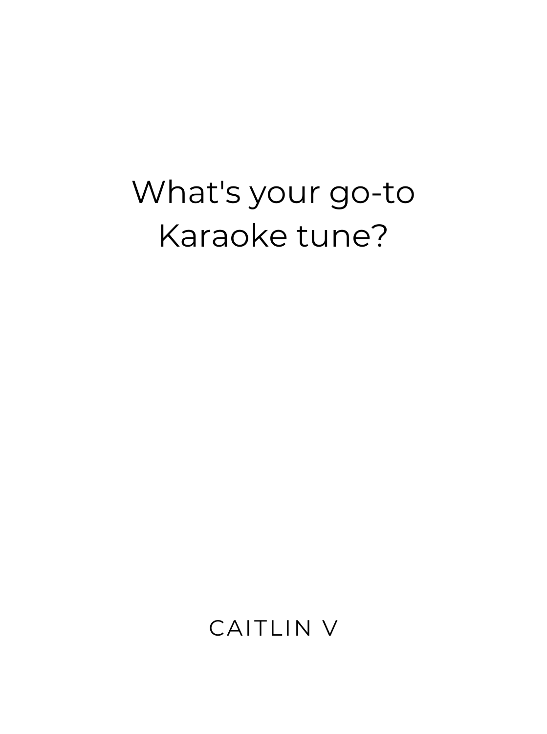What's your go-to Karaoke tune?

CAITLIN V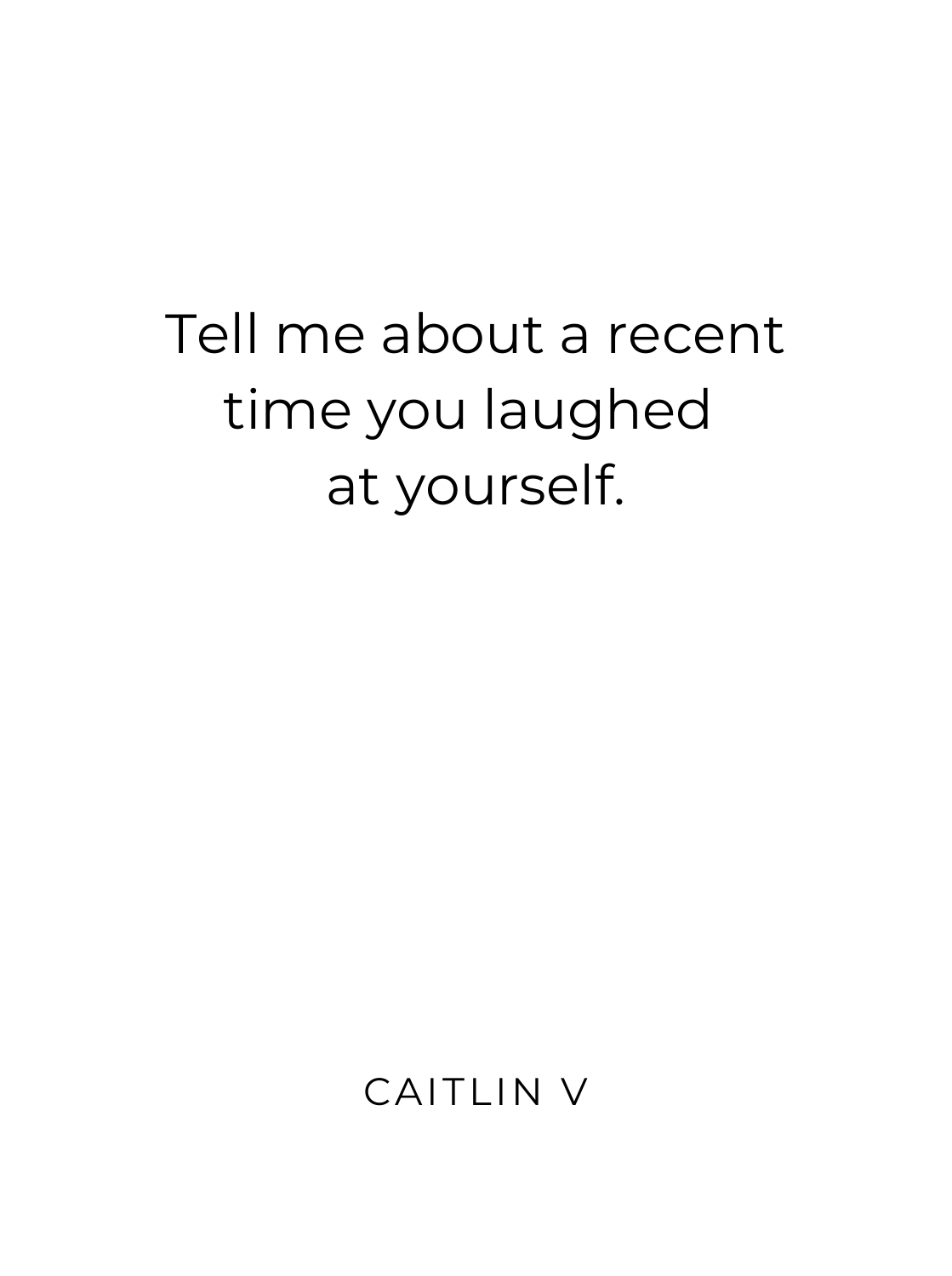Tell me about a recent time you laughed at yourself.

CAITLIN V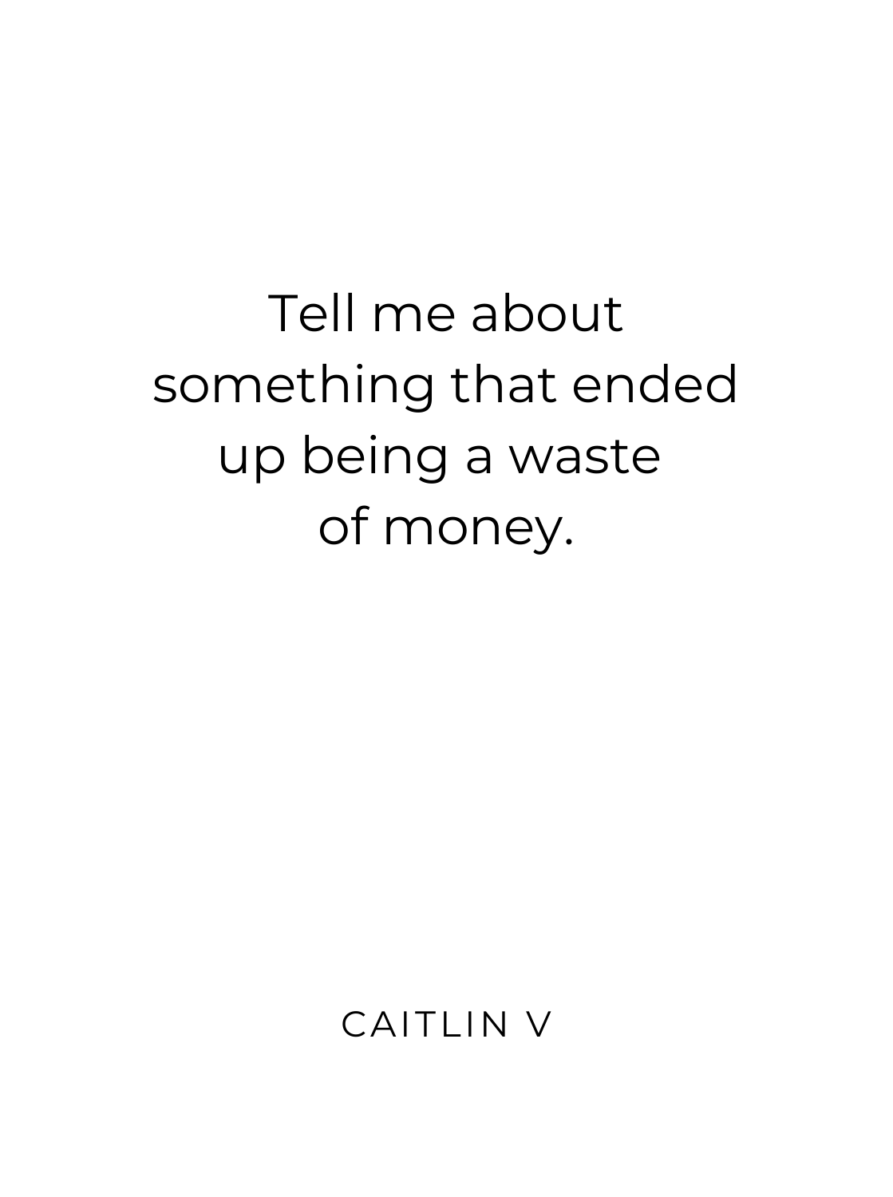Tell me about something that ended up being a waste of money.

CAITLIN V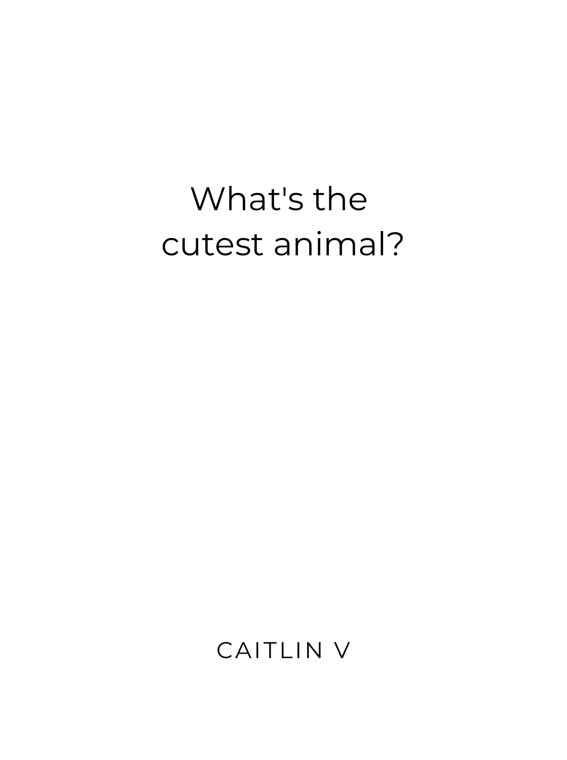What's the cutest animal?

CAITLIN V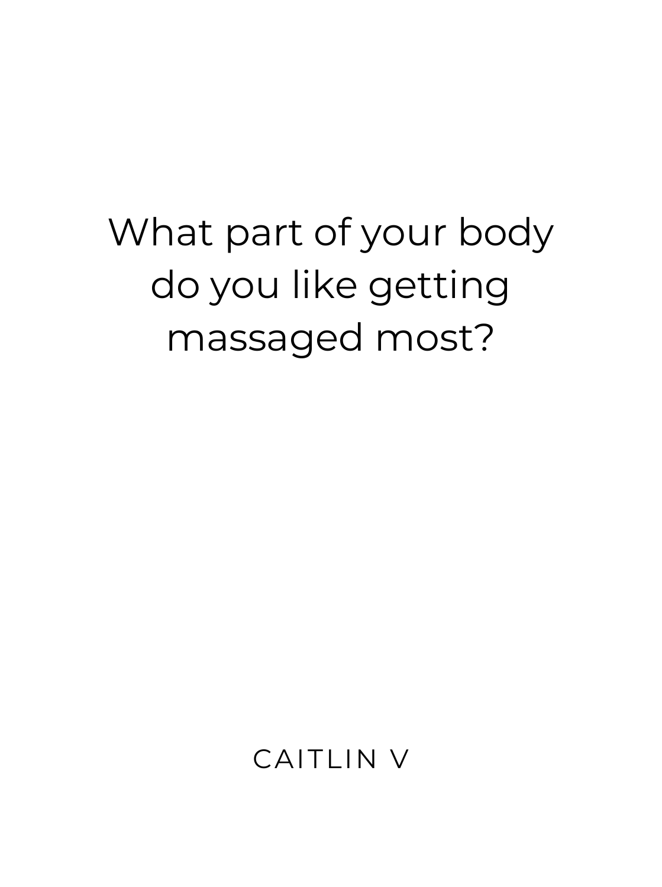What part of your body do you like getting massaged most?

CAITLIN V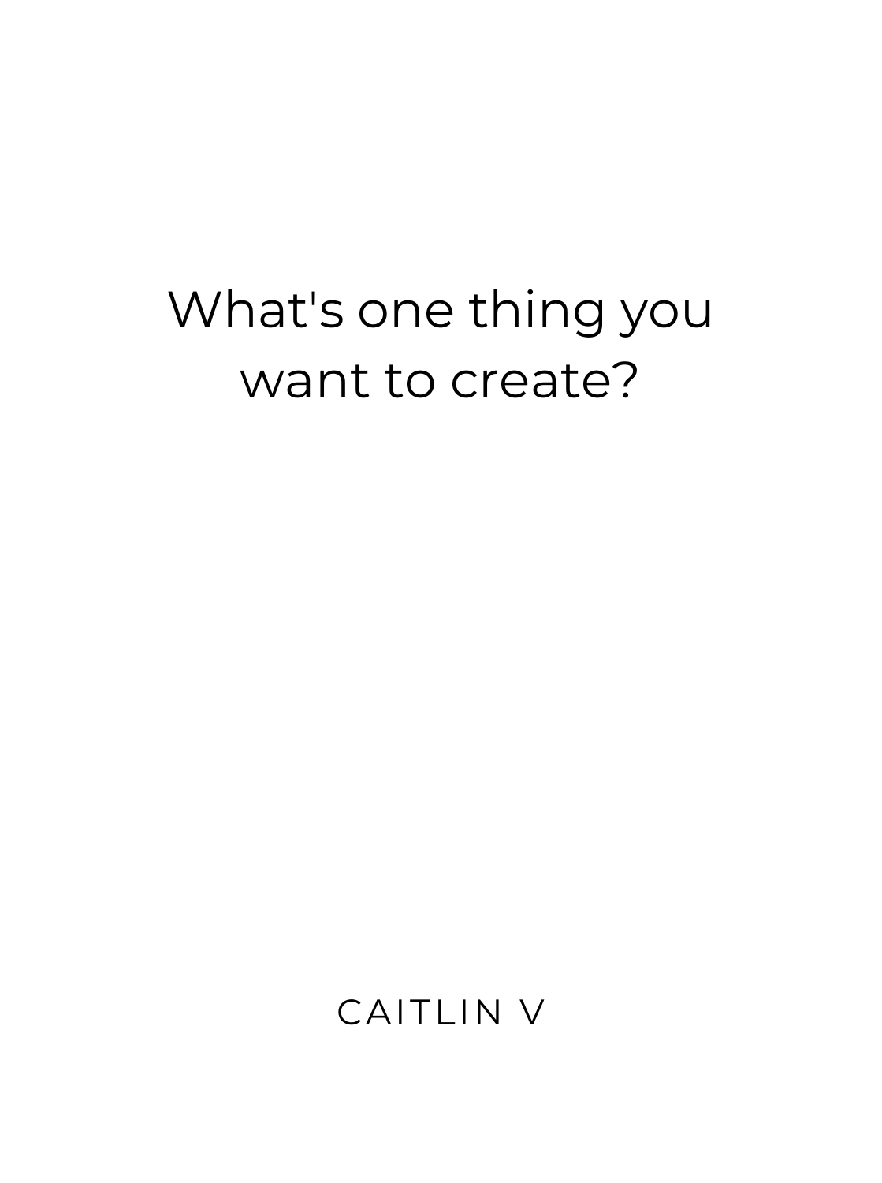What's one thing you want to create?

CAITLIN V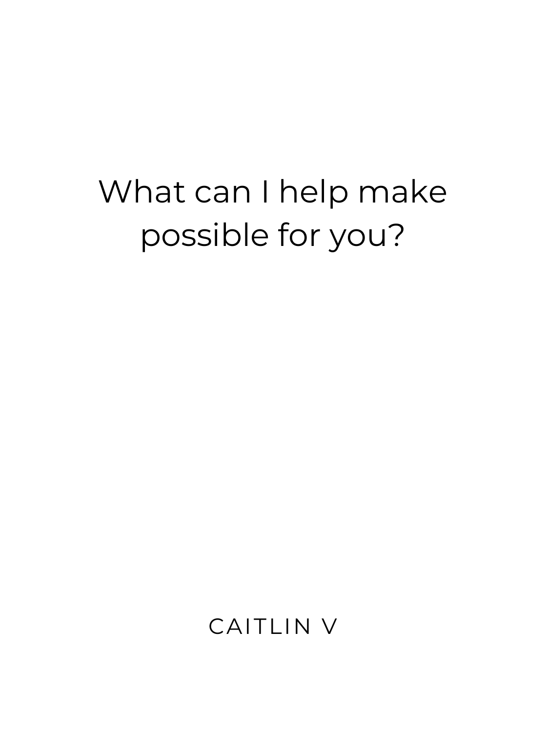What can I help make possible for you?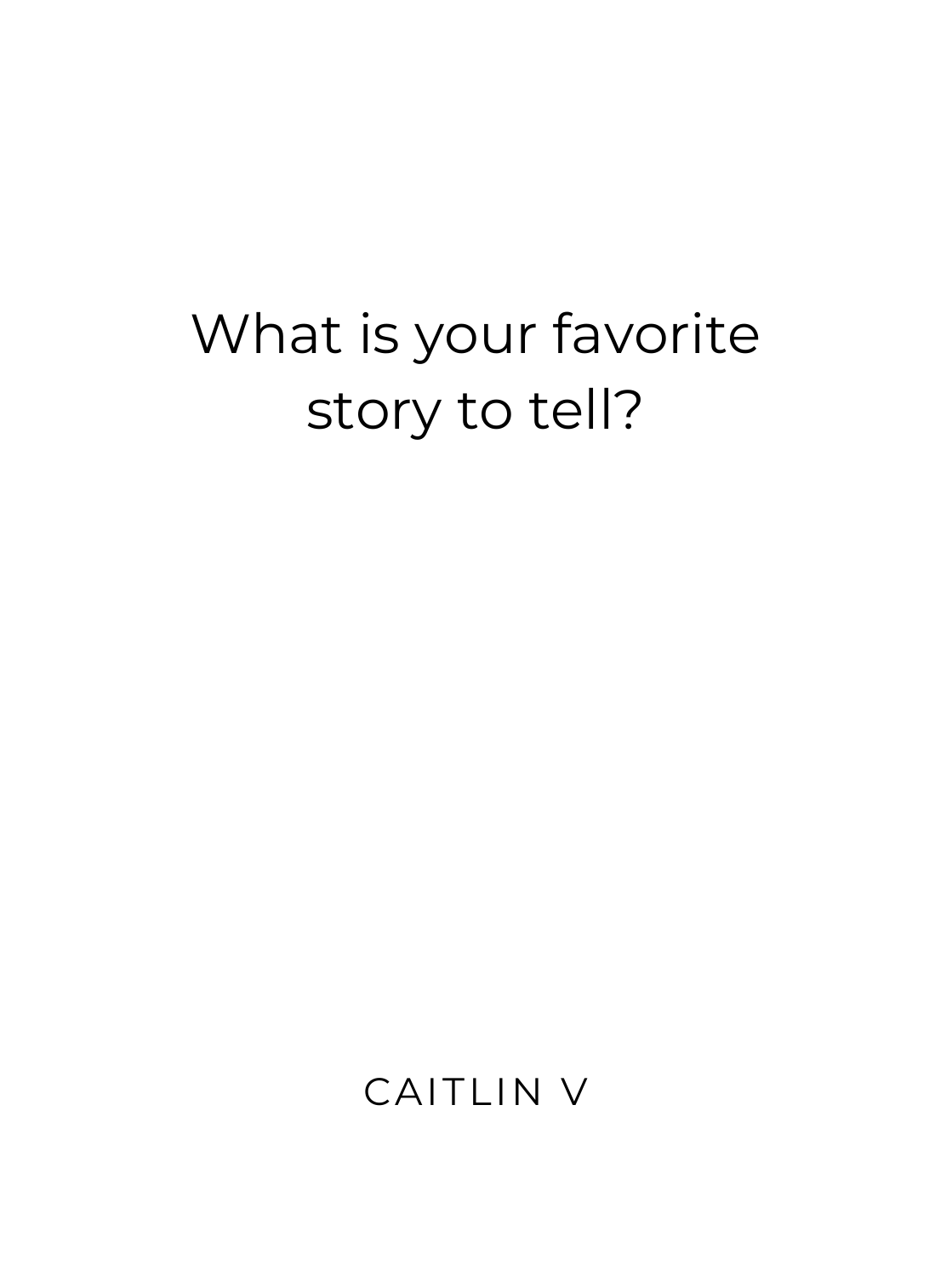What is your favorite story to tell?

CAITLIN V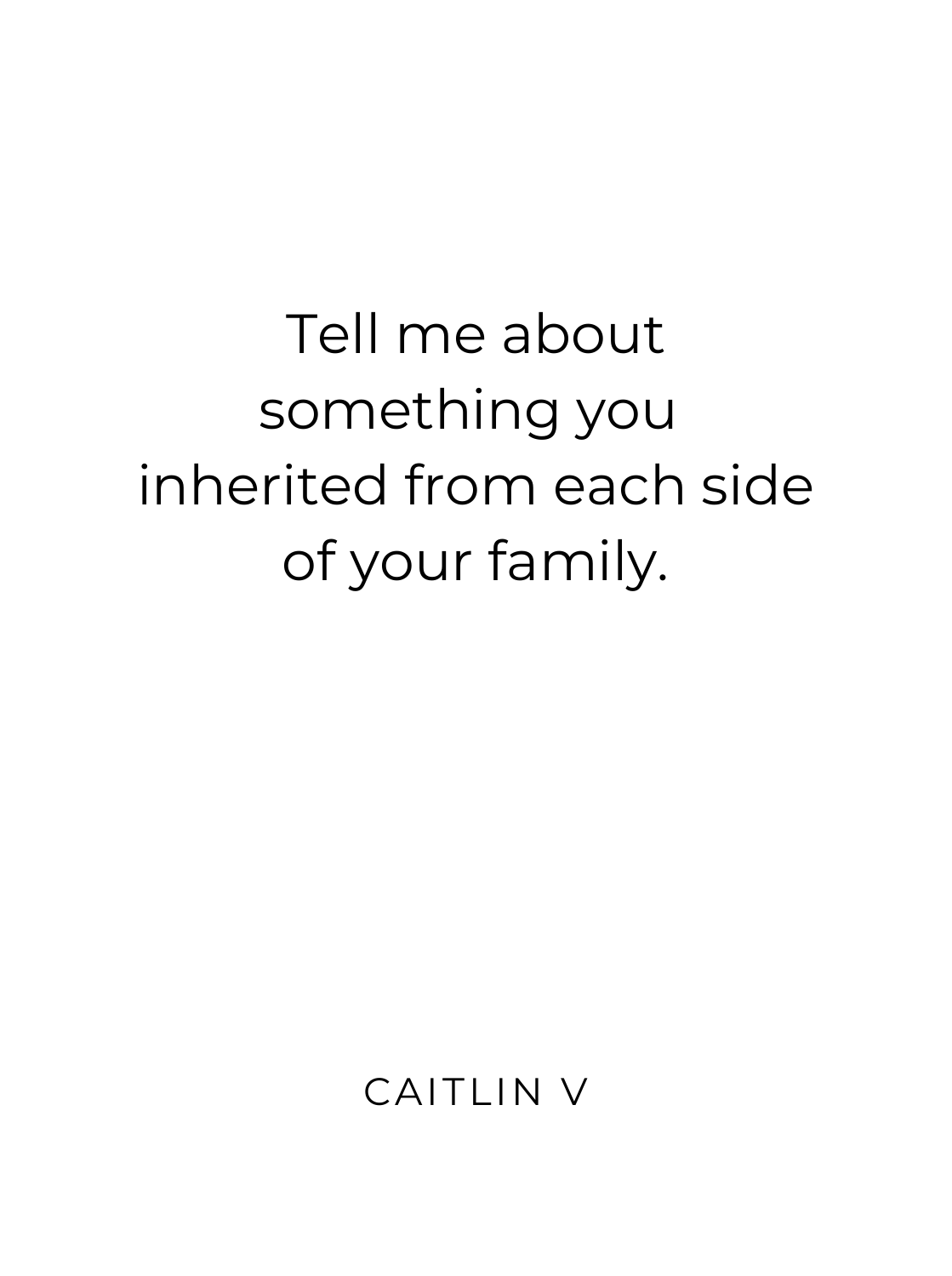Tell me about something you inherited from each side of your family.

CAITLIN V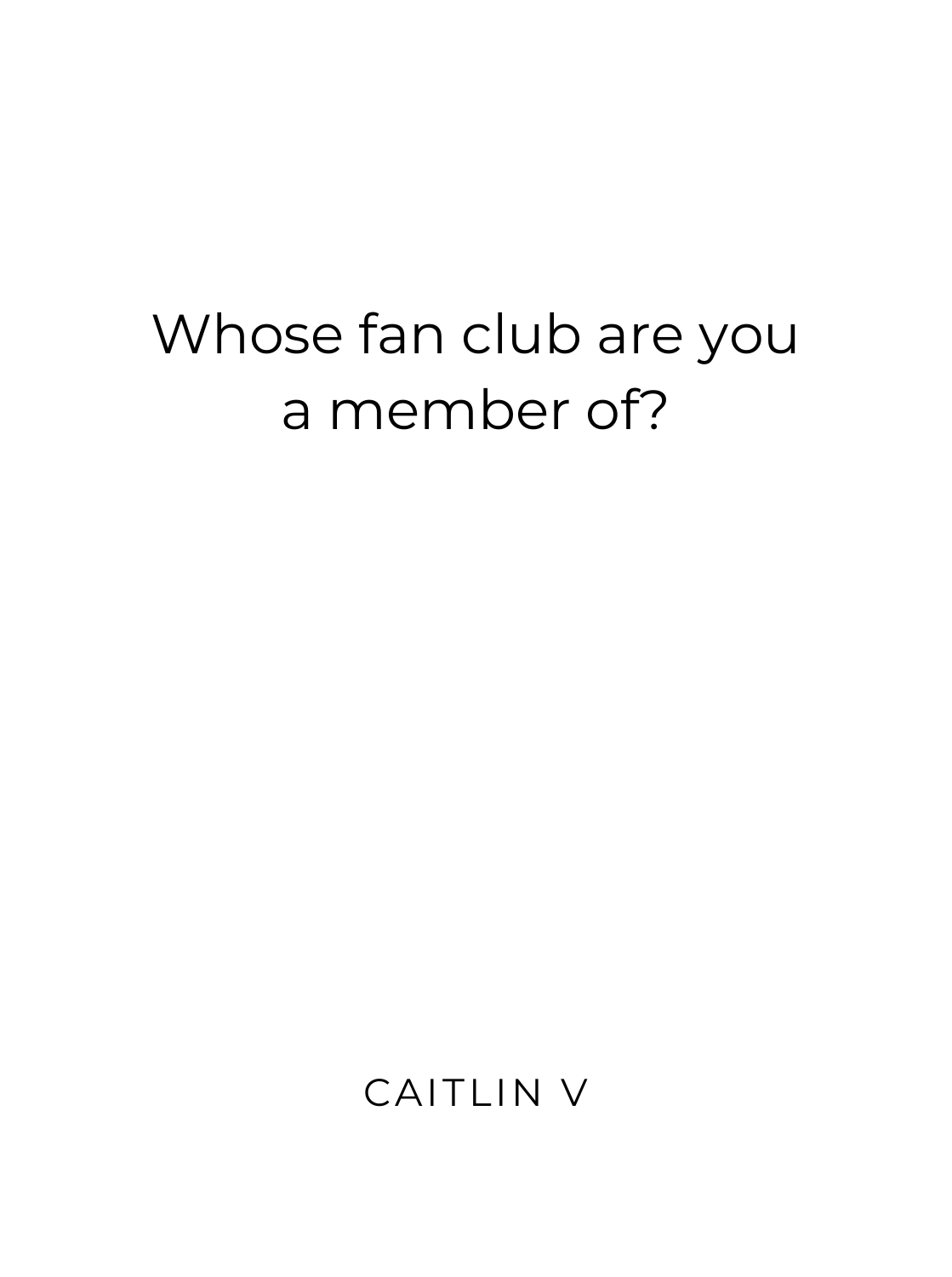Whose fan club are you a member of?

CAITLIN V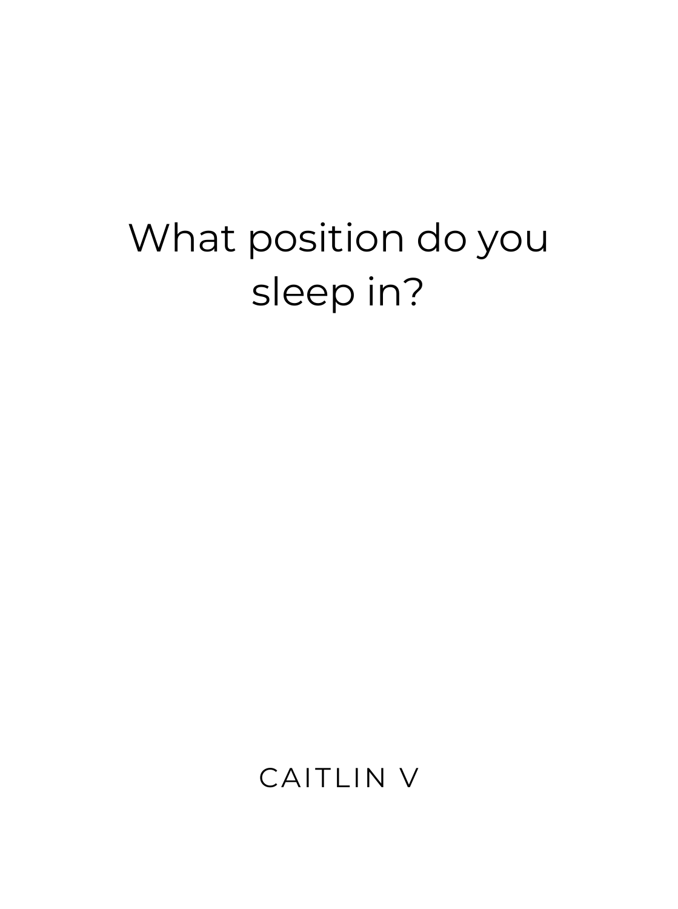What position do you sleep in?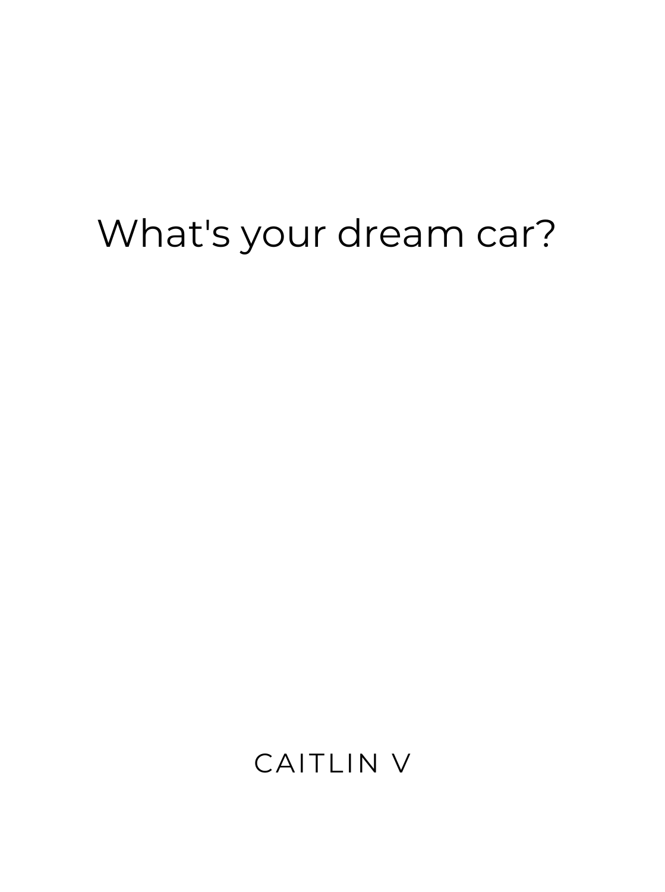What's your dream car?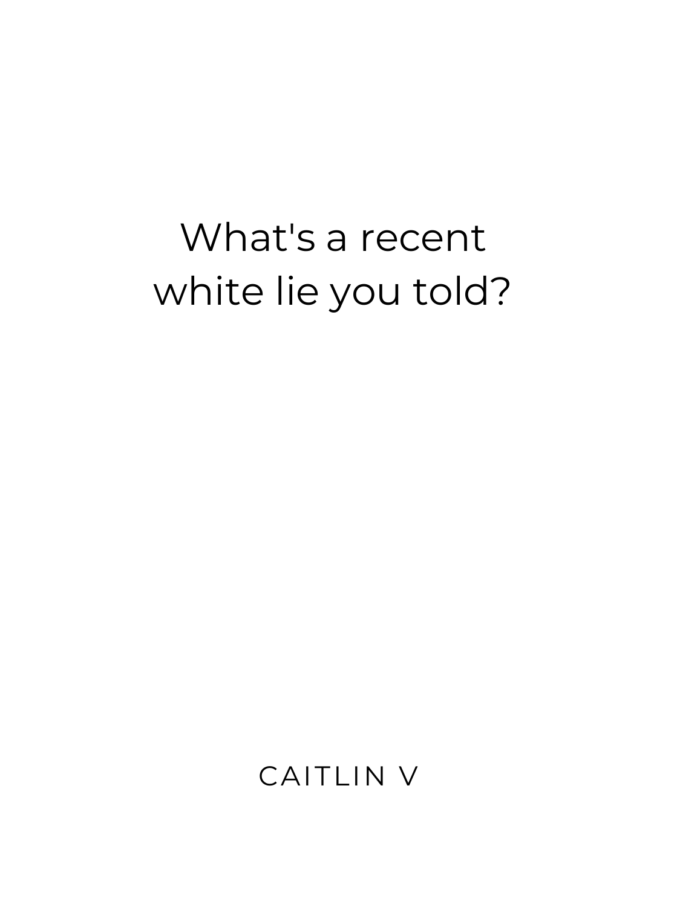What's a recent white lie you told?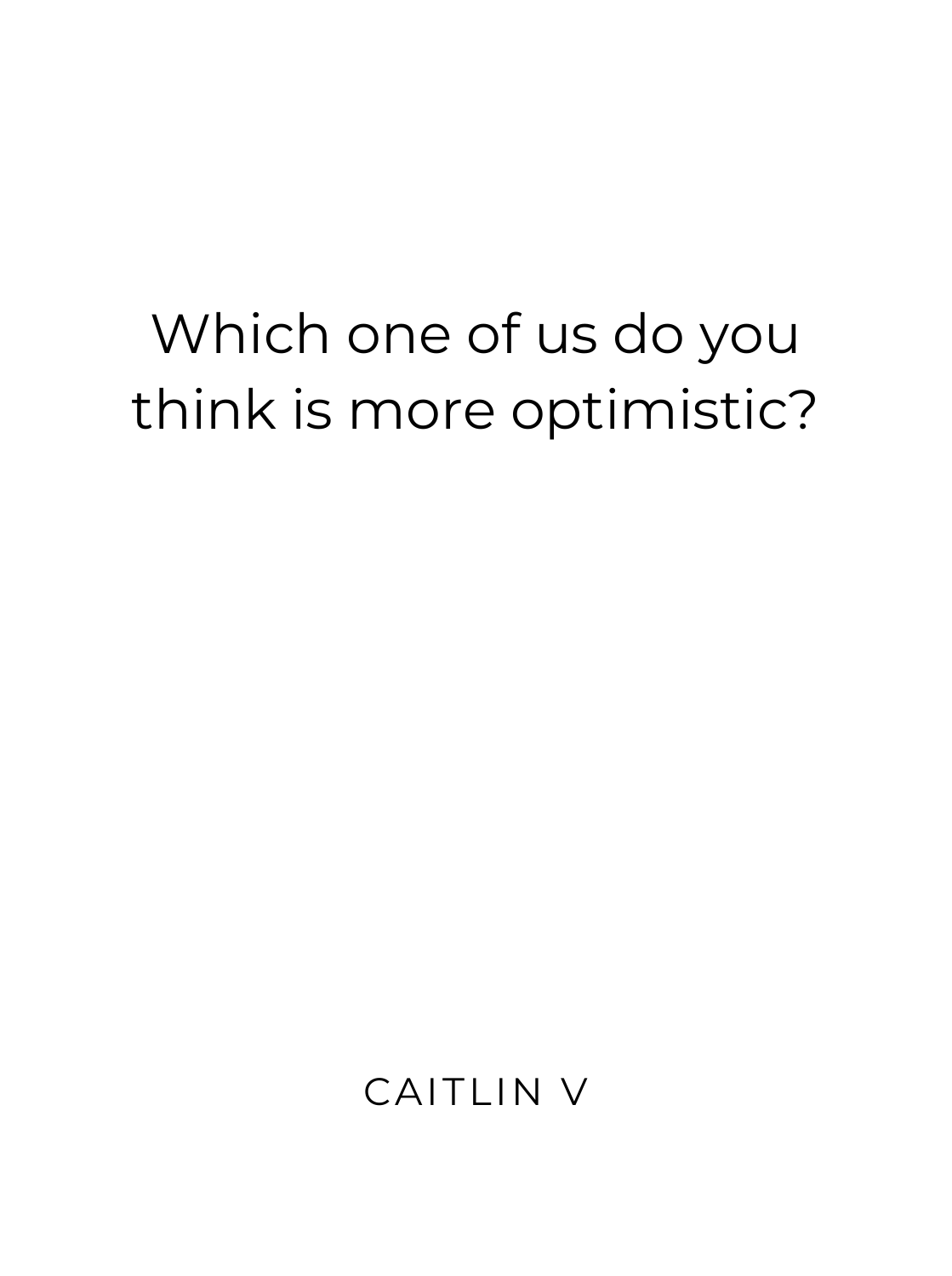Which one of us do you think is more optimistic?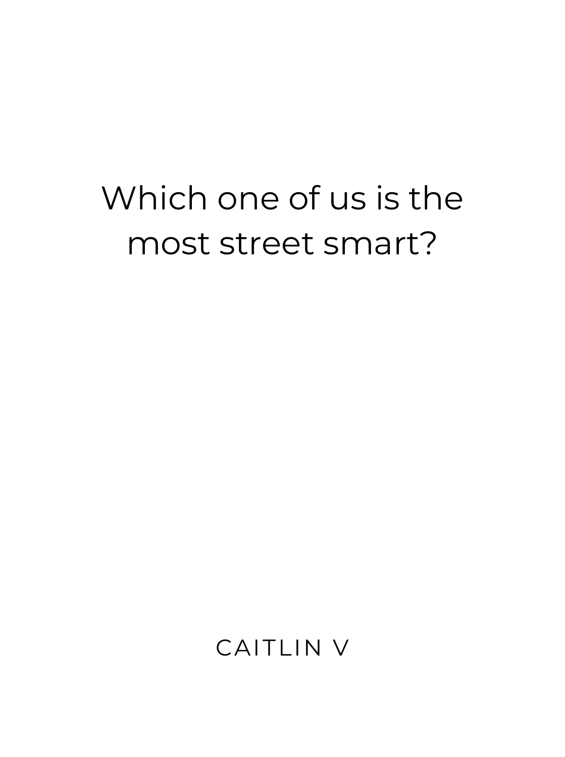Which one of us is the most street smart?

CAITLIN V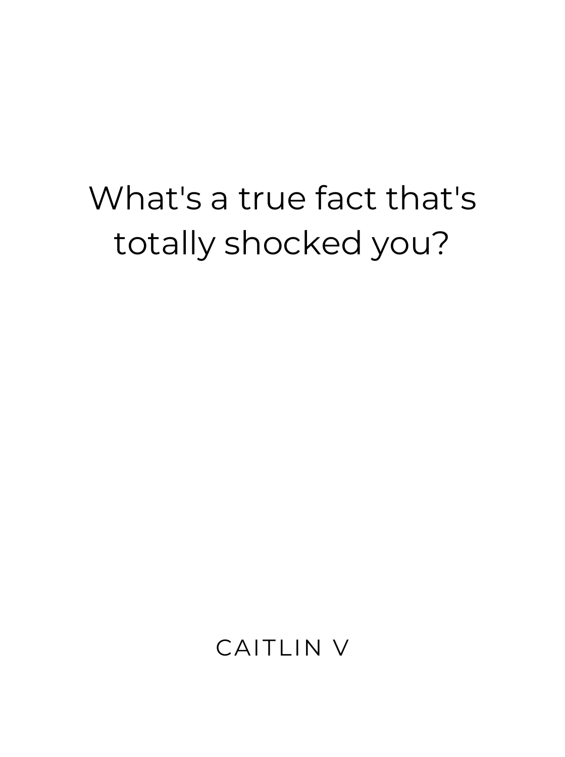What's a true fact that's totally shocked you?

CAITLIN V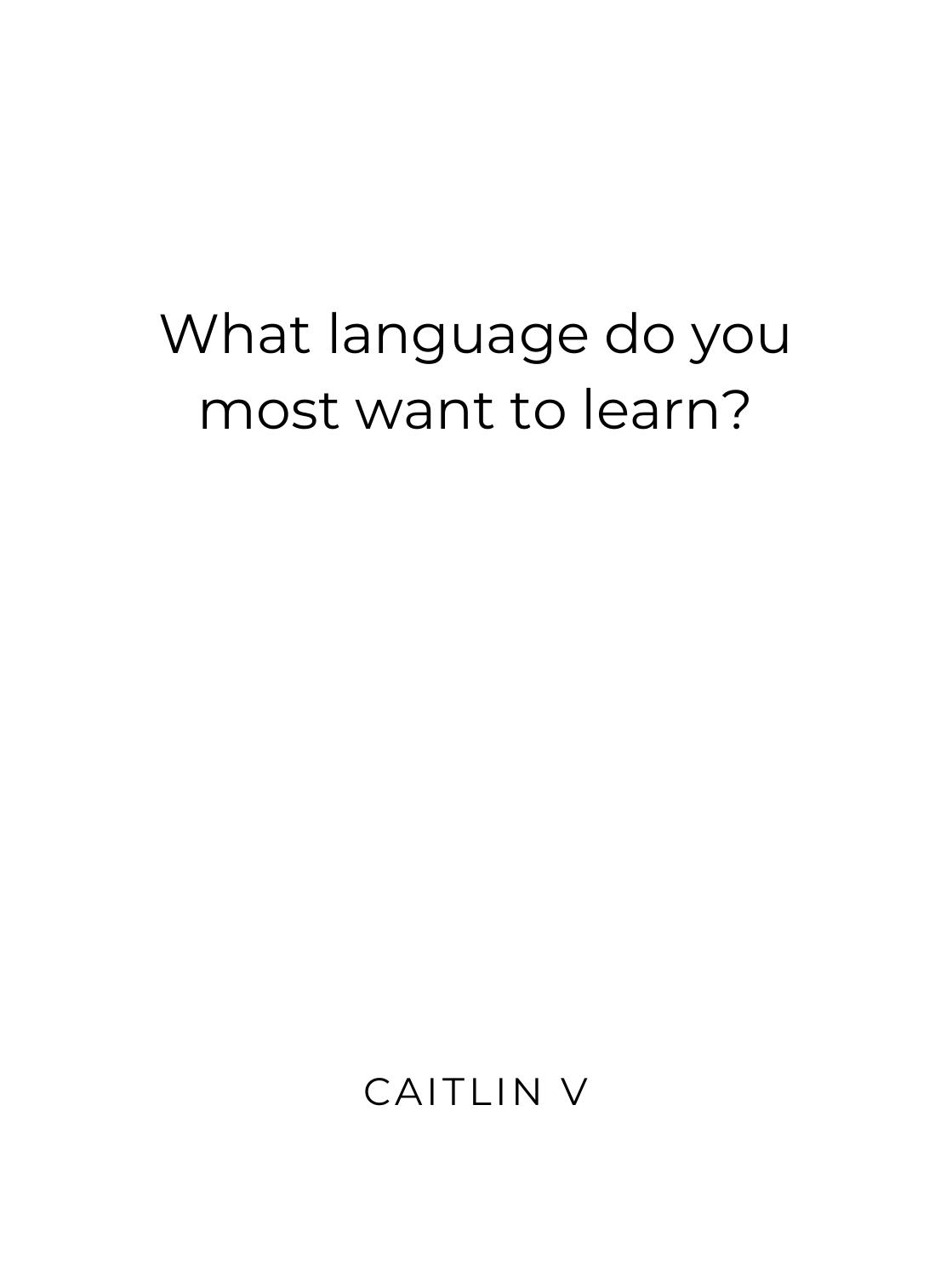What language do you most want to learn?

CAITLIN V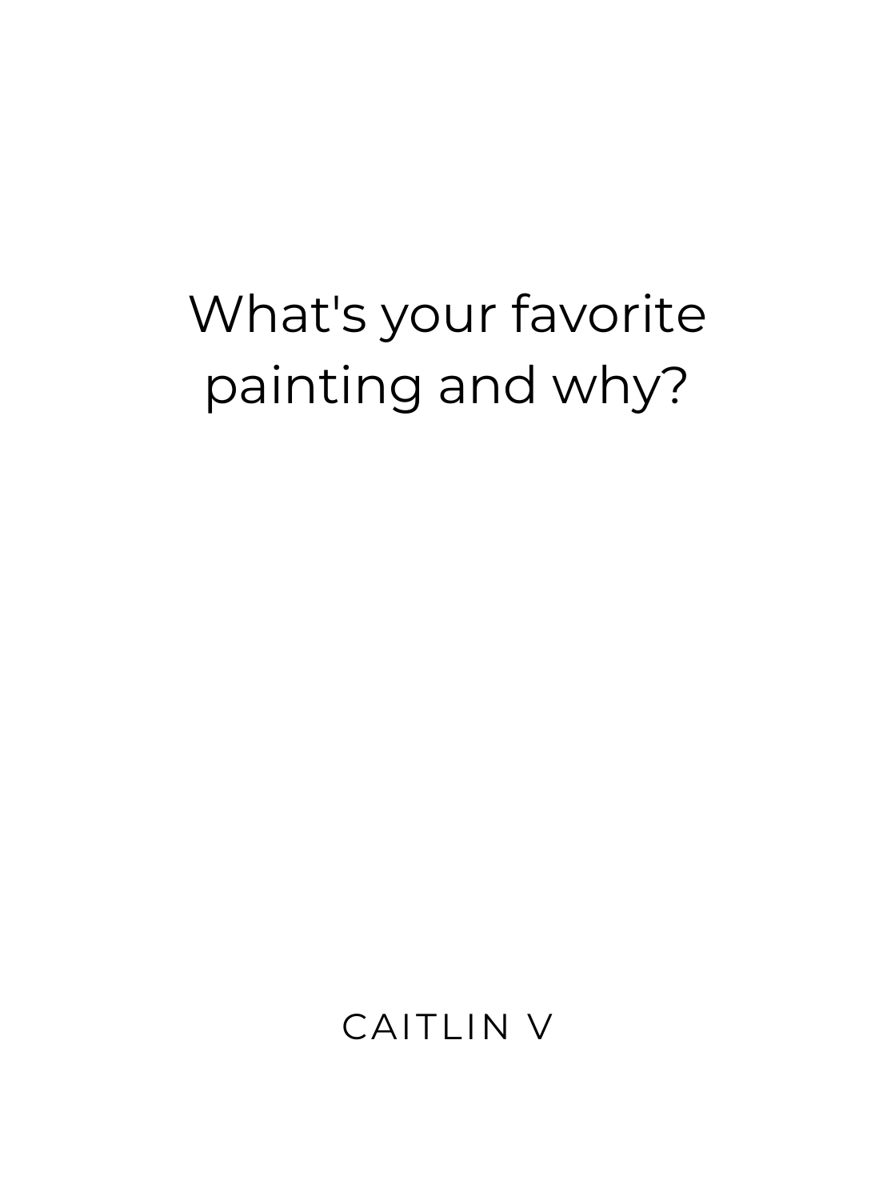What's your favorite painting and why?

CAITLIN V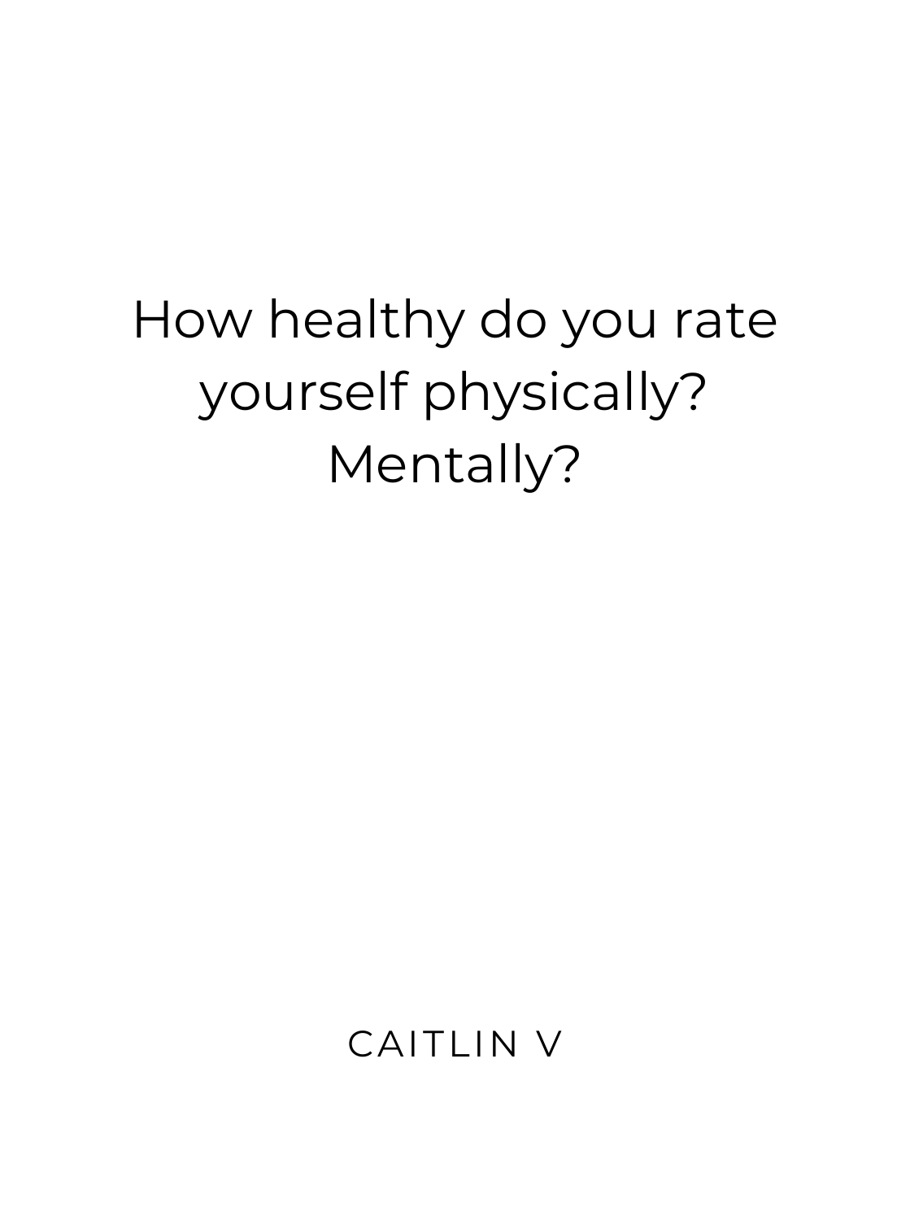How healthy do you rate yourself physically? Mentally?

CAITLIN V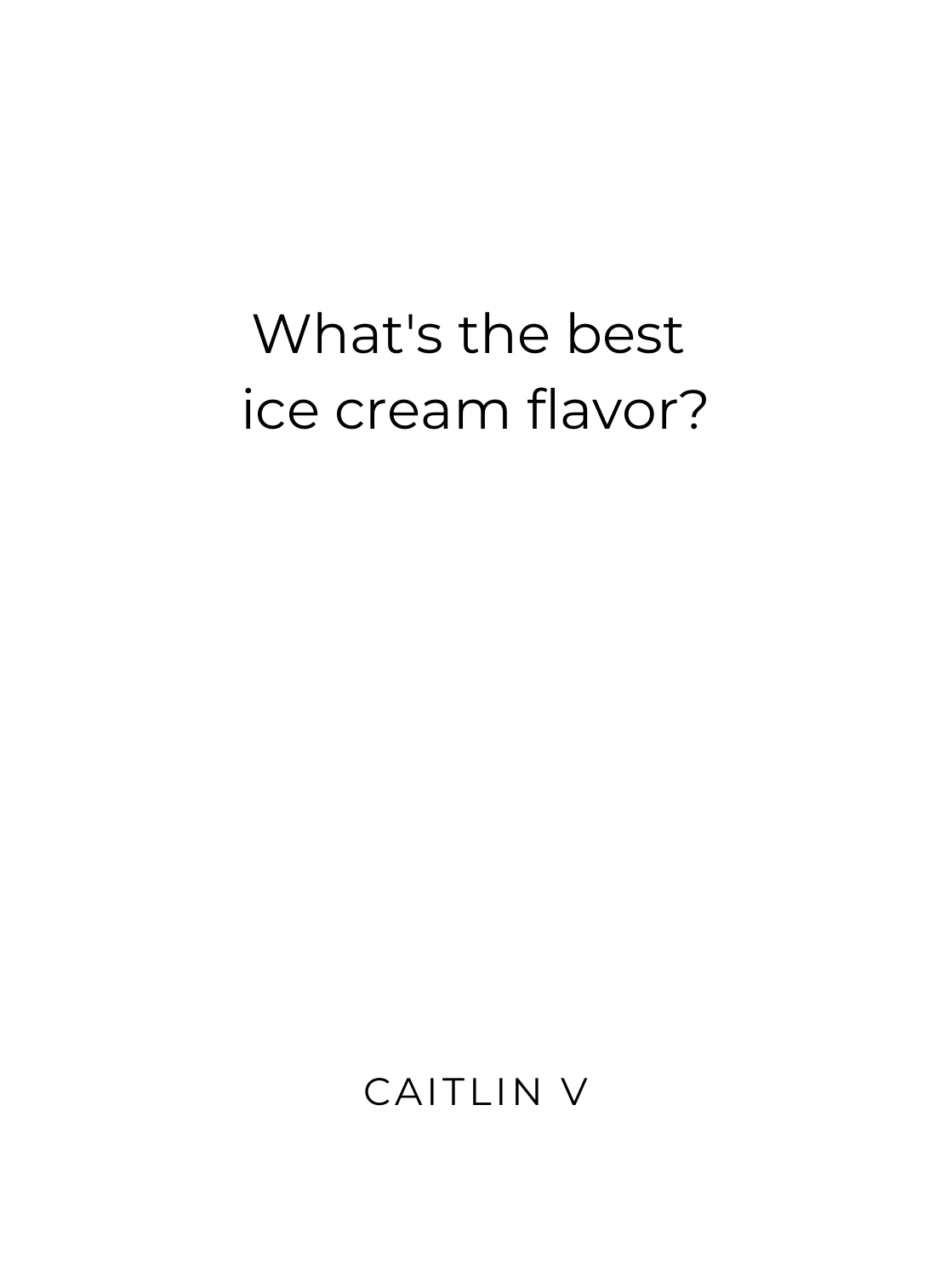What's the best ice cream flavor?

CAITLIN V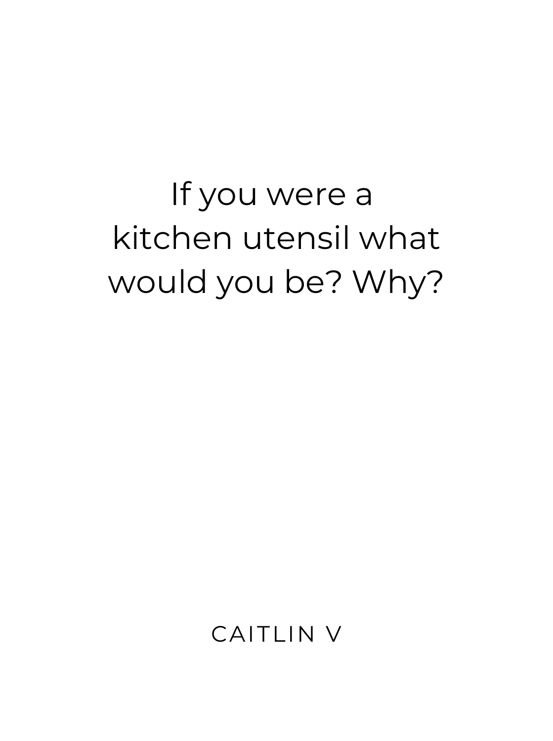If you were a kitchen utensil what would you be? Why?

CAITLIN V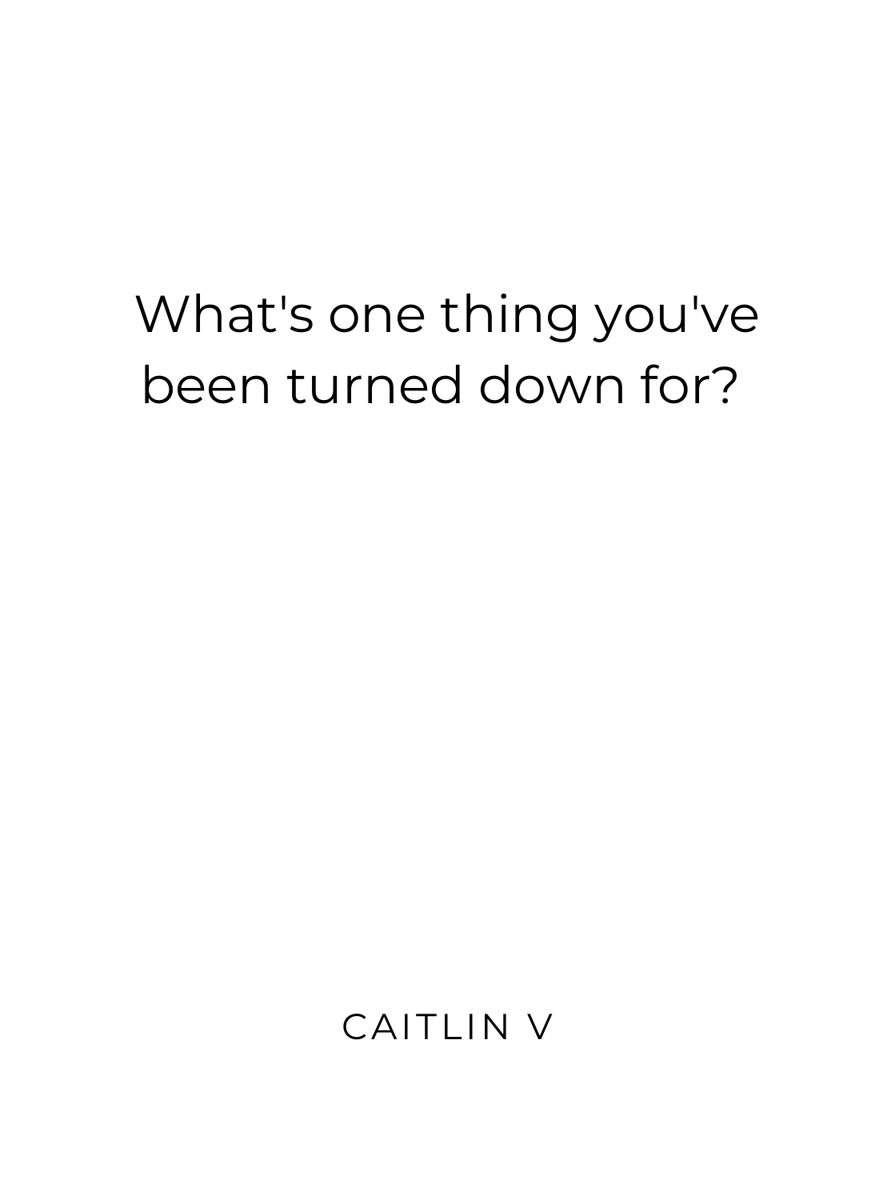What's one thing you've been turned down for?

CAITLIN V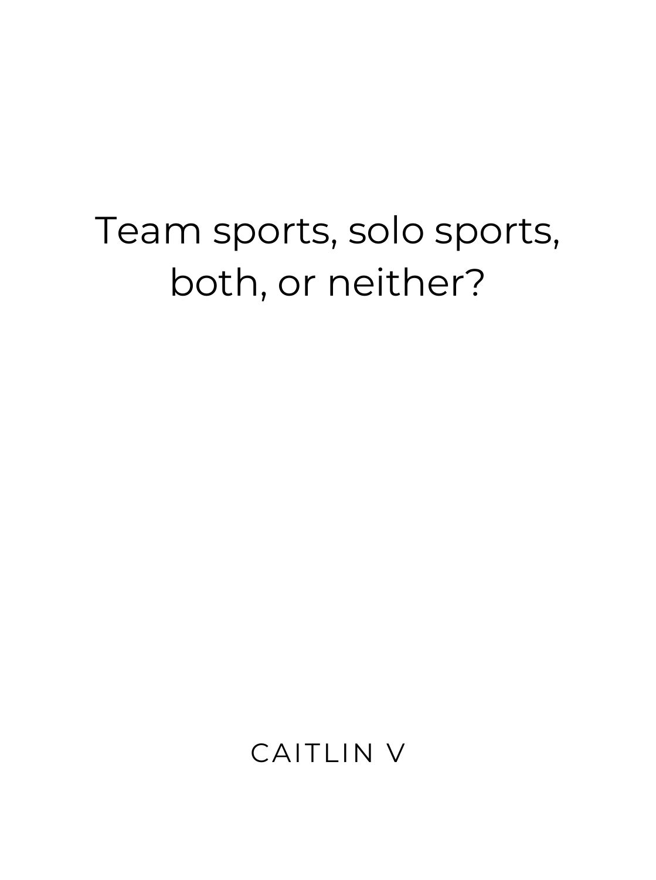Team sports, solo sports, both, or neither?

CAITLIN V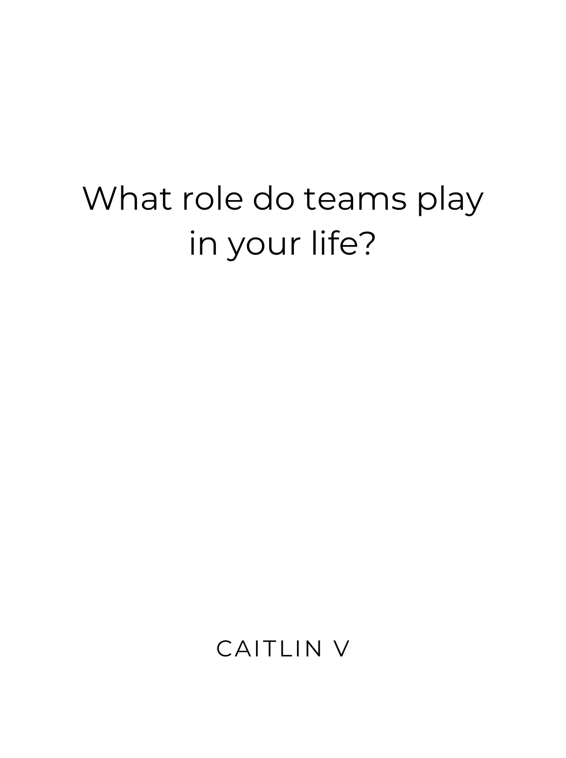What role do teams play in your life?

CAITLIN V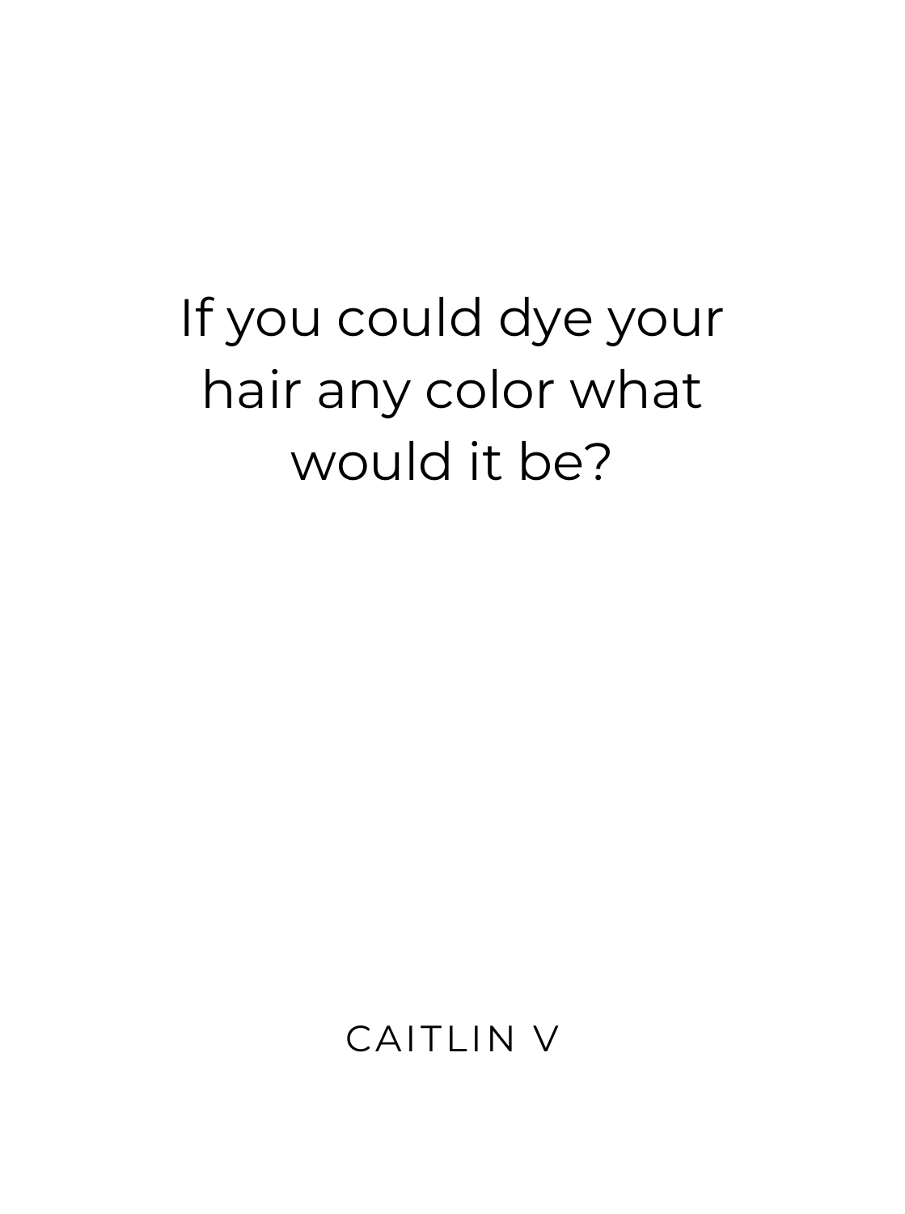If you could dye your hair any color what would it be?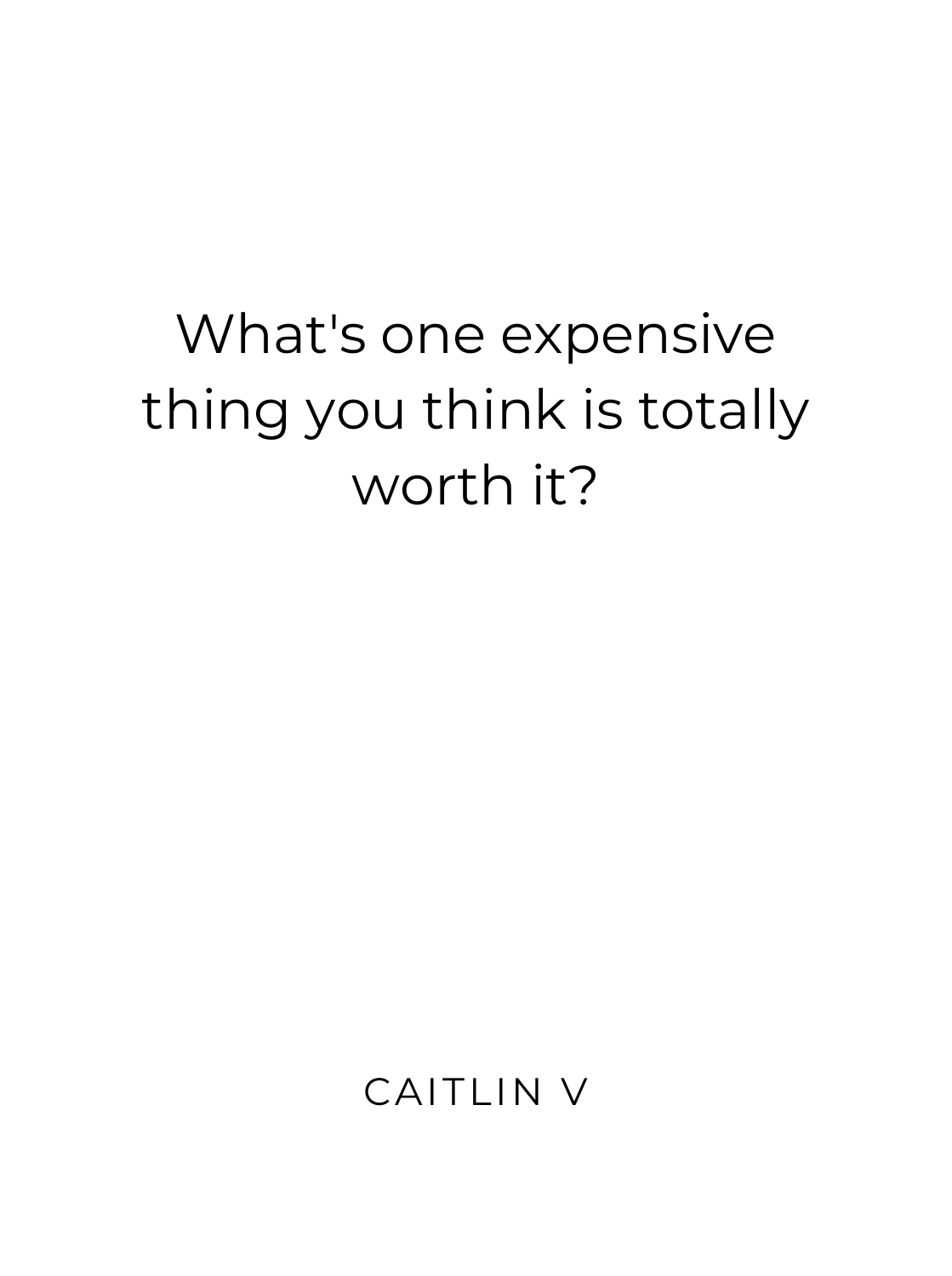What's one expensive thing you think is totally worth it?

CAITLIN V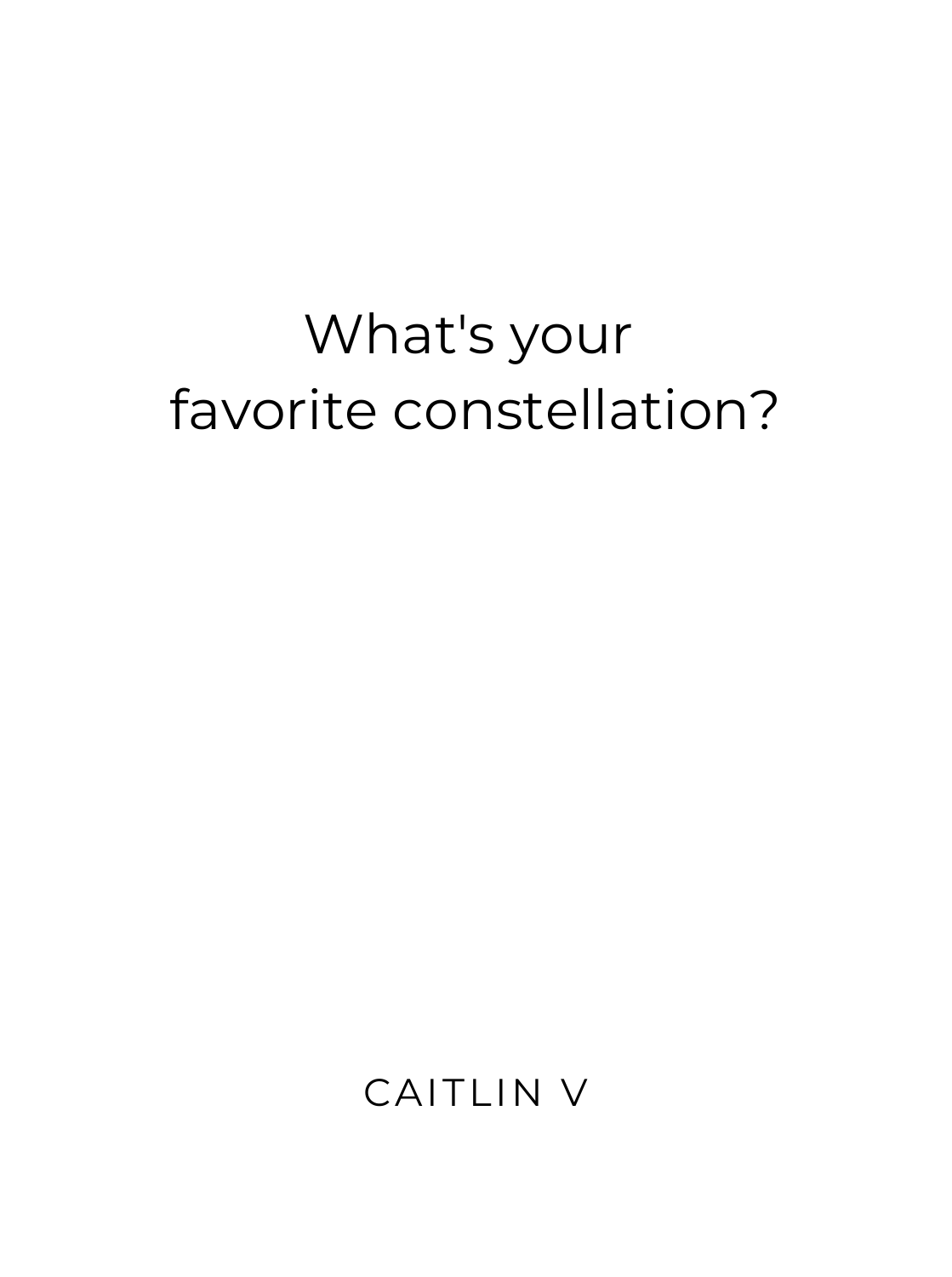What's your
favorite constellation?

CAITLIN V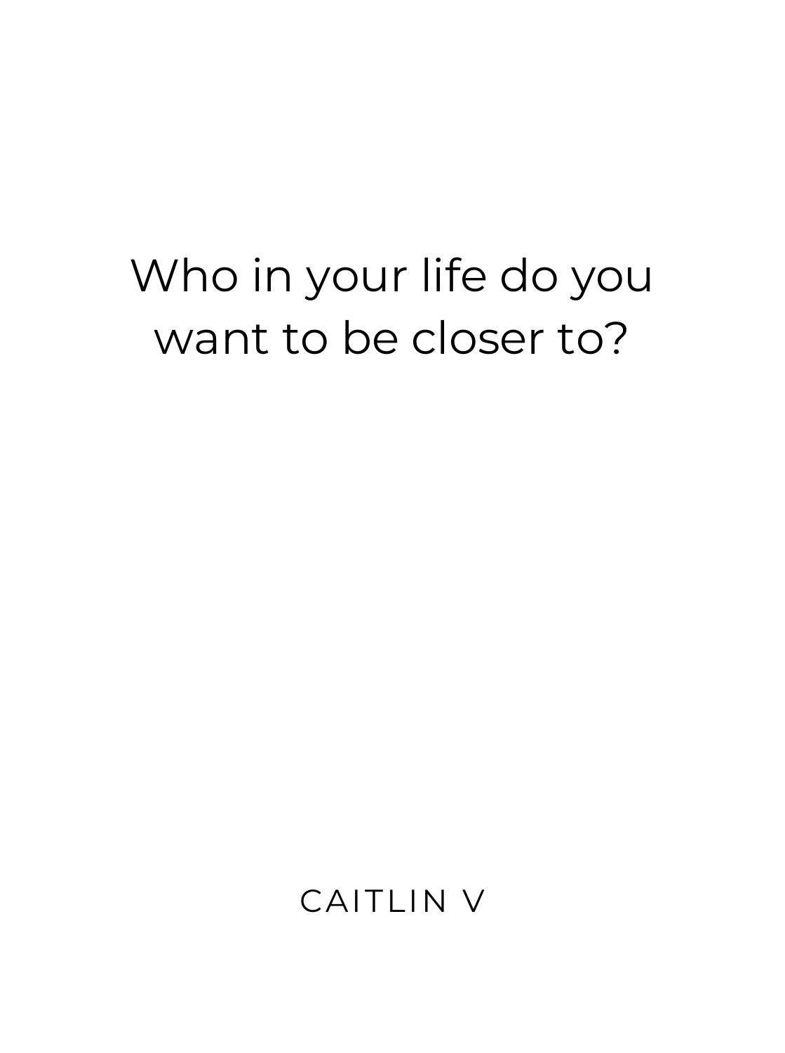Who in your life do you want to be closer to?

CAITLIN V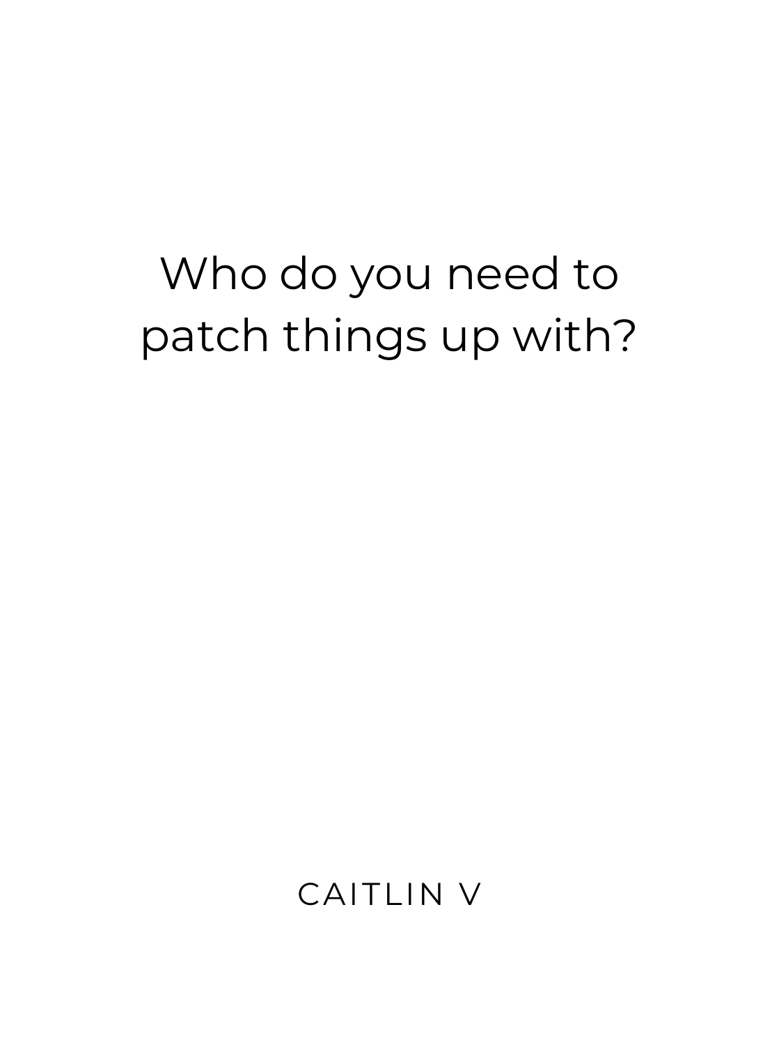Who do you need to patch things up with?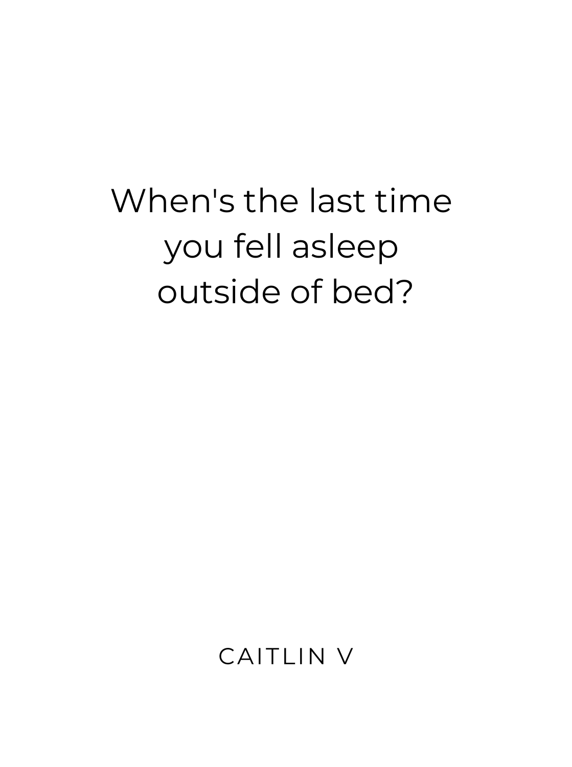When's the last time
you fell asleep
outside of bed?

CAITLIN V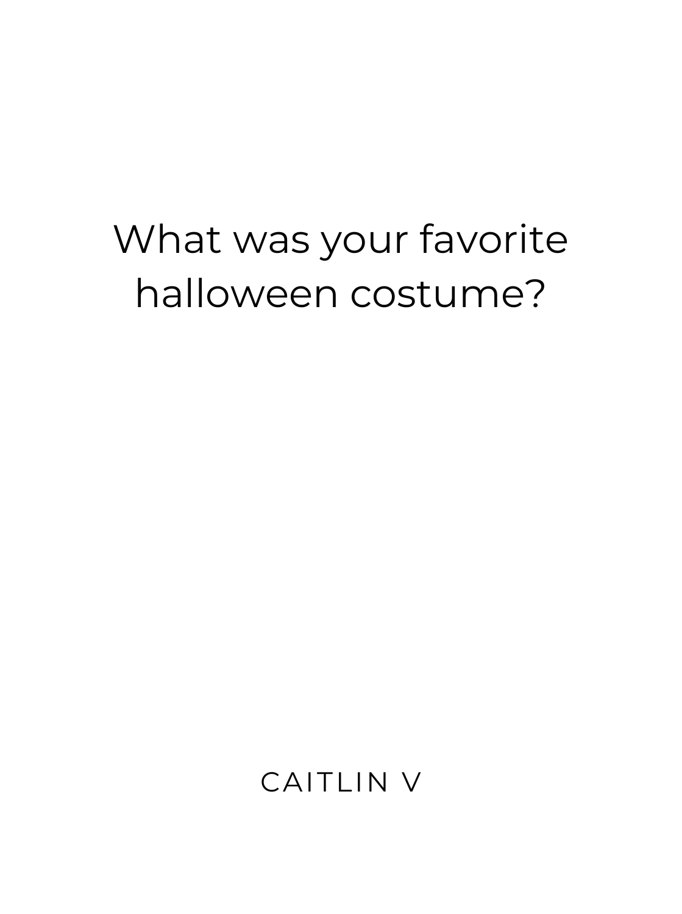What was your favorite halloween costume?

CAITLIN V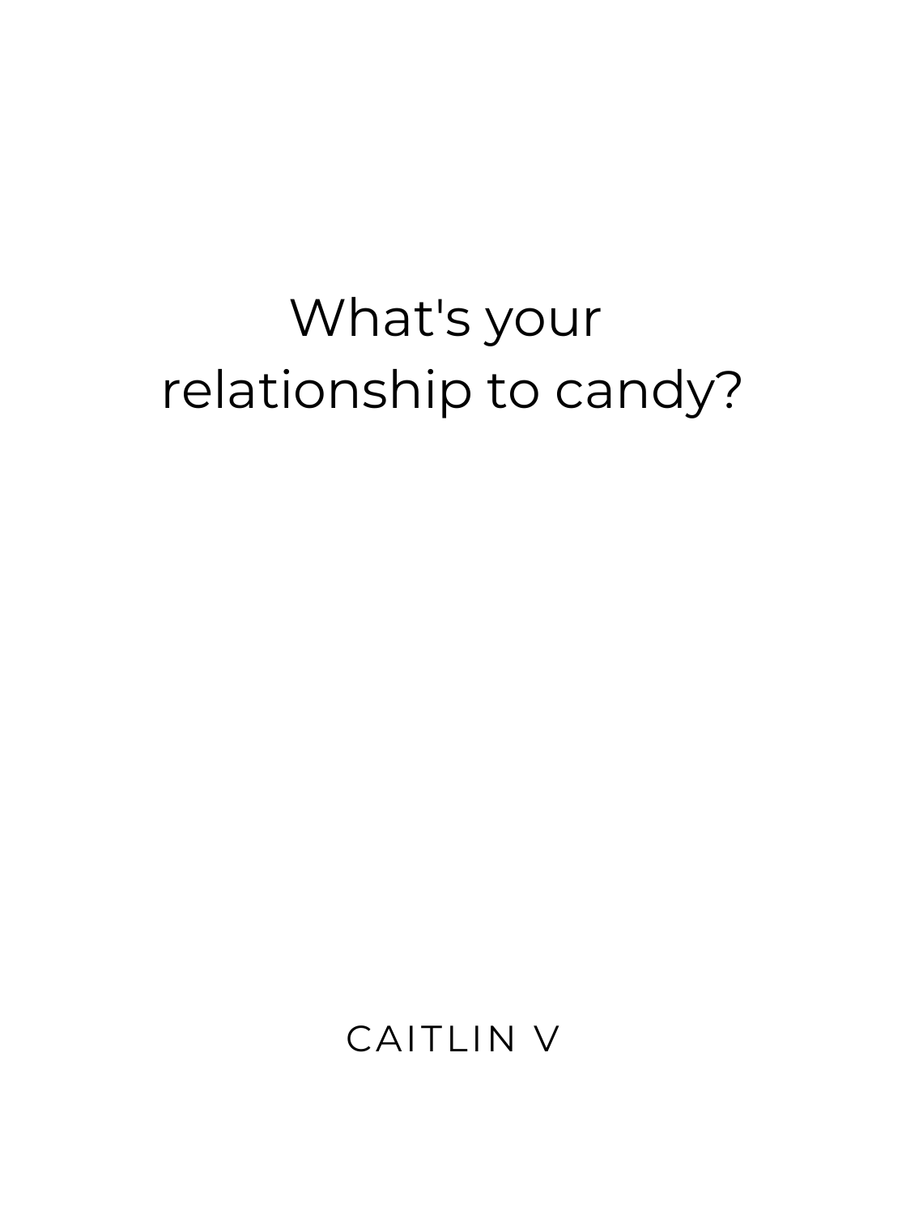What's your relationship to candy?

CAITLIN V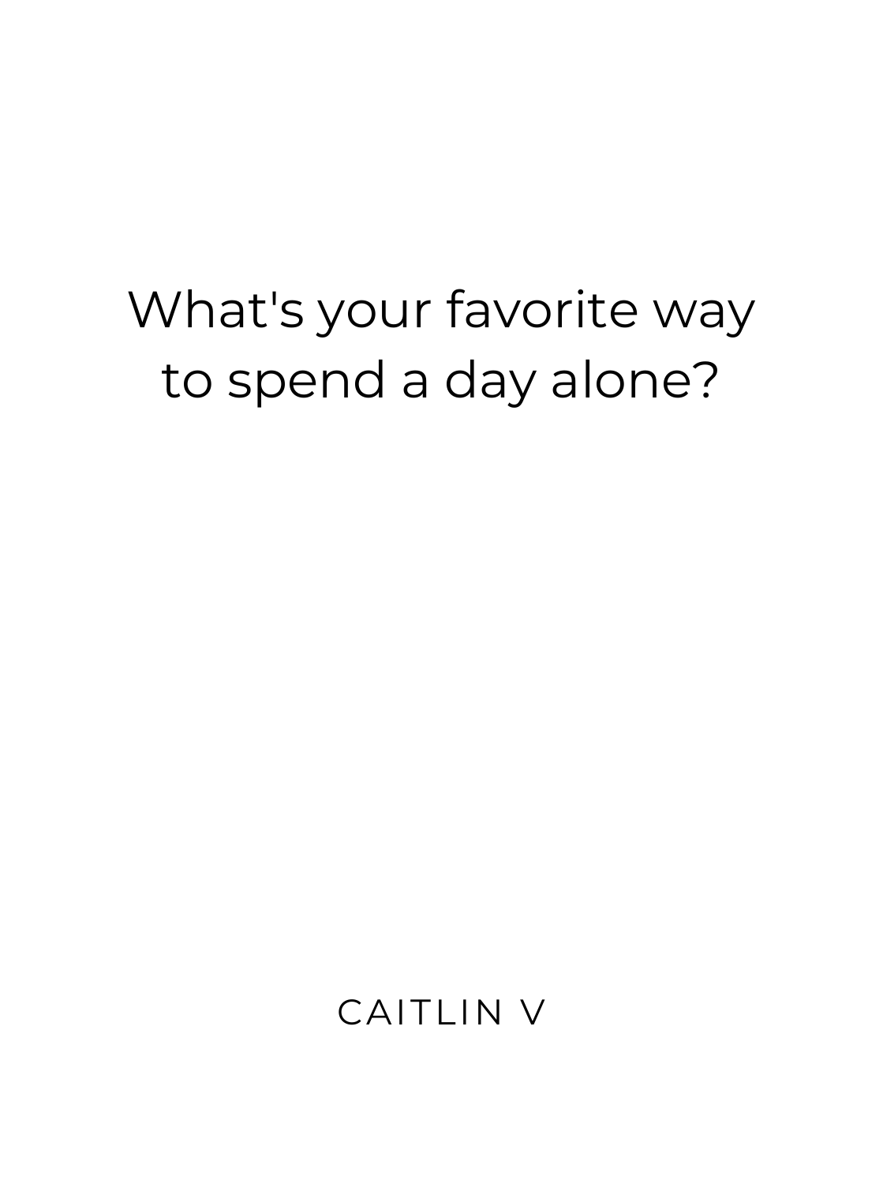What's your favorite way to spend a day alone?

CAITLIN V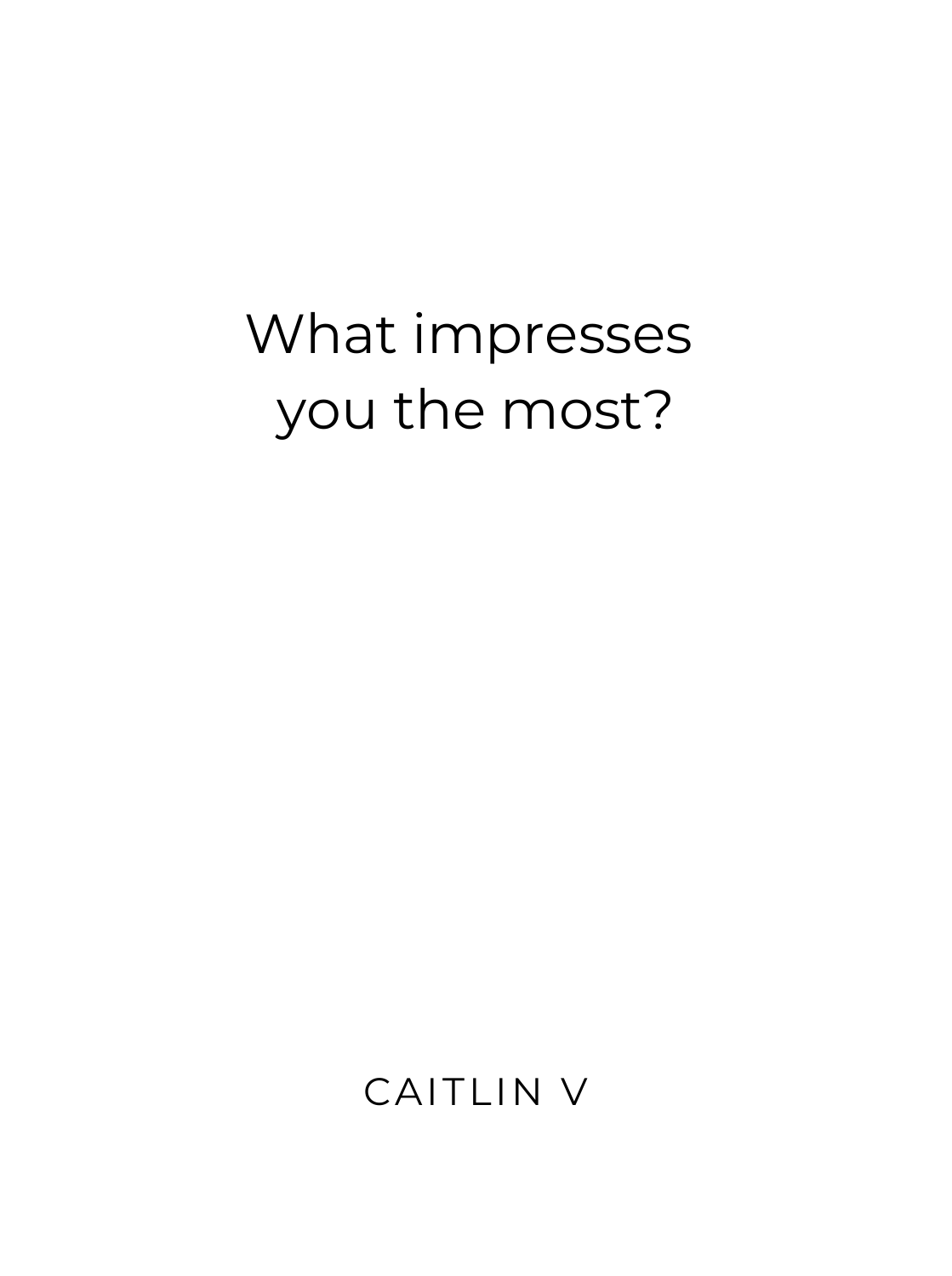What impresses you the most?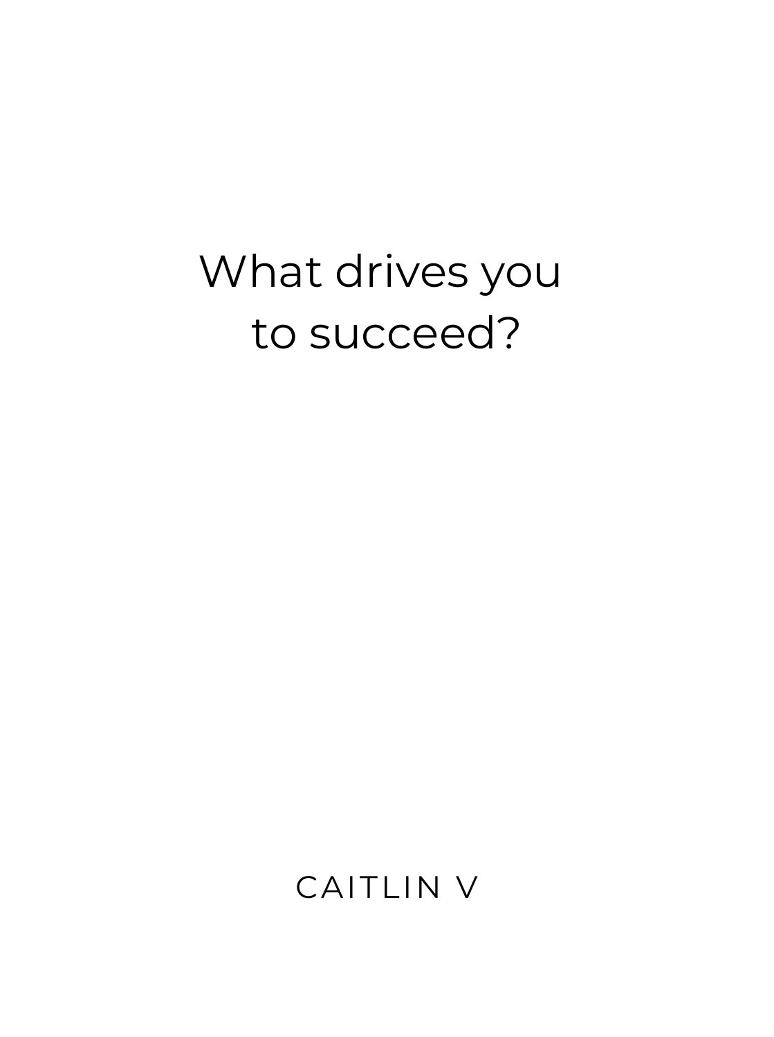What drives you to succeed?

CAITLIN V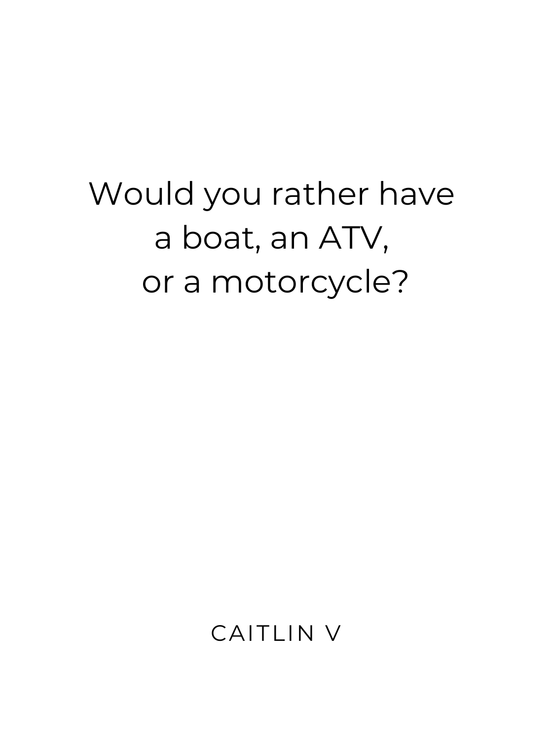Would you rather have
a boat, an ATV,
or a motorcycle?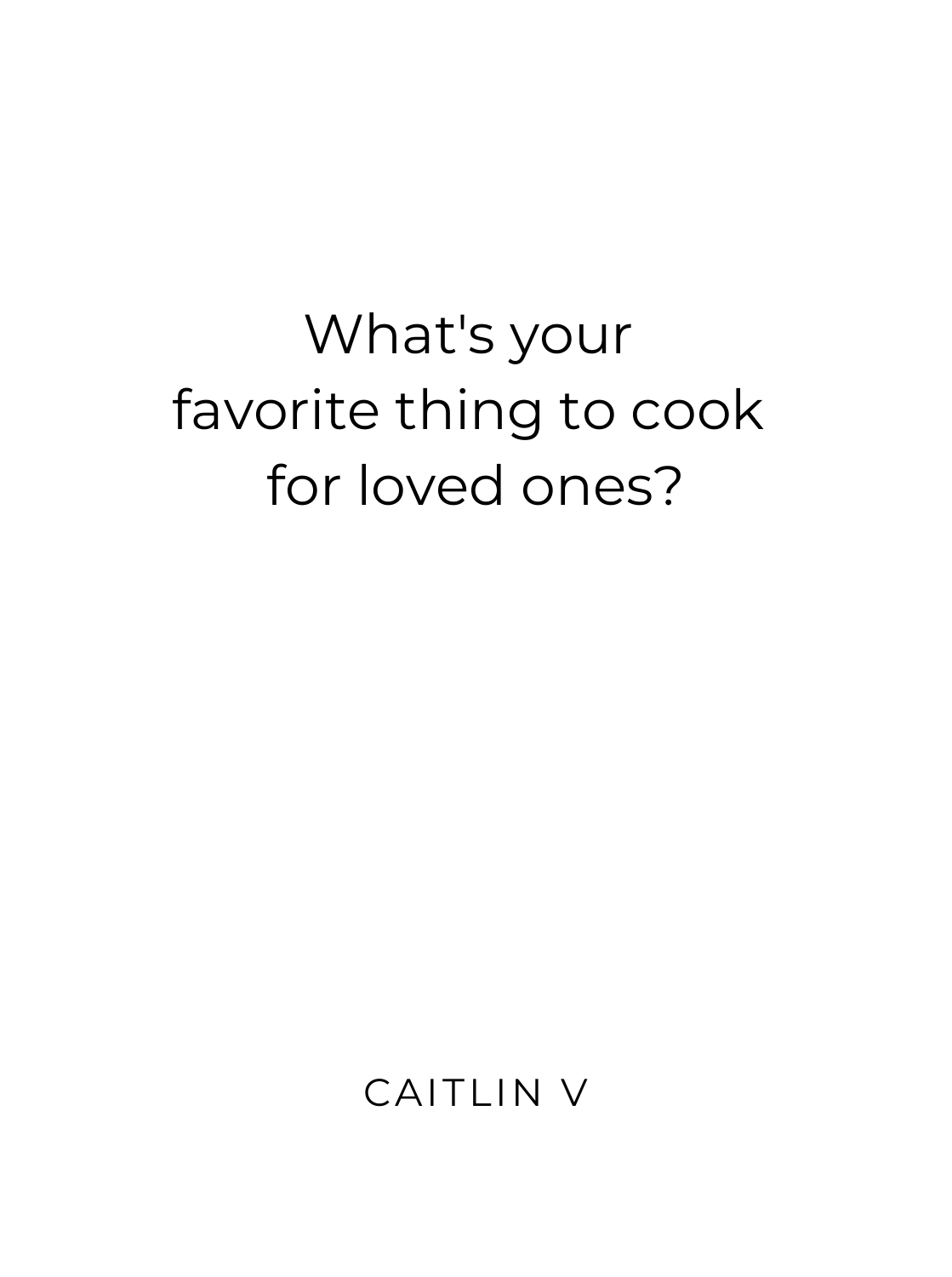What's your favorite thing to cook for loved ones?

CAITLIN V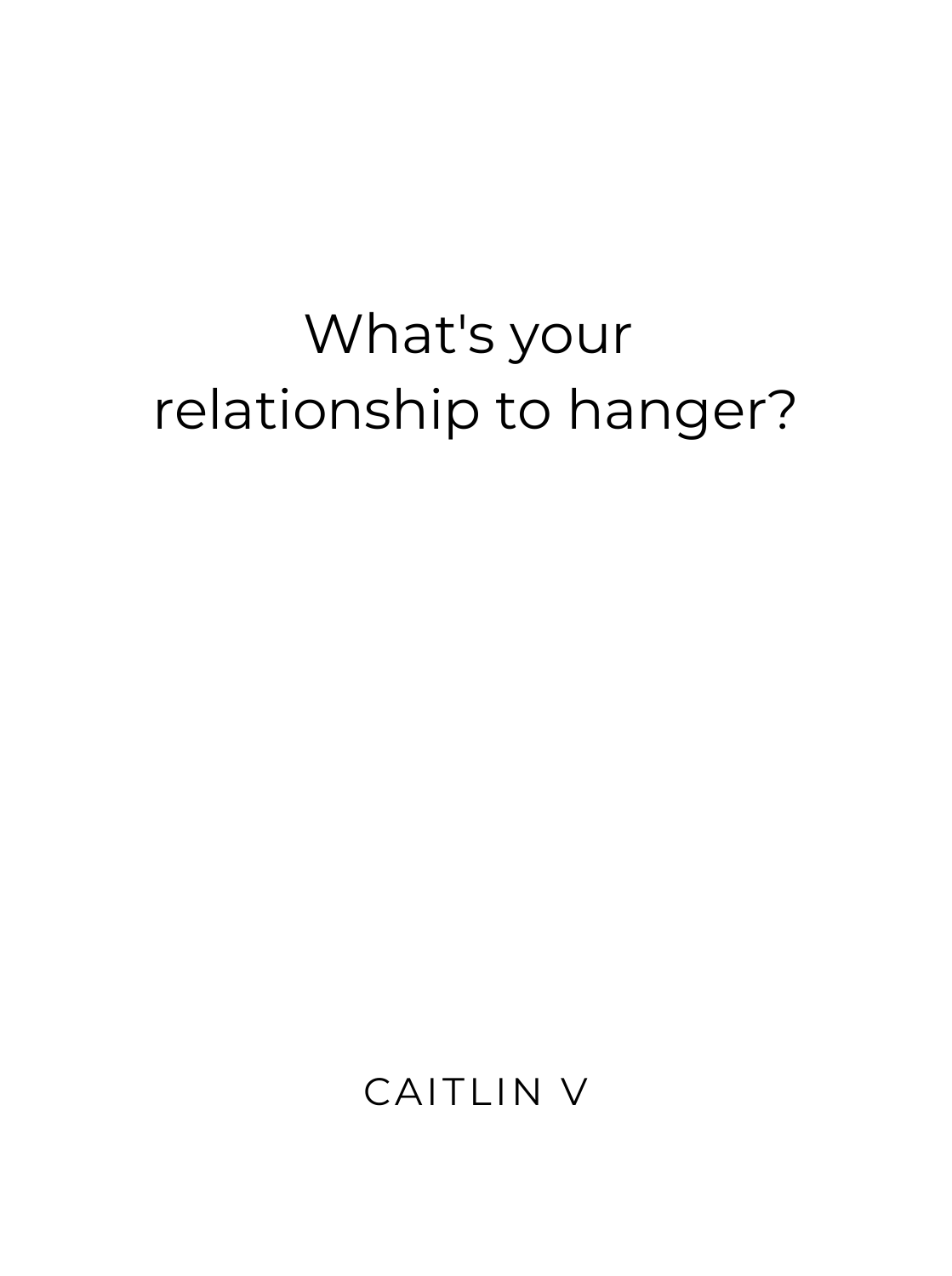What's your relationship to hanger?

CAITLIN V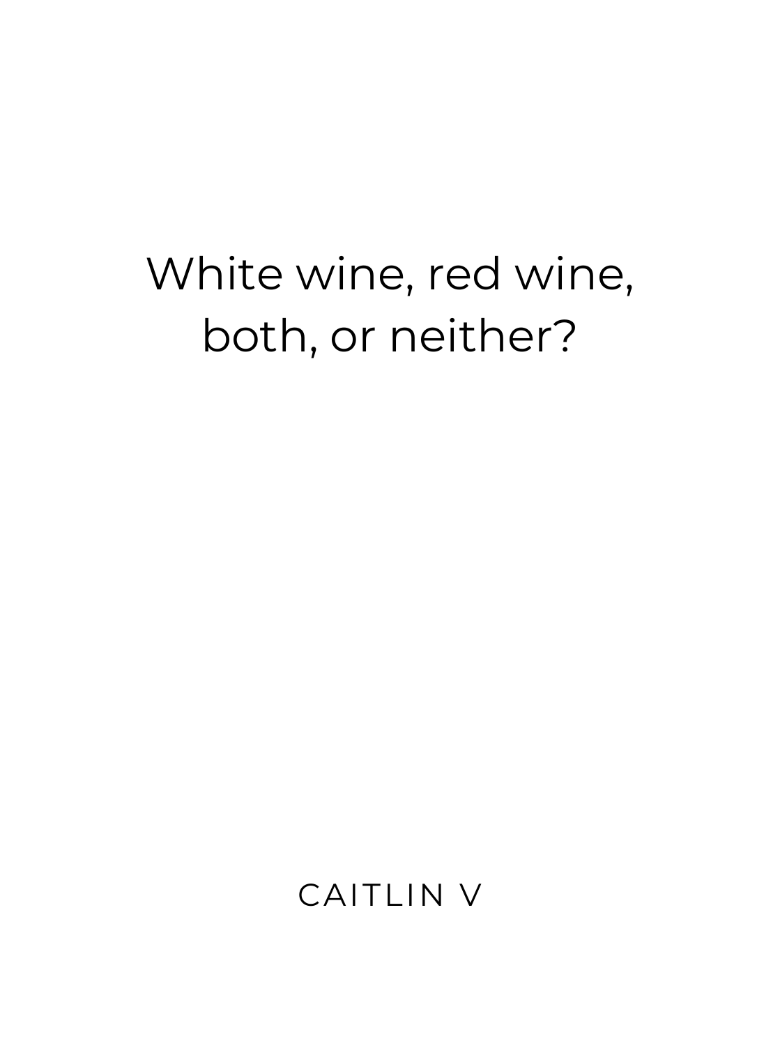White wine, red wine, both, or neither?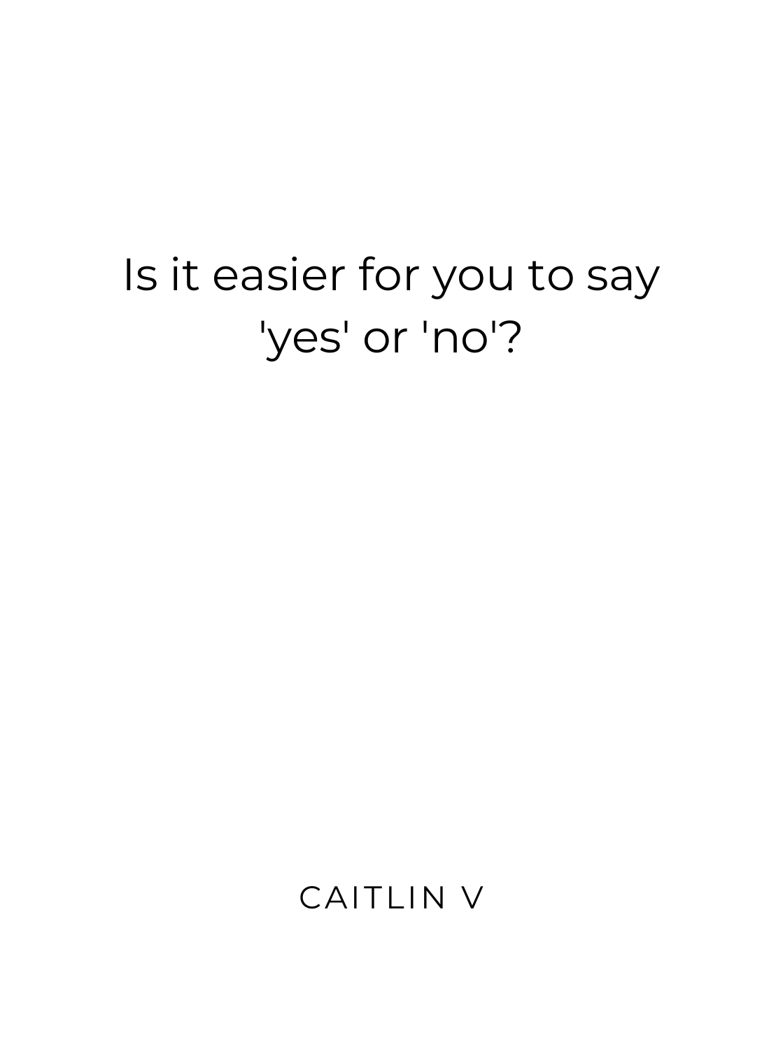Is it easier for you to say 'yes' or 'no'?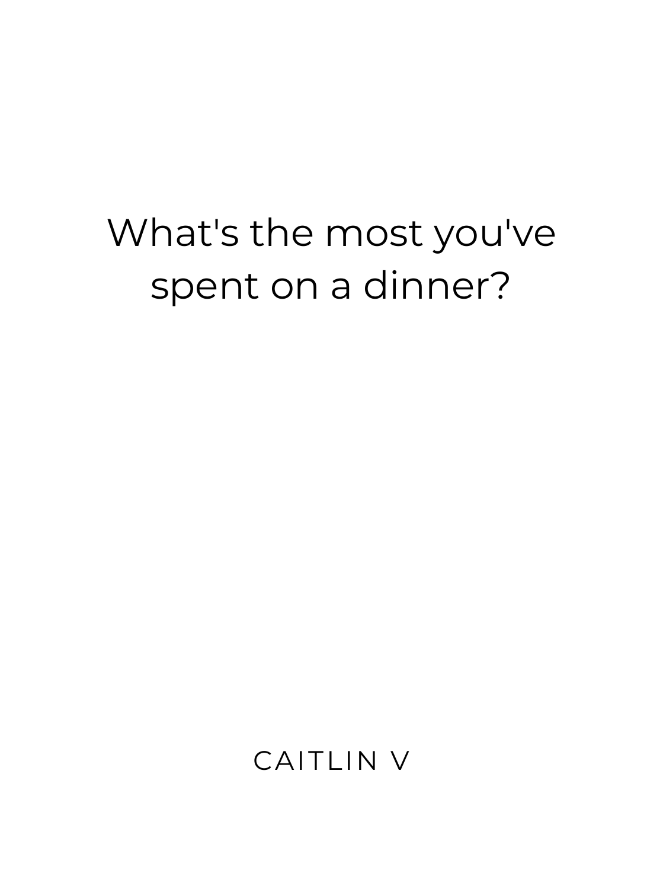What's the most you've spent on a dinner?

CAITLIN V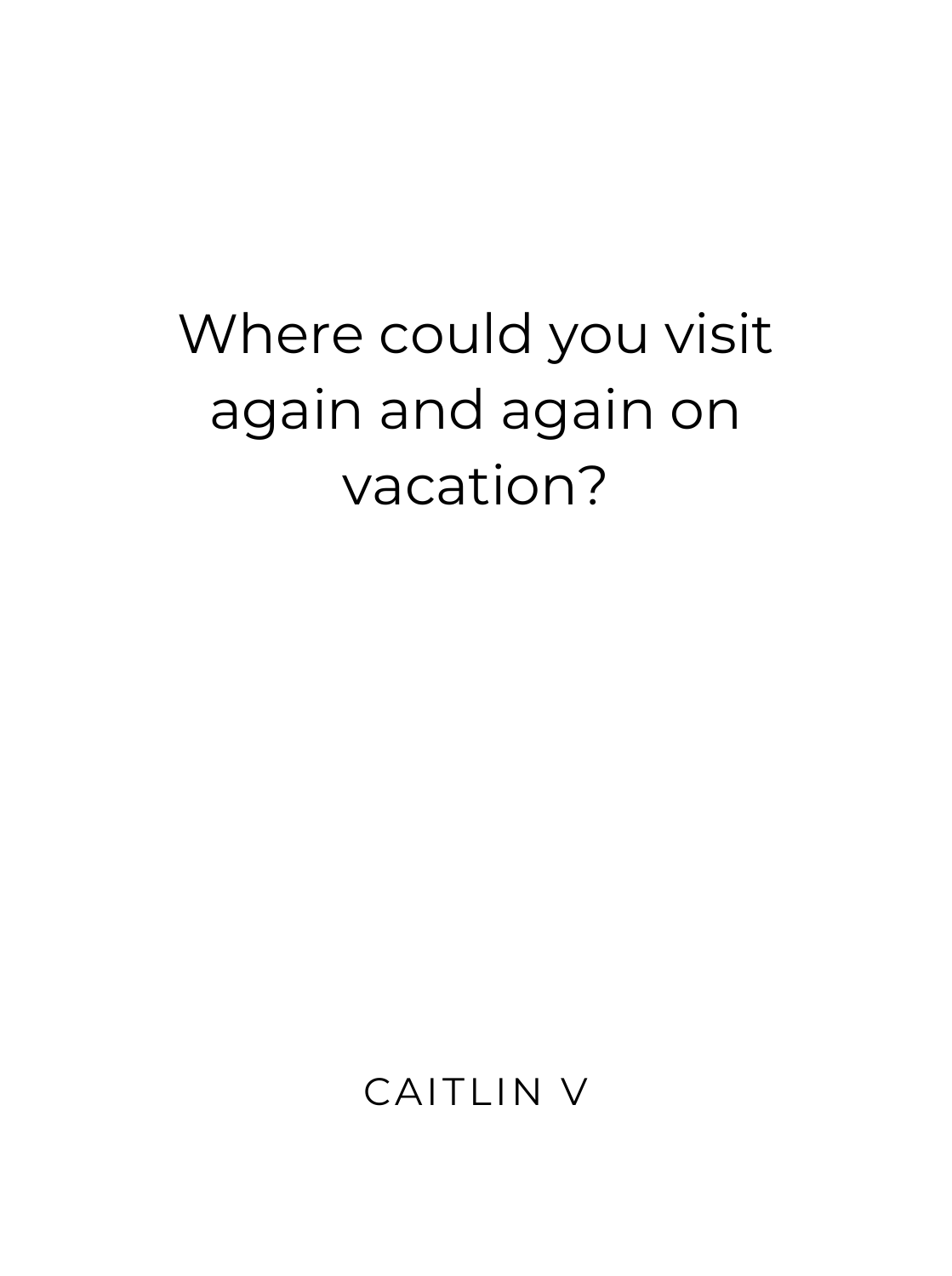Where could you visit again and again on vacation?

CAITLIN V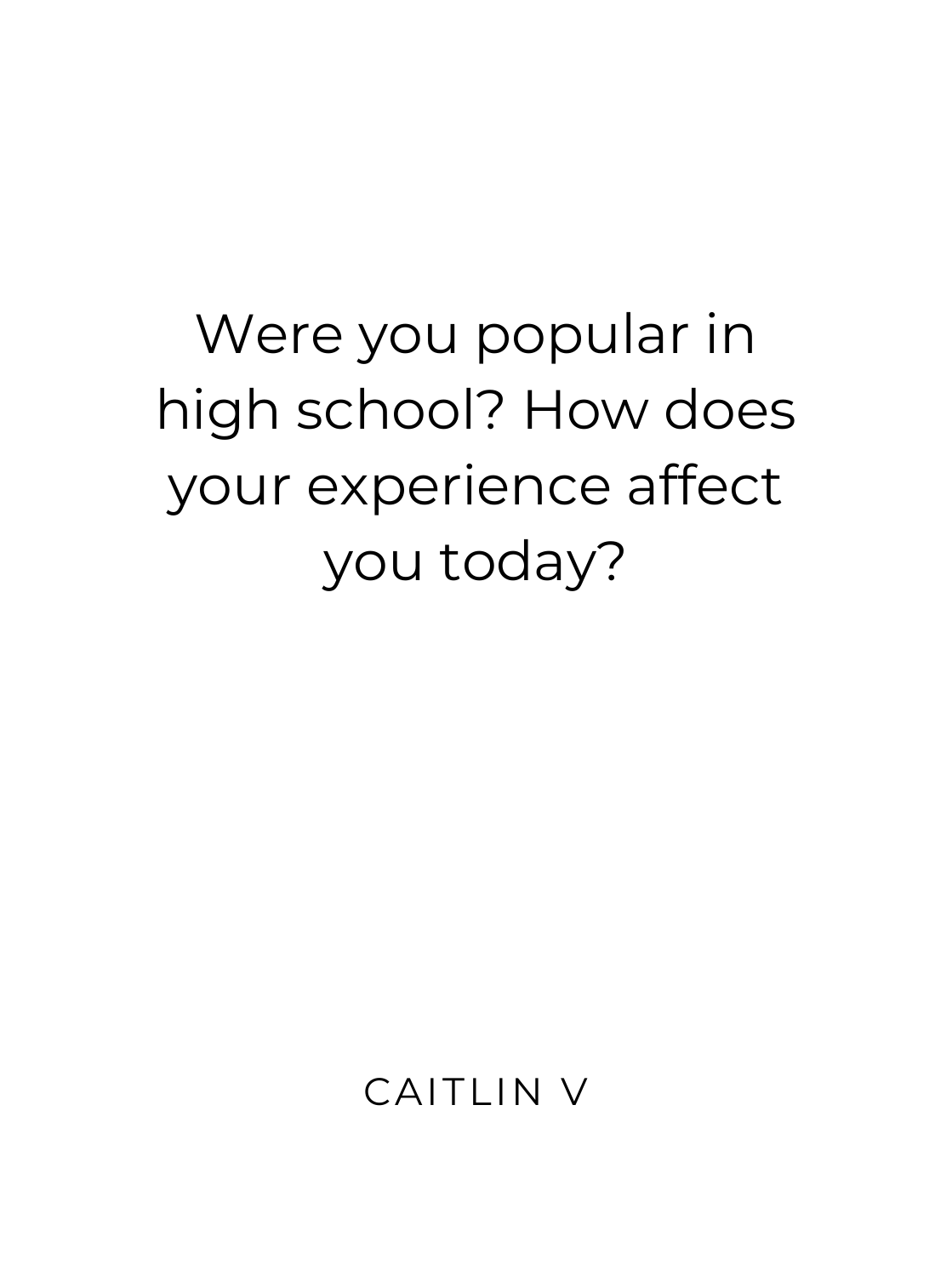Were you popular in high school? How does your experience affect you today?

CAITLIN V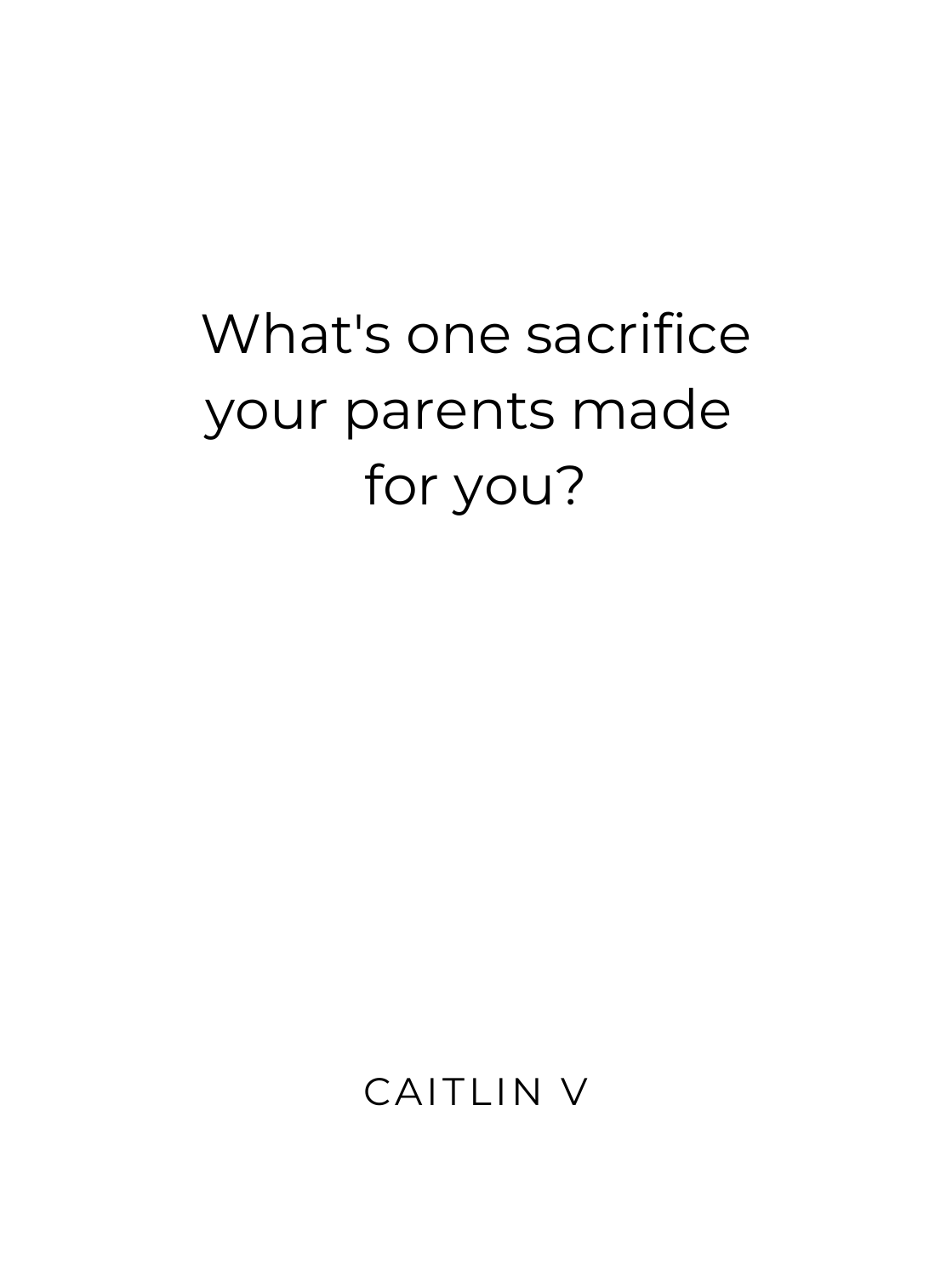What's one sacrifice your parents made for you?

CAITLIN V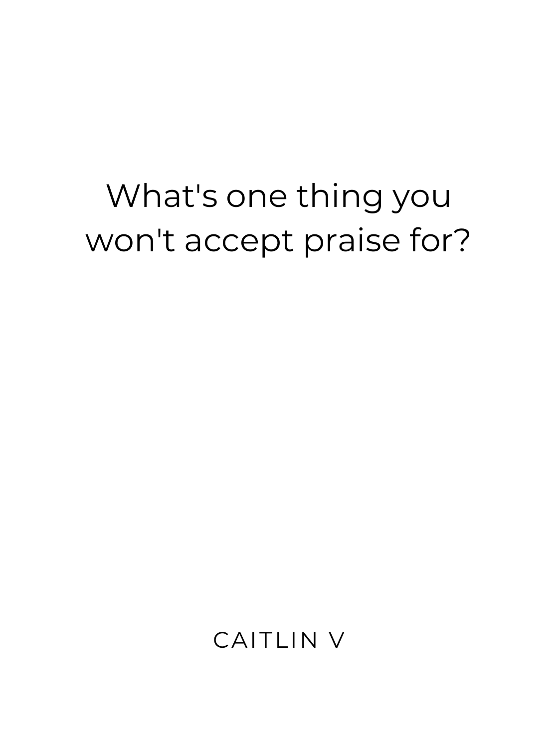What's one thing you won't accept praise for?

CAITLIN V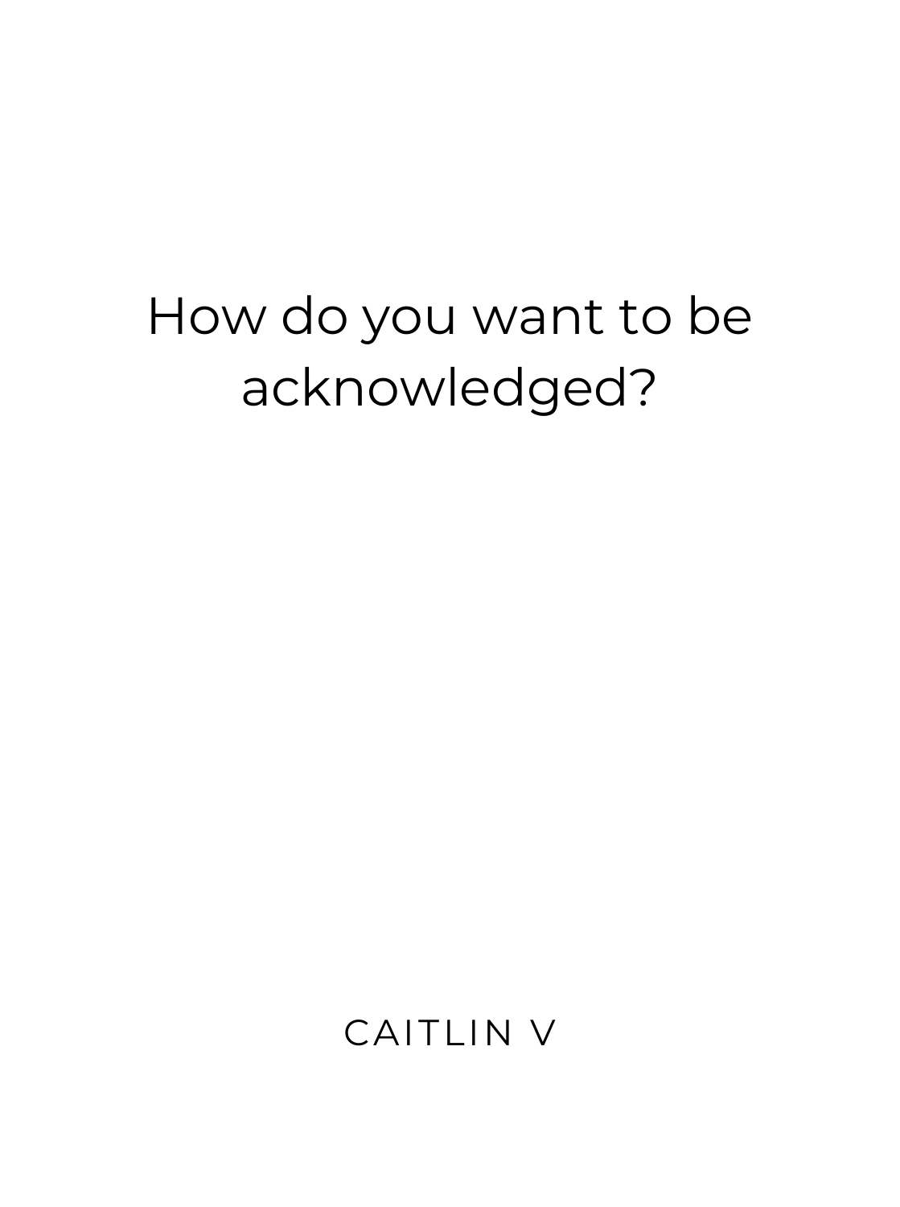How do you want to be acknowledged?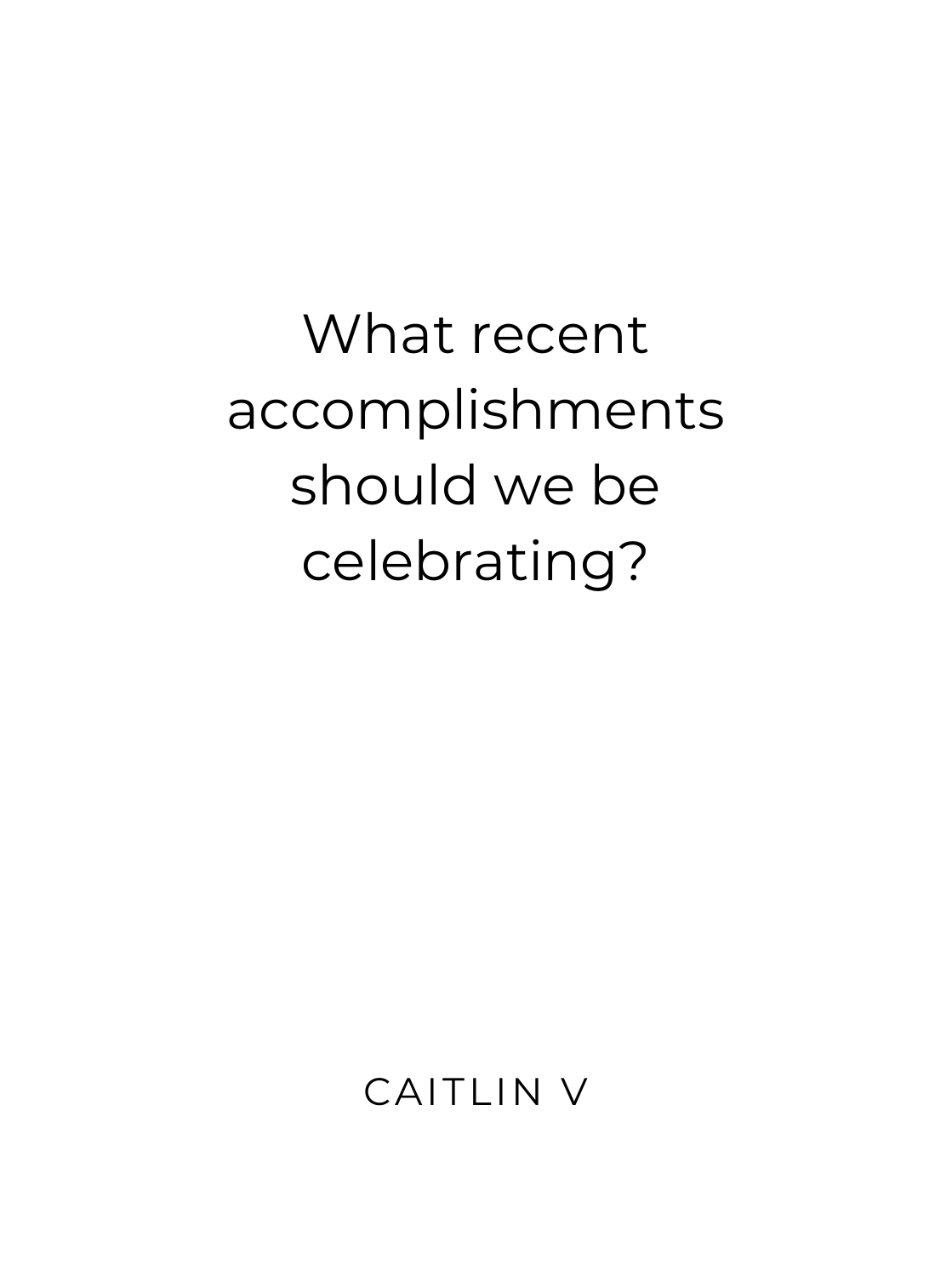What recent accomplishments should we be celebrating?

CAITLIN V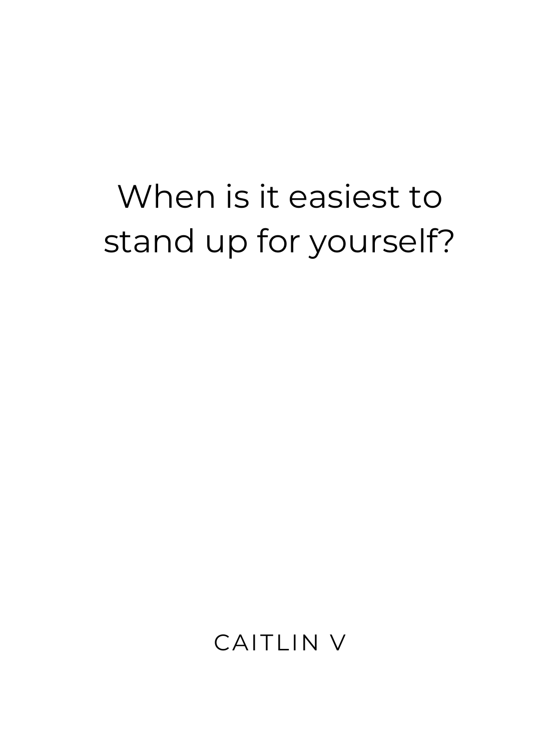When is it easiest to stand up for yourself?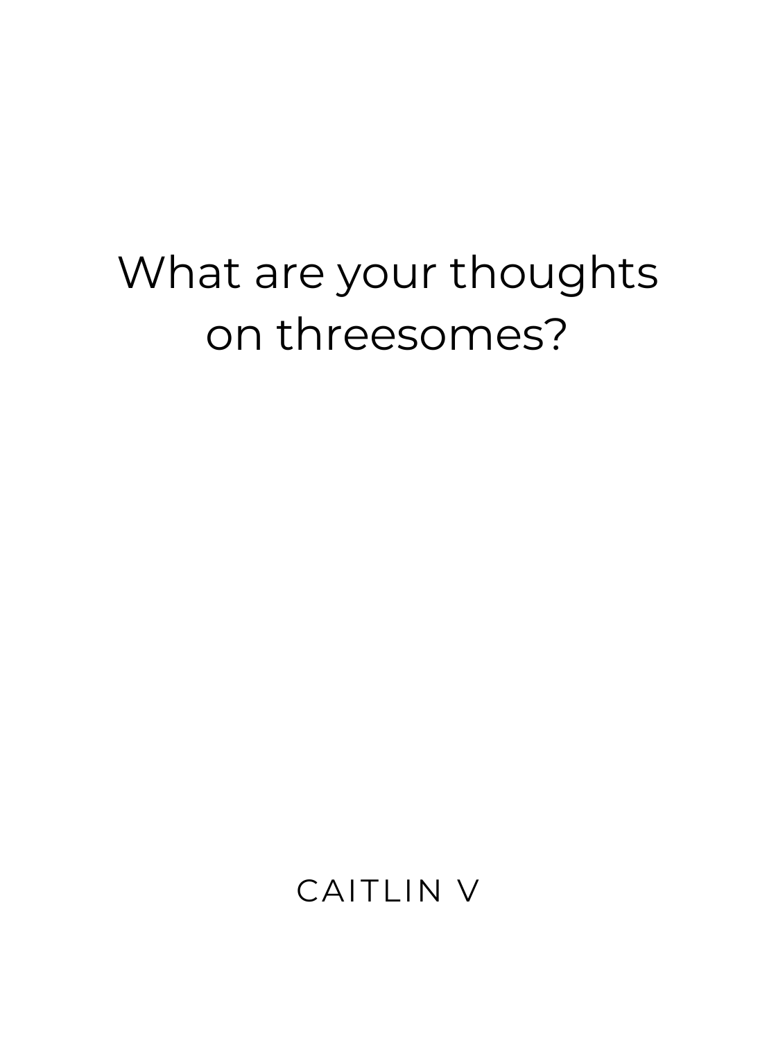# What are your thoughts on threesomes?

CAITLIN V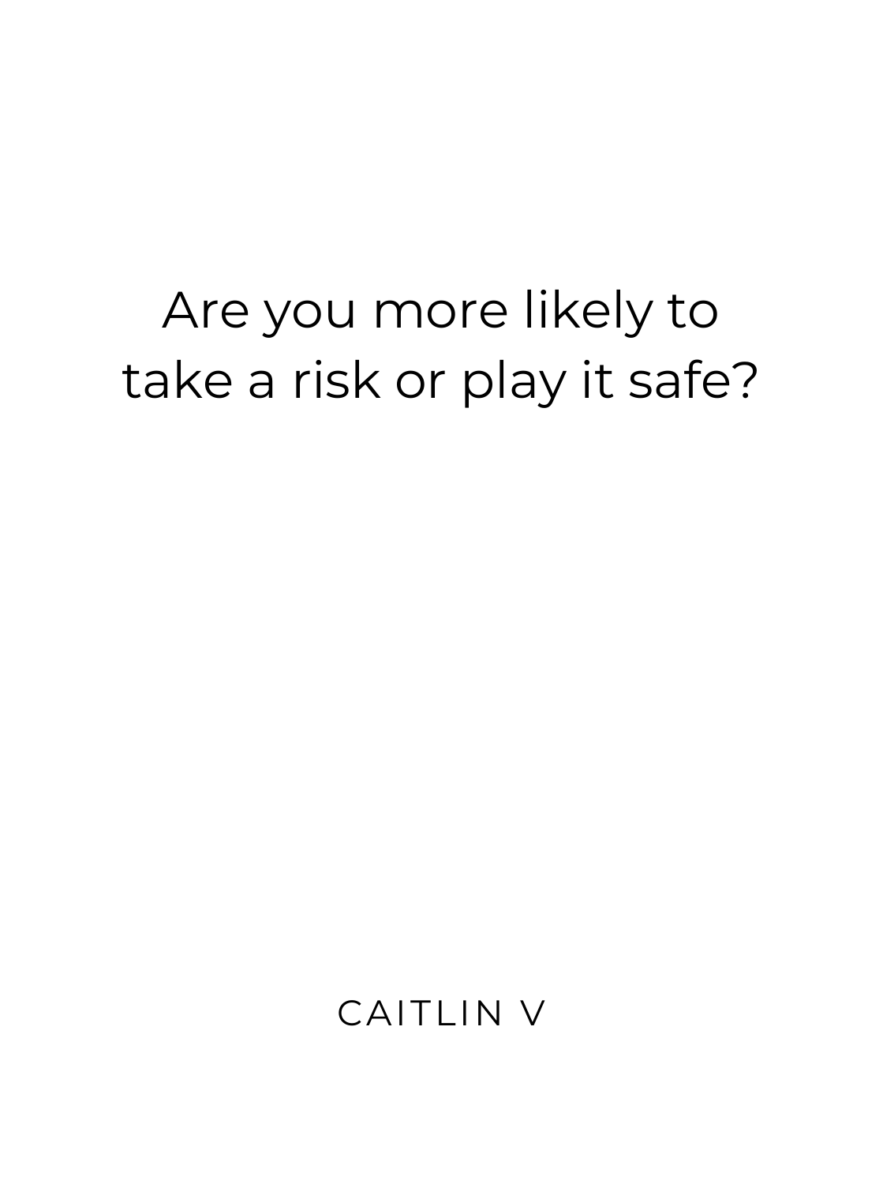Are you more likely to take a risk or play it safe?

CAITLIN V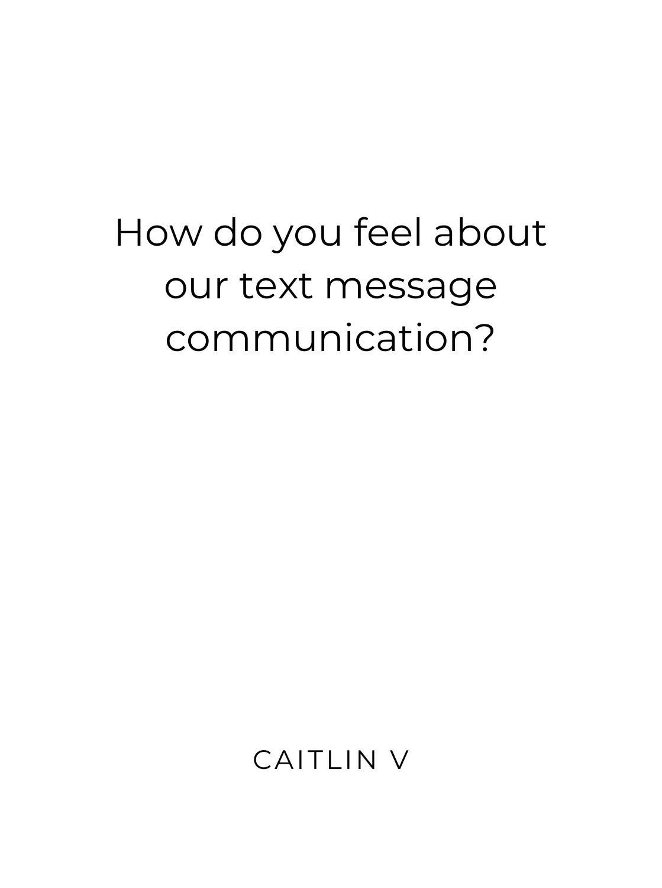How do you feel about our text message communication?

CAITLIN V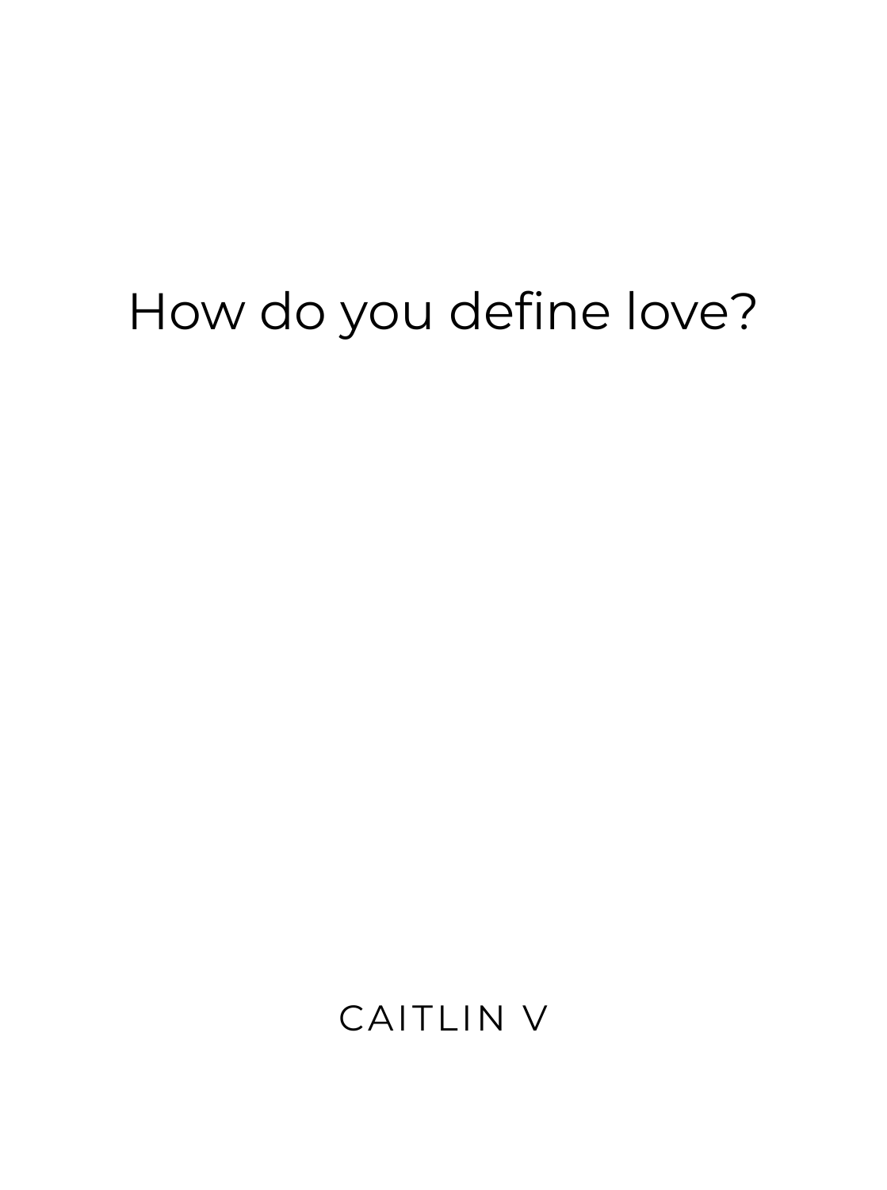How do you define love?

CAITLIN V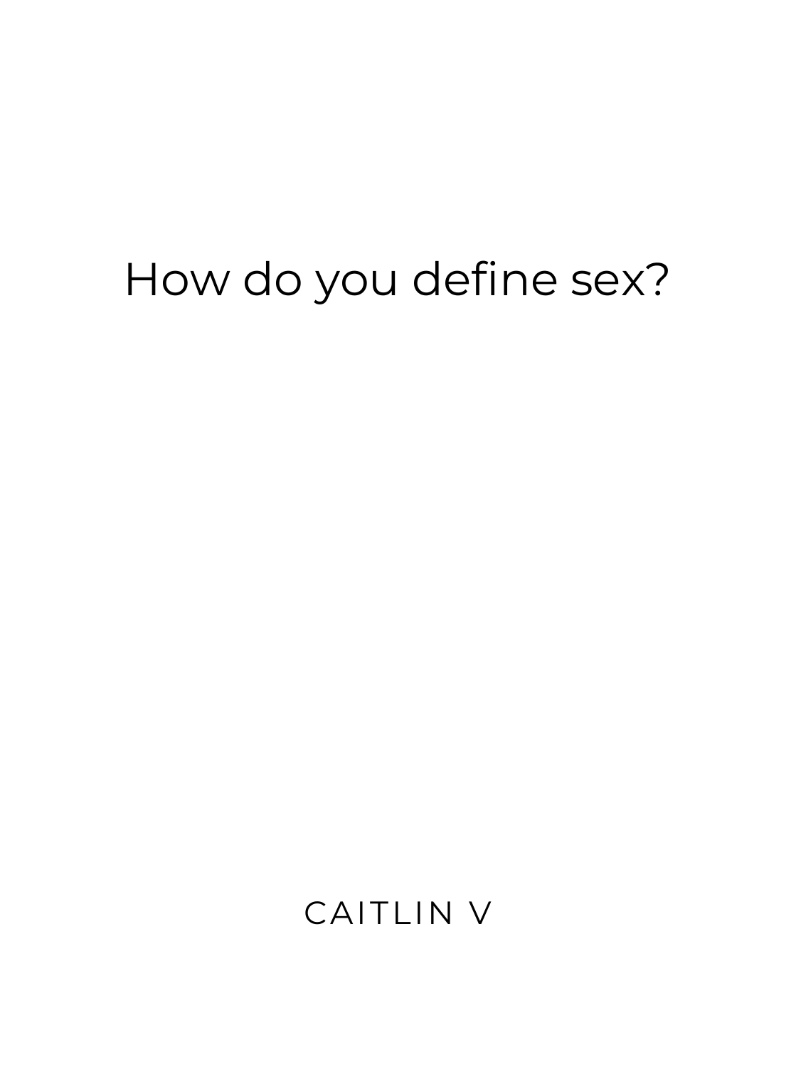How do you define sex?

CAITLIN V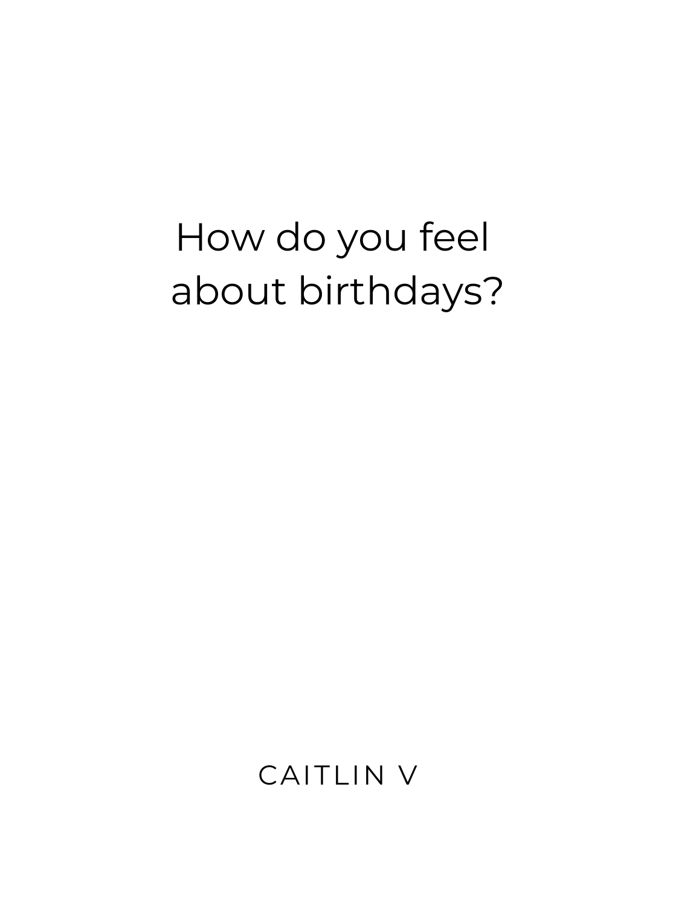How do you feel about birthdays?

CAITLIN V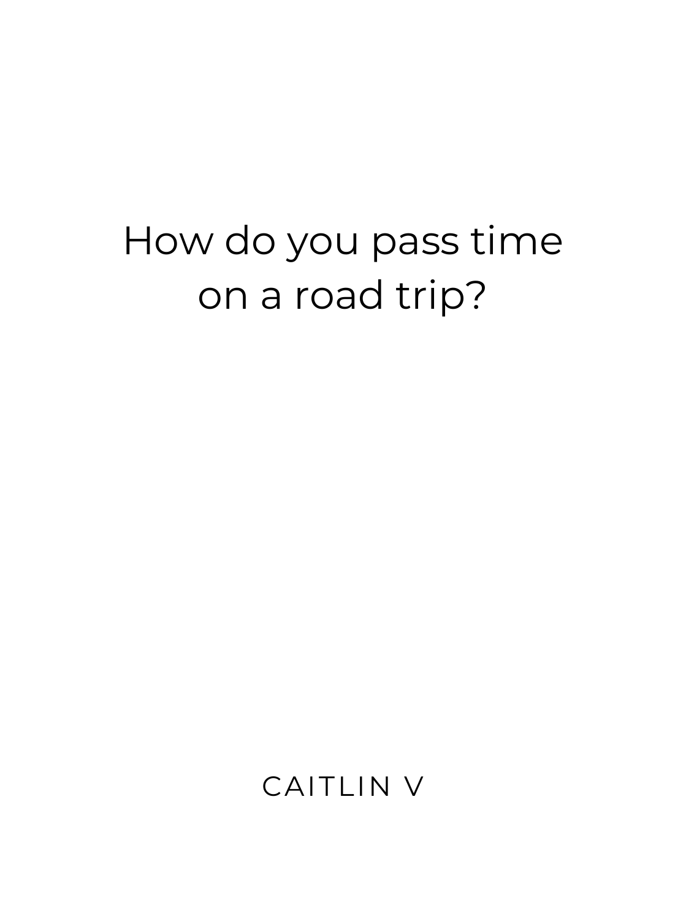How do you pass time on a road trip?

CAITLIN V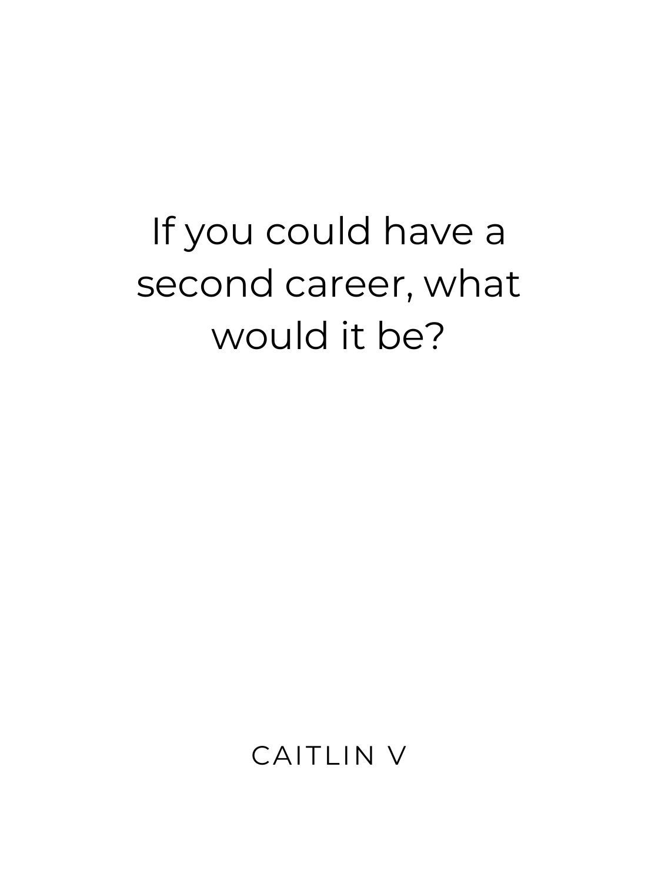If you could have a second career, what would it be?

CAITLIN V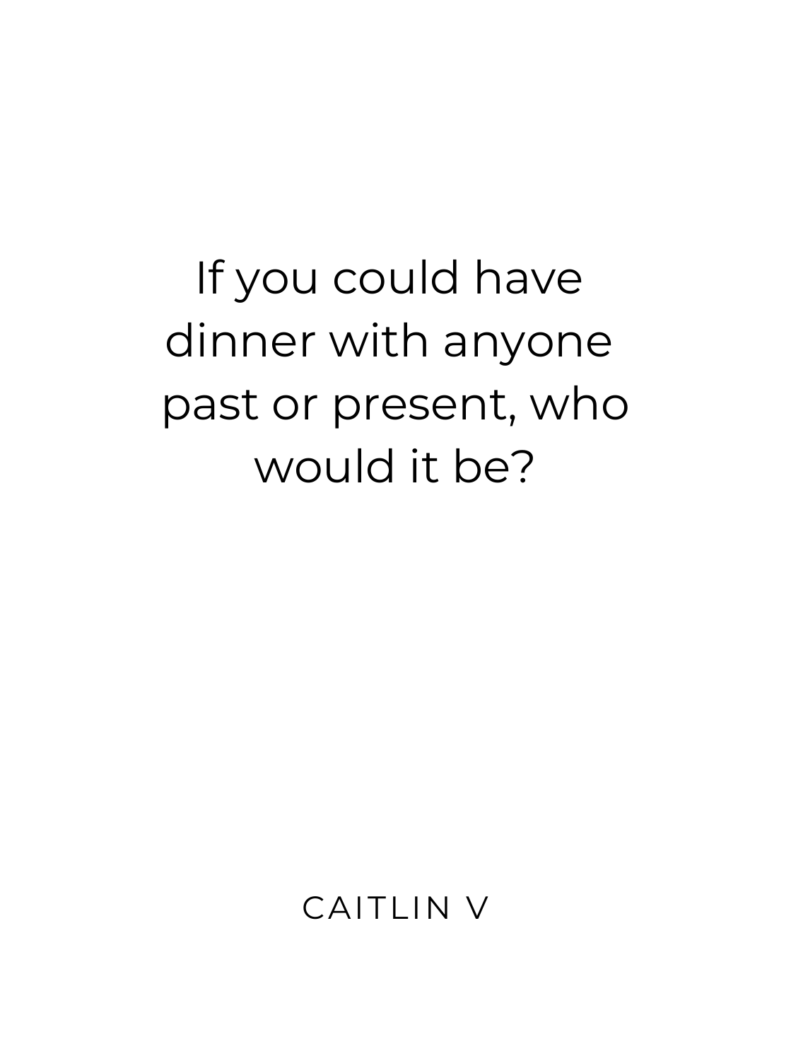If you could have dinner with anyone past or present, who would it be?

CAITLIN V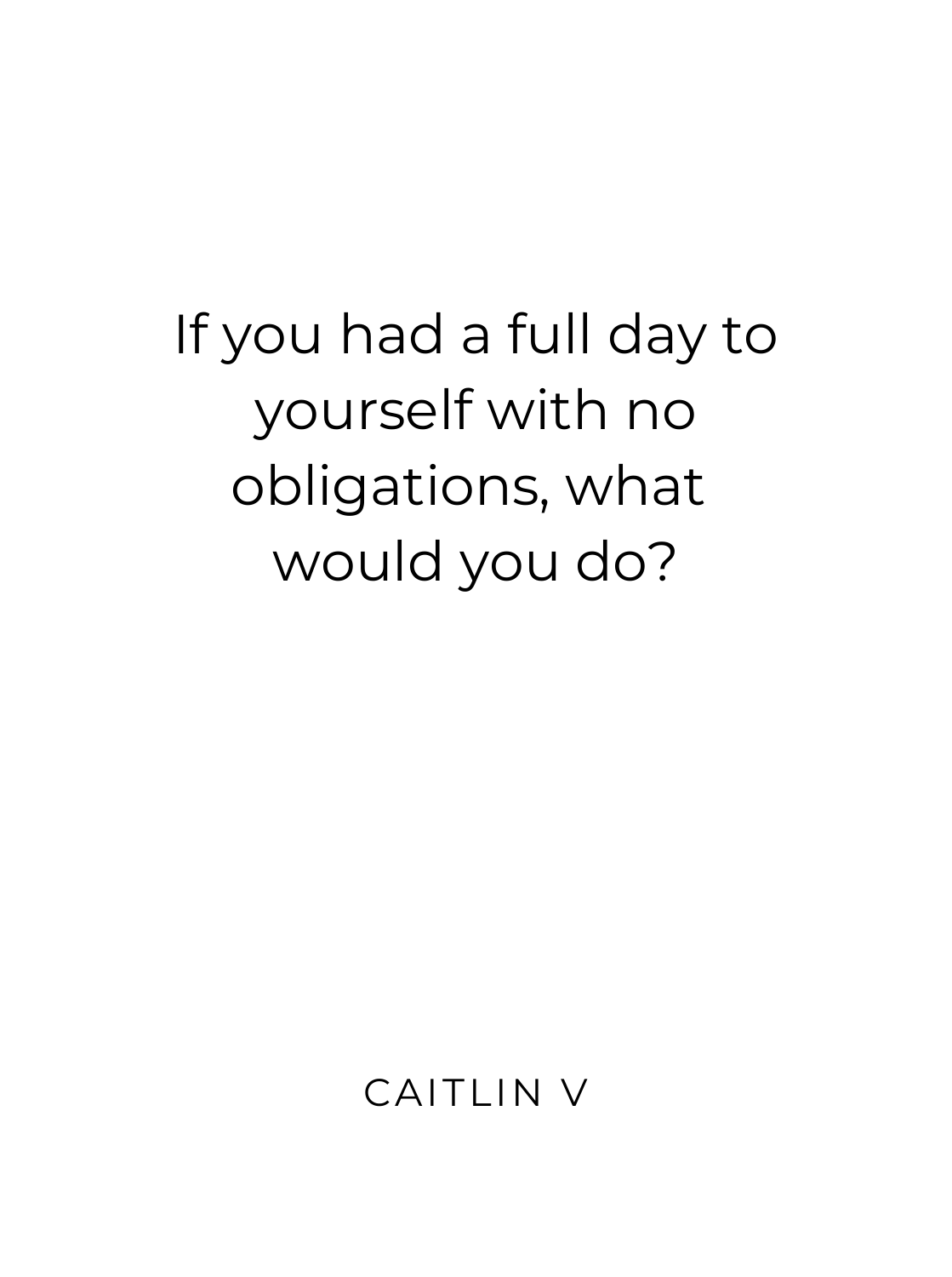If you had a full day to yourself with no obligations, what would you do?

CAITLIN V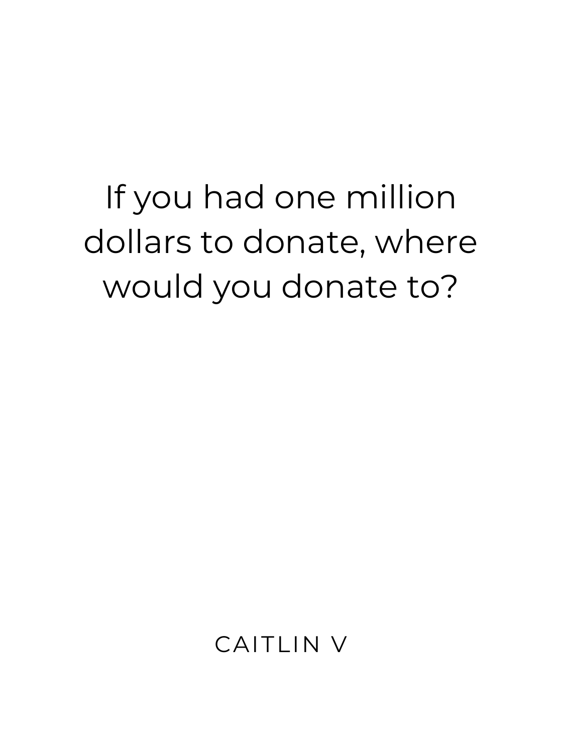If you had one million dollars to donate, where would you donate to?

CAITLIN V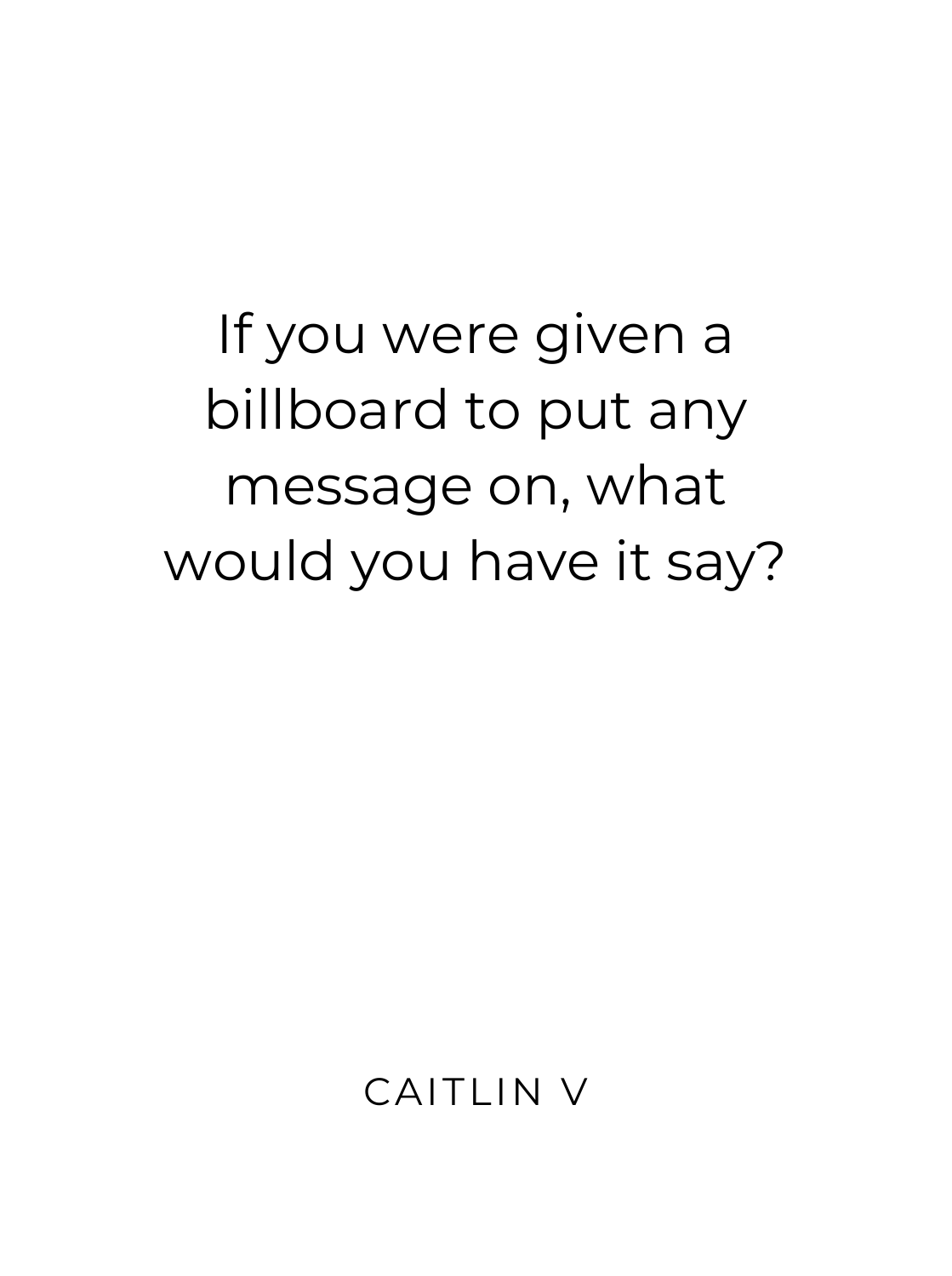If you were given a billboard to put any message on, what would you have it say?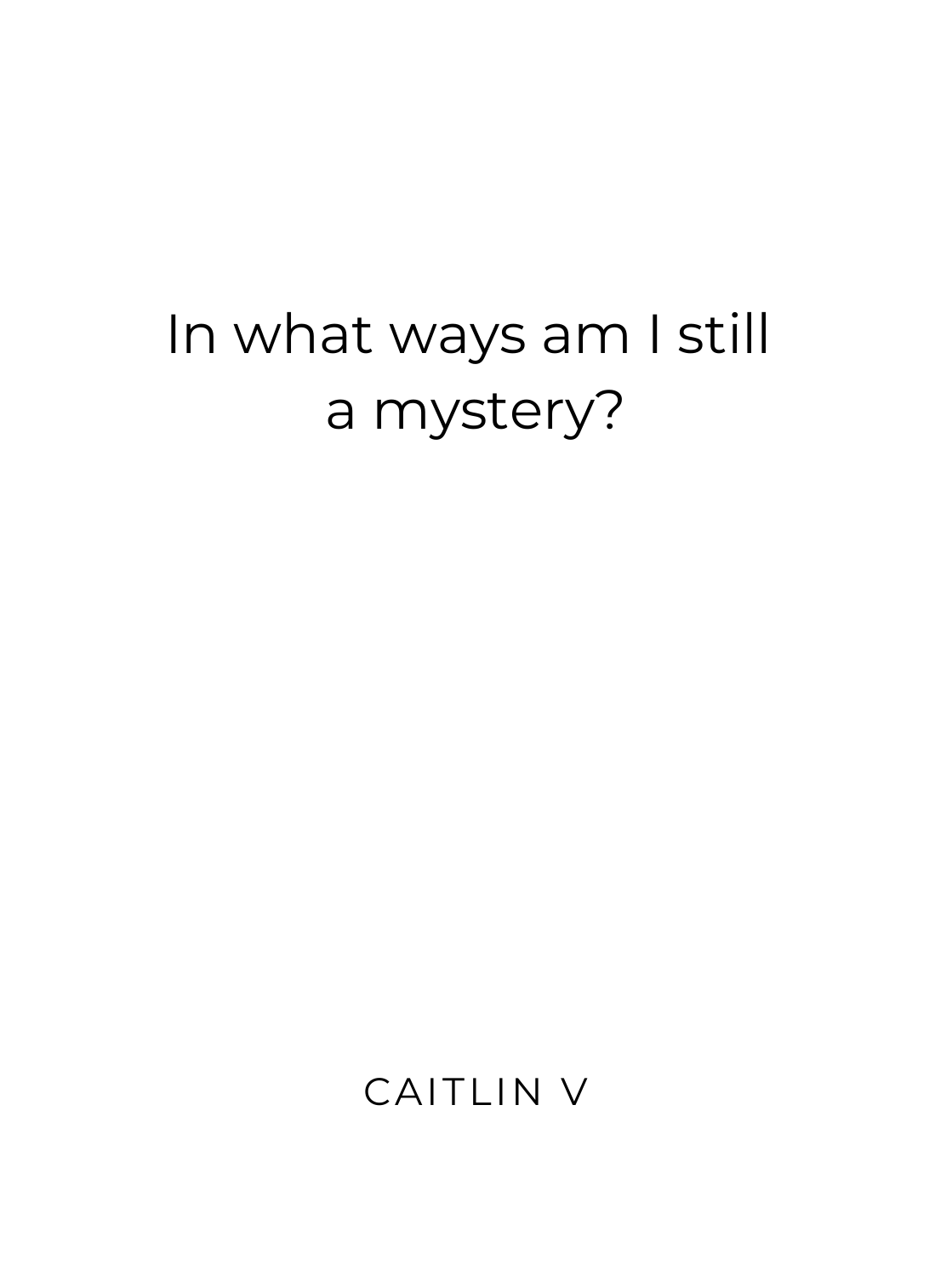In what ways am I still a mystery?

CAITLIN V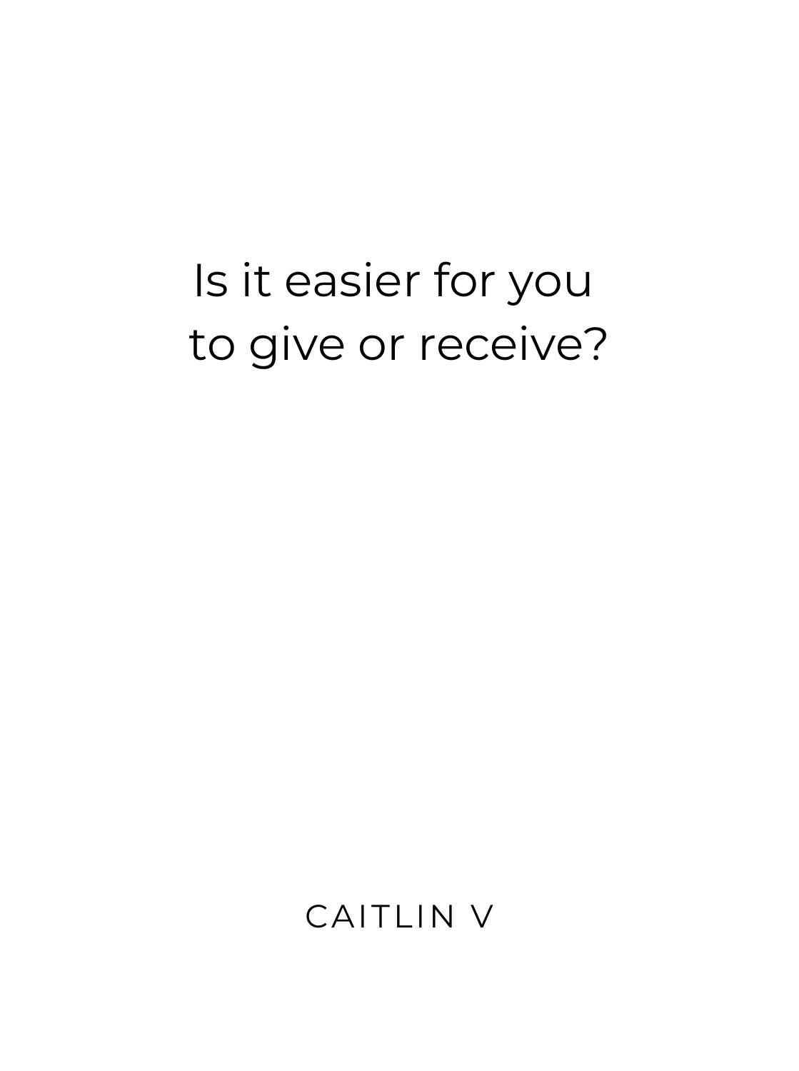Is it easier for you to give or receive?

CAITLIN V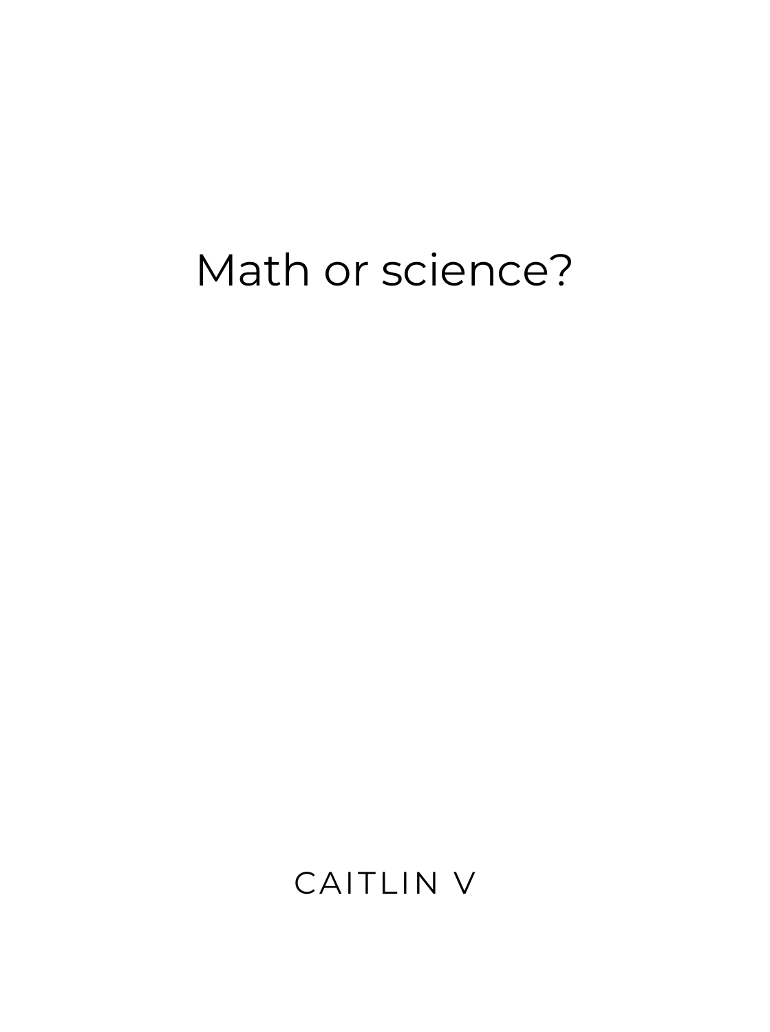Math or science?

CAITLIN V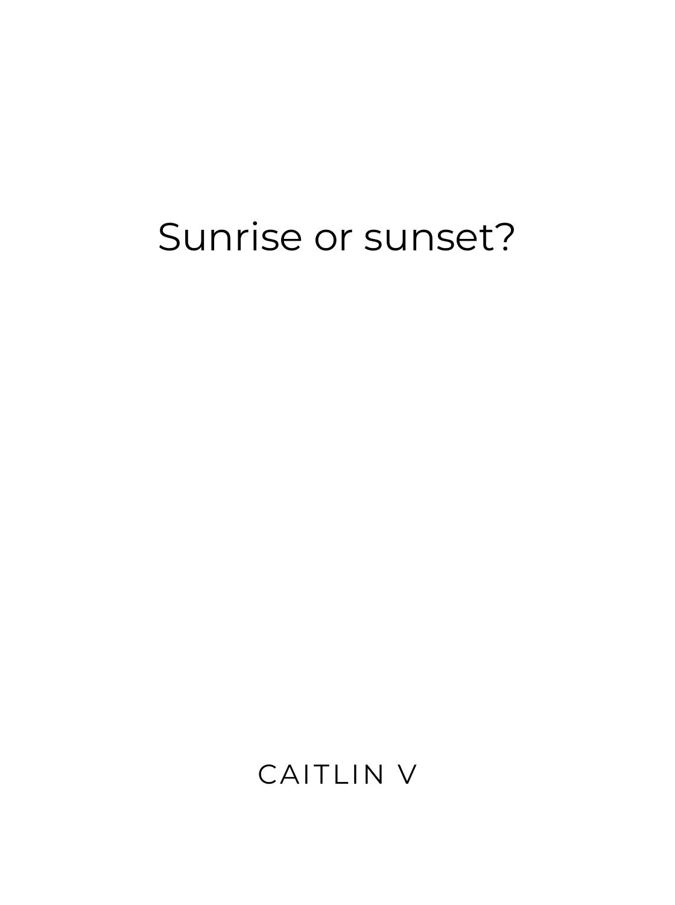Sunrise or sunset?

CAITLIN V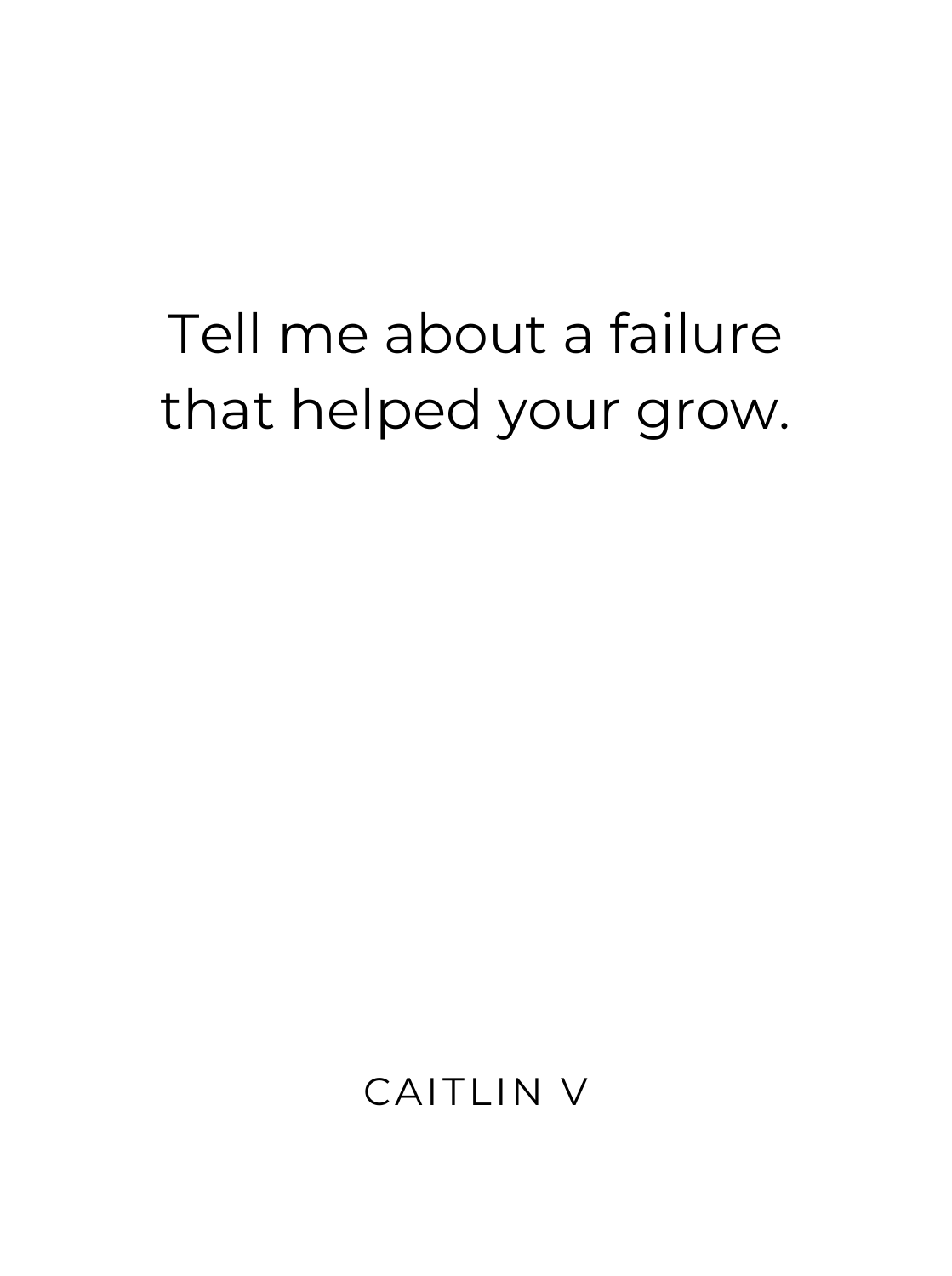Tell me about a failure that helped your grow.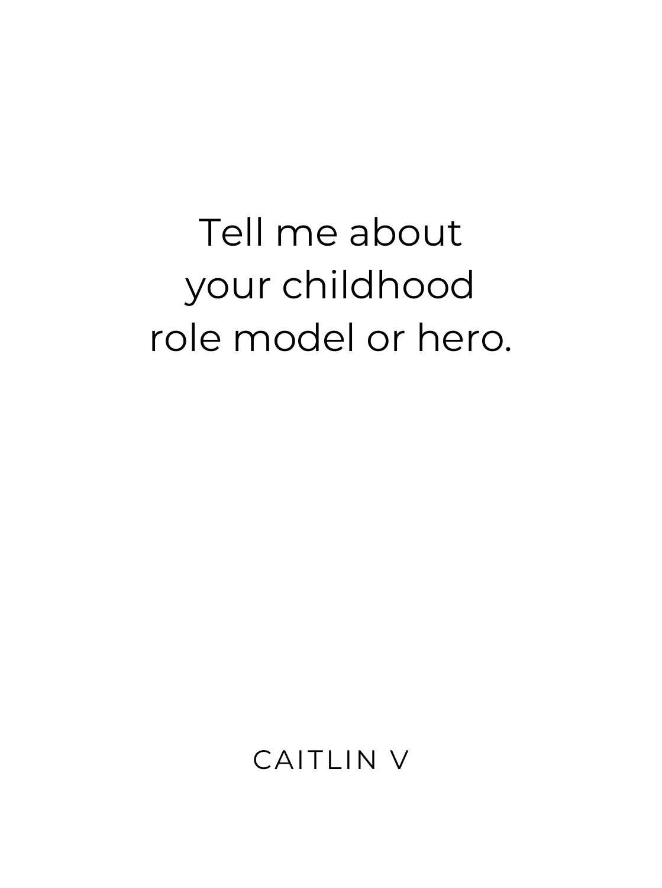Tell me about
your childhood
role model or hero.

CAITLIN V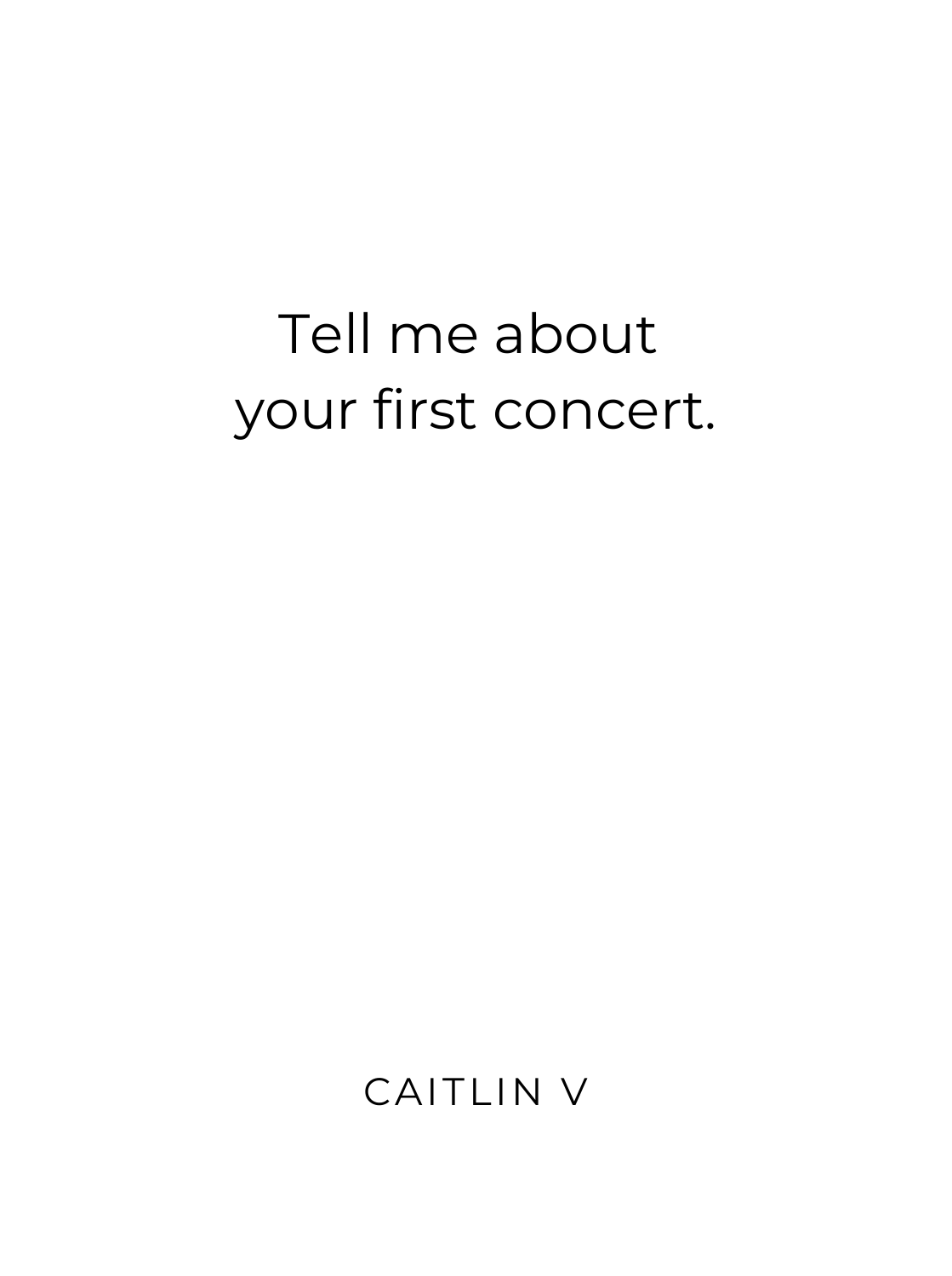Tell me about
your first concert.

CAITLIN V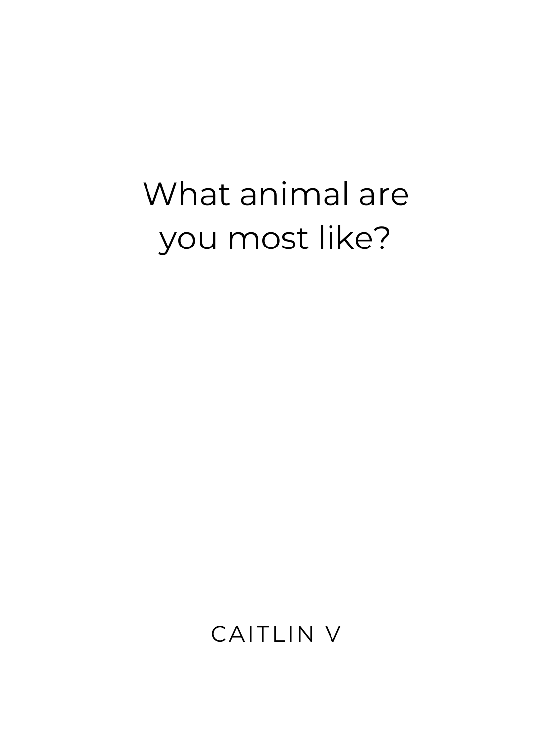What animal are you most like?

CAITLIN V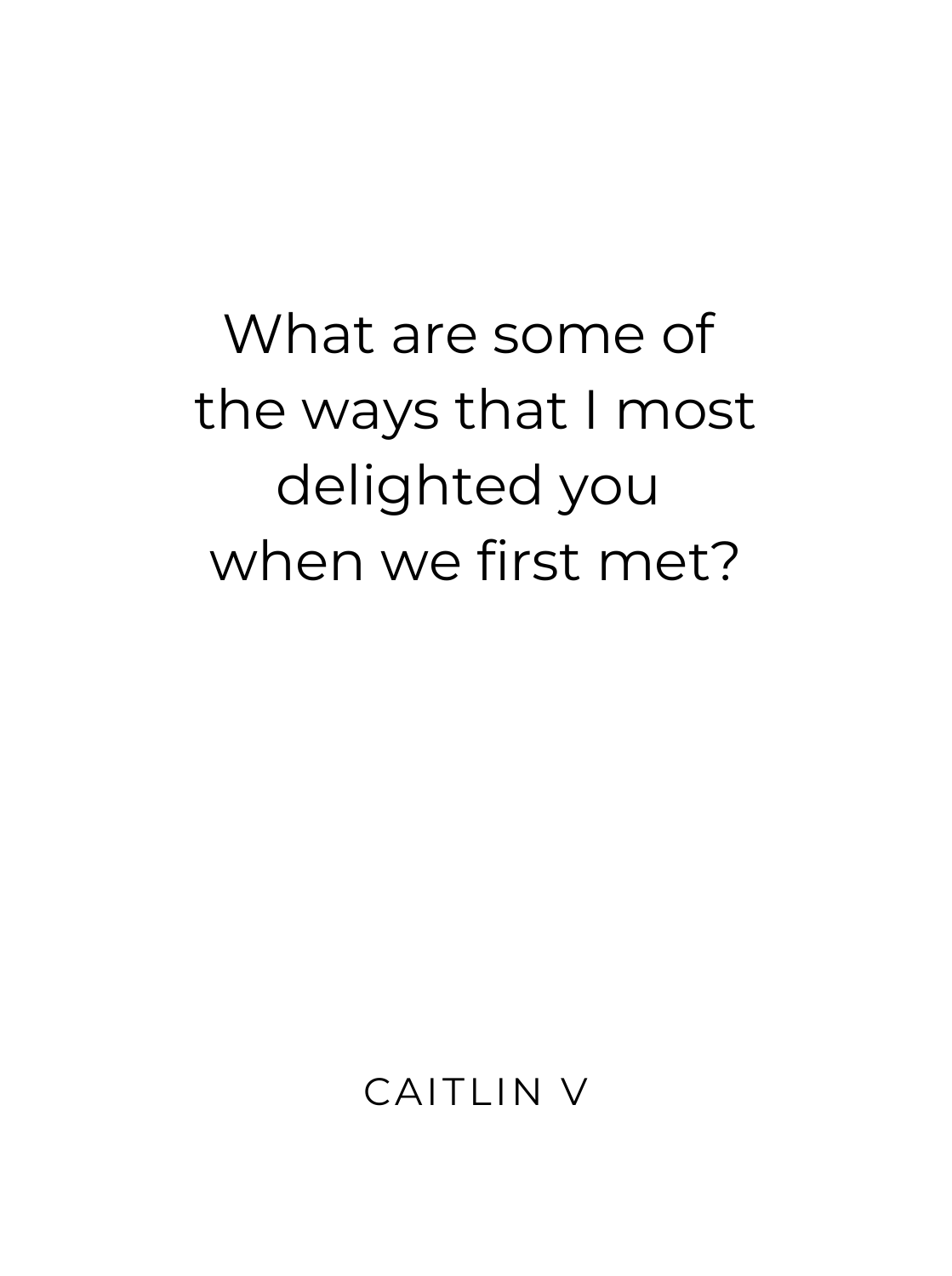What are some of the ways that I most delighted you when we first met?

CAITLIN V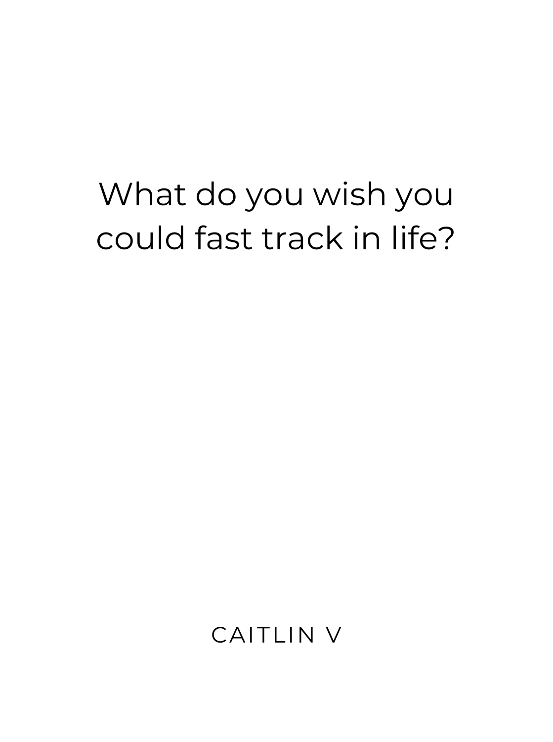What do you wish you could fast track in life?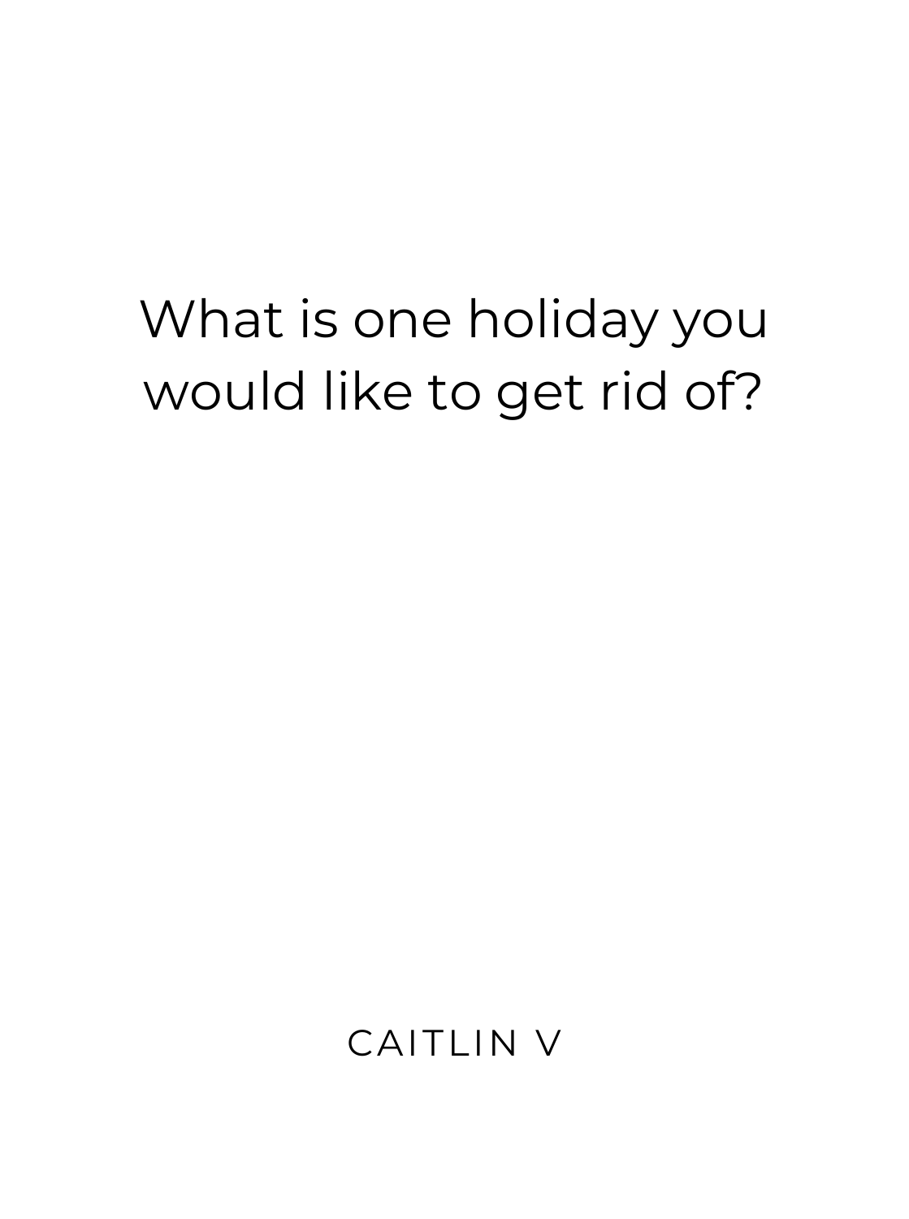What is one holiday you would like to get rid of?

CAITLIN V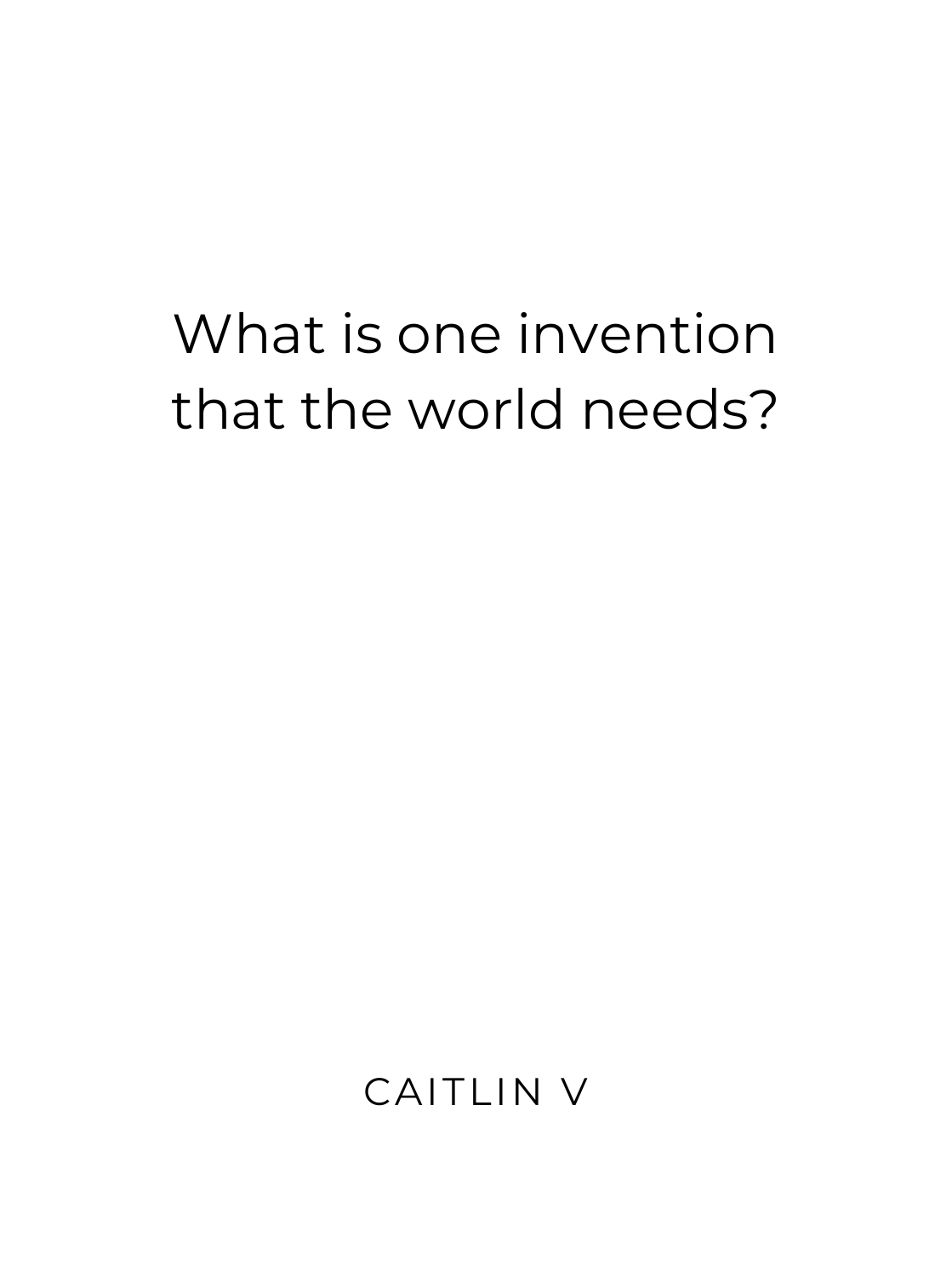What is one invention that the world needs?

CAITLIN V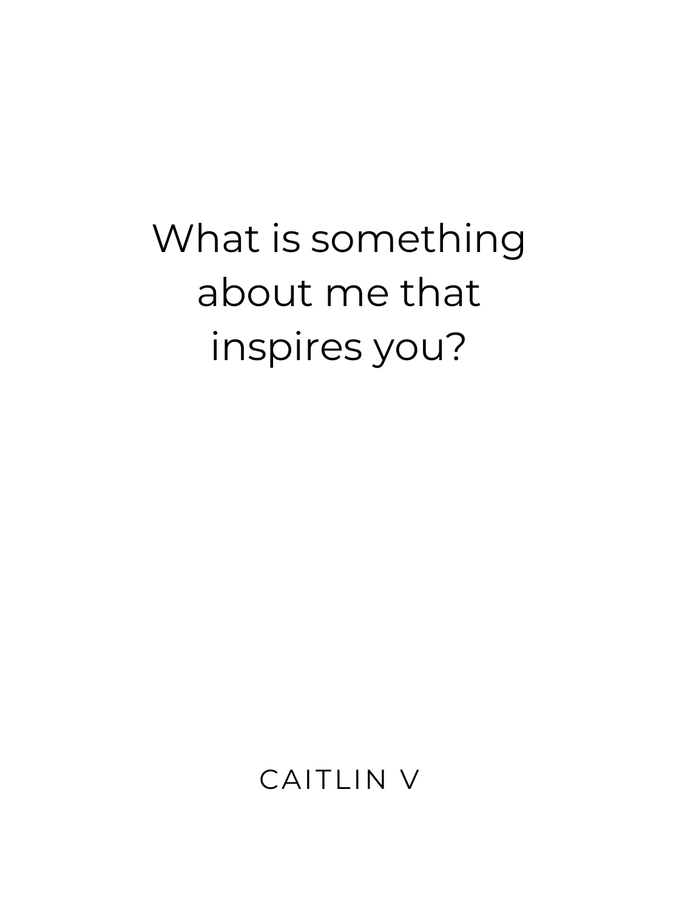What is something about me that inspires you?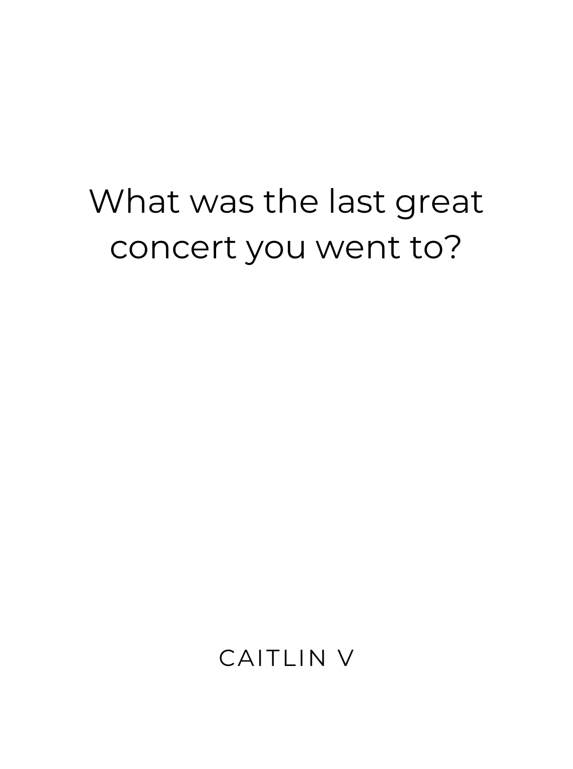What was the last great concert you went to?

CAITLIN V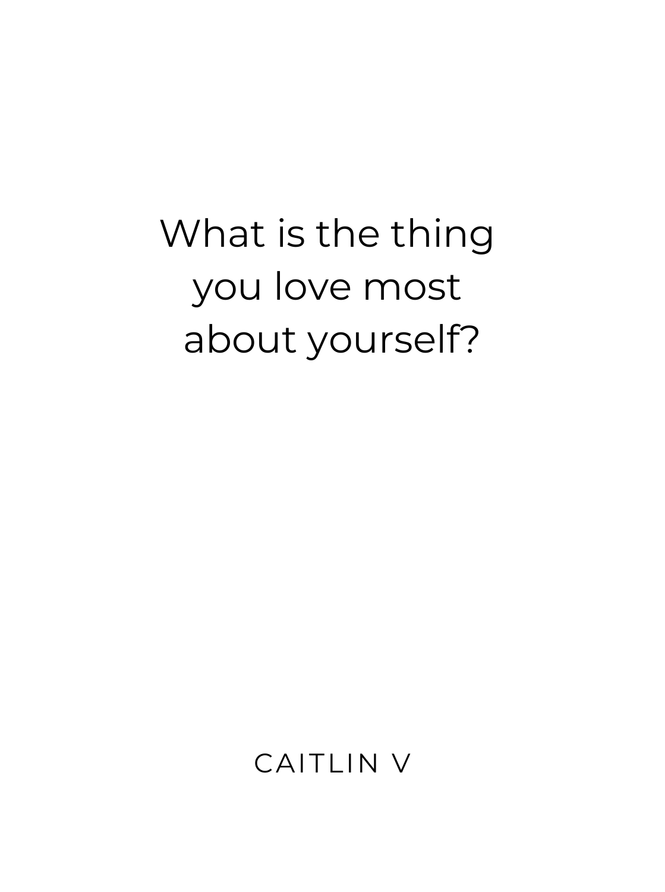What is the thing
you love most
about yourself?

CAITLIN V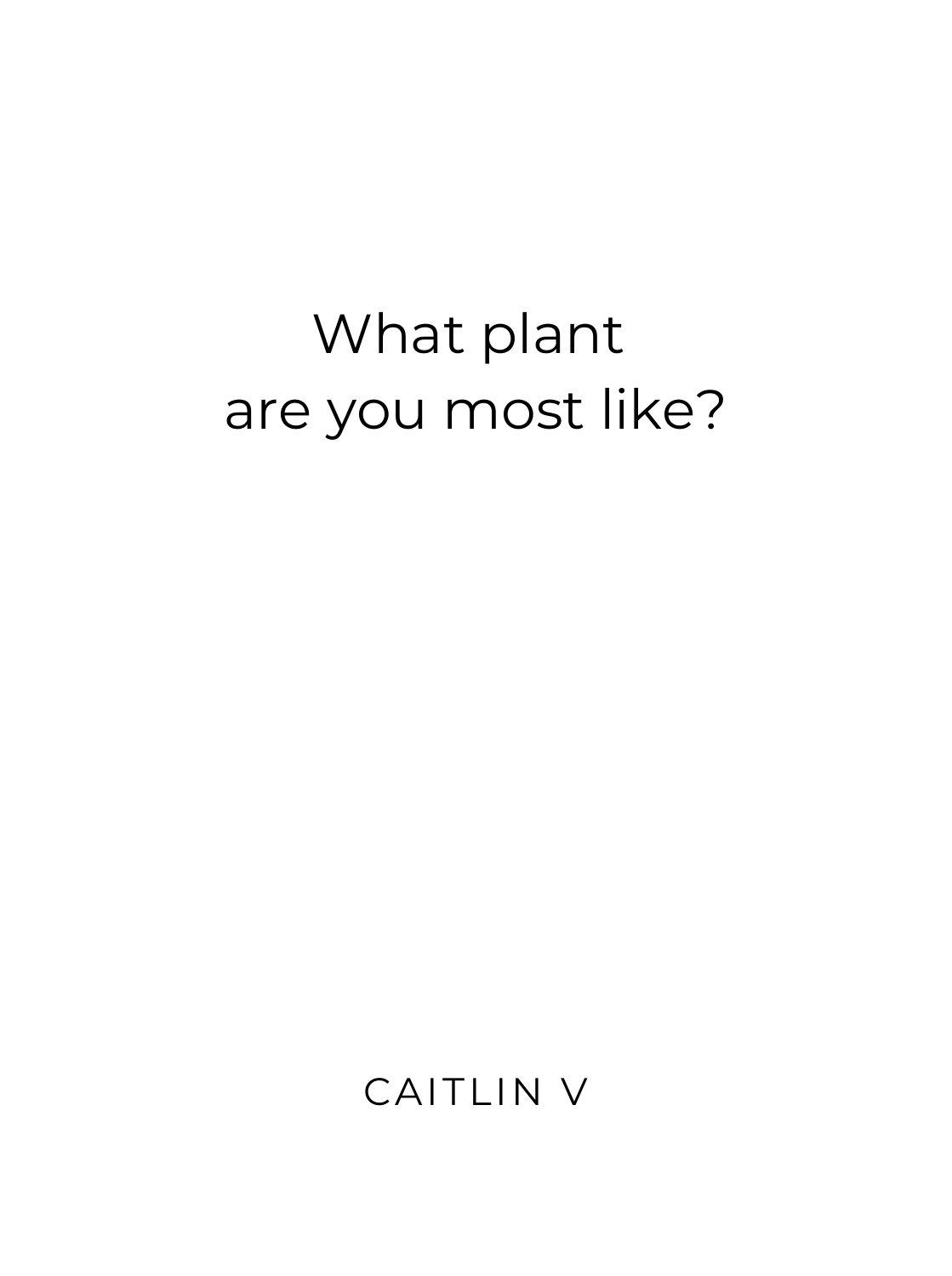What plant
are you most like?

CAITLIN V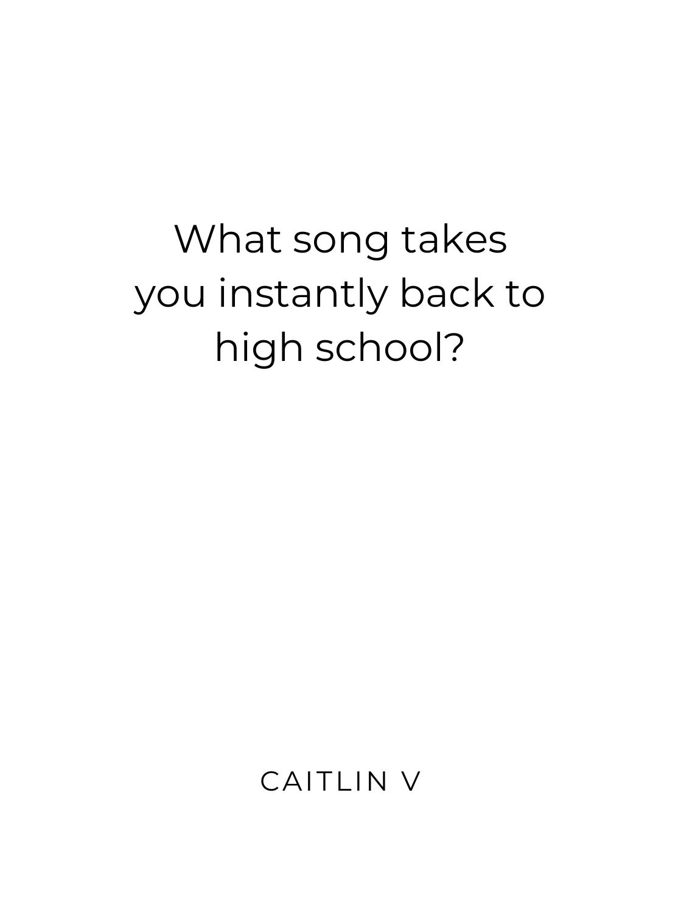What song takes you instantly back to high school?

CAITLIN V